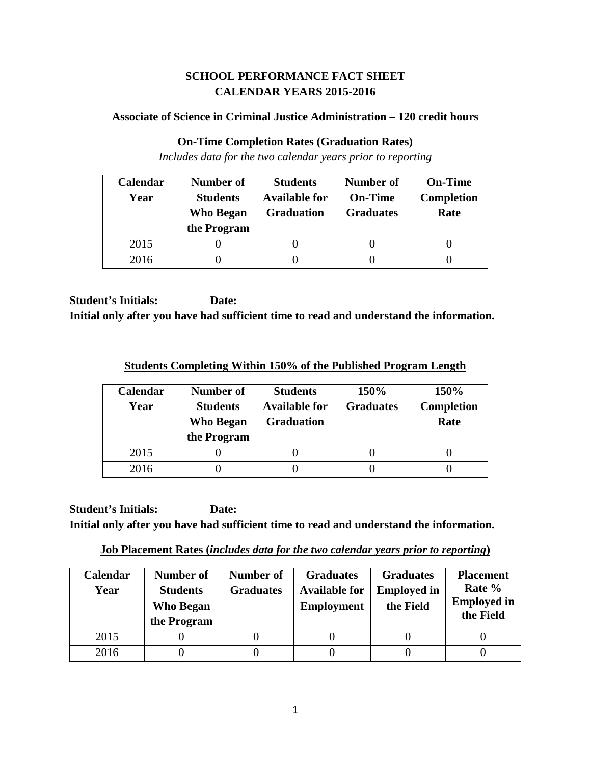# SCHOOL PERFORMANCE FACT SHEET
# CALENDAR YEARS 2015-2016

### Associate of Science in Criminal Justice Administration – 120 credit hours

### On-Time Completion Rates (Graduation Rates)

*Includes data for the two calendar years prior to reporting*

| Calendar Year | Number of Students Who Began the Program | Students Available for Graduation | Number of On-Time Graduates | On-Time Completion Rate |
|---|---|---|---|---|
| 2015 | 0 | 0 | 0 | 0 |
| 2016 | 0 | 0 | 0 | 0 |

**Student's Initials: Date:**
**Initial only after you have had sufficient time to read and understand the information.**

### Students Completing Within 150% of the Published Program Length

| Calendar Year | Number of Students Who Began the Program | Students Available for Graduation | 150% Graduates | 150% Completion Rate |
|---|---|---|---|---|
| 2015 | 0 | 0 | 0 | 0 |
| 2016 | 0 | 0 | 0 | 0 |

**Student's Initials: Date:**
**Initial only after you have had sufficient time to read and understand the information.**

### Job Placement Rates (*includes data for the two calendar years prior to reporting*)

| Calendar Year | Number of Students Who Began the Program | Number of Graduates | Graduates Available for Employment | Graduates Employed in the Field | Placement Rate % Employed in the Field |
|---|---|---|---|---|---|
| 2015 | 0 | 0 | 0 | 0 | 0 |
| 2016 | 0 | 0 | 0 | 0 | 0 |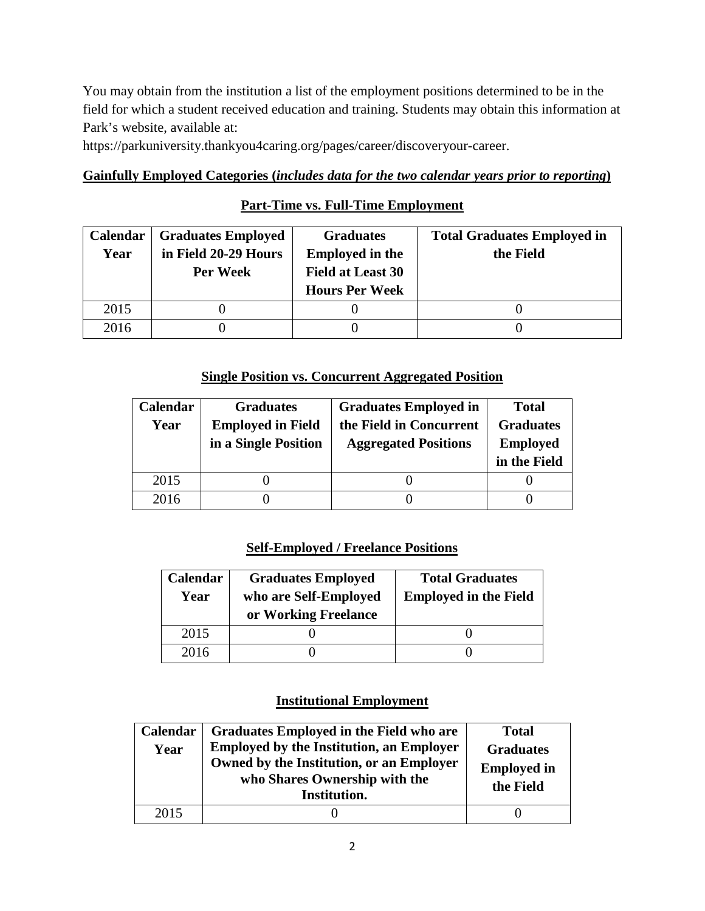You may obtain from the institution a list of the employment positions determined to be in the field for which a student received education and training. Students may obtain this information at Park's website, available at:
https://parkuniversity.thankyou4caring.org/pages/career/discoveryour-career.

**Gainfully Employed Categories (*includes data for the two calendar years prior to reporting*)**

**Part-Time vs. Full-Time Employment**

| Calendar Year | Graduates Employed in Field 20-29 Hours Per Week | Graduates Employed in the Field at Least 30 Hours Per Week | Total Graduates Employed in the Field |
|---|---|---|---|
| 2015 | 0 | 0 | 0 |
| 2016 | 0 | 0 | 0 |

**Single Position vs. Concurrent Aggregated Position**

| Calendar Year | Graduates Employed in Field in a Single Position | Graduates Employed in the Field in Concurrent Aggregated Positions | Total Graduates Employed in the Field |
|---|---|---|---|
| 2015 | 0 | 0 | 0 |
| 2016 | 0 | 0 | 0 |

**Self-Employed / Freelance Positions**

| Calendar Year | Graduates Employed who are Self-Employed or Working Freelance | Total Graduates Employed in the Field |
|---|---|---|
| 2015 | 0 | 0 |
| 2016 | 0 | 0 |

**Institutional Employment**

| Calendar Year | Graduates Employed in the Field who are Employed by the Institution, an Employer Owned by the Institution, or an Employer who Shares Ownership with the Institution. | Total Graduates Employed in the Field |
|---|---|---|
| 2015 | 0 | 0 |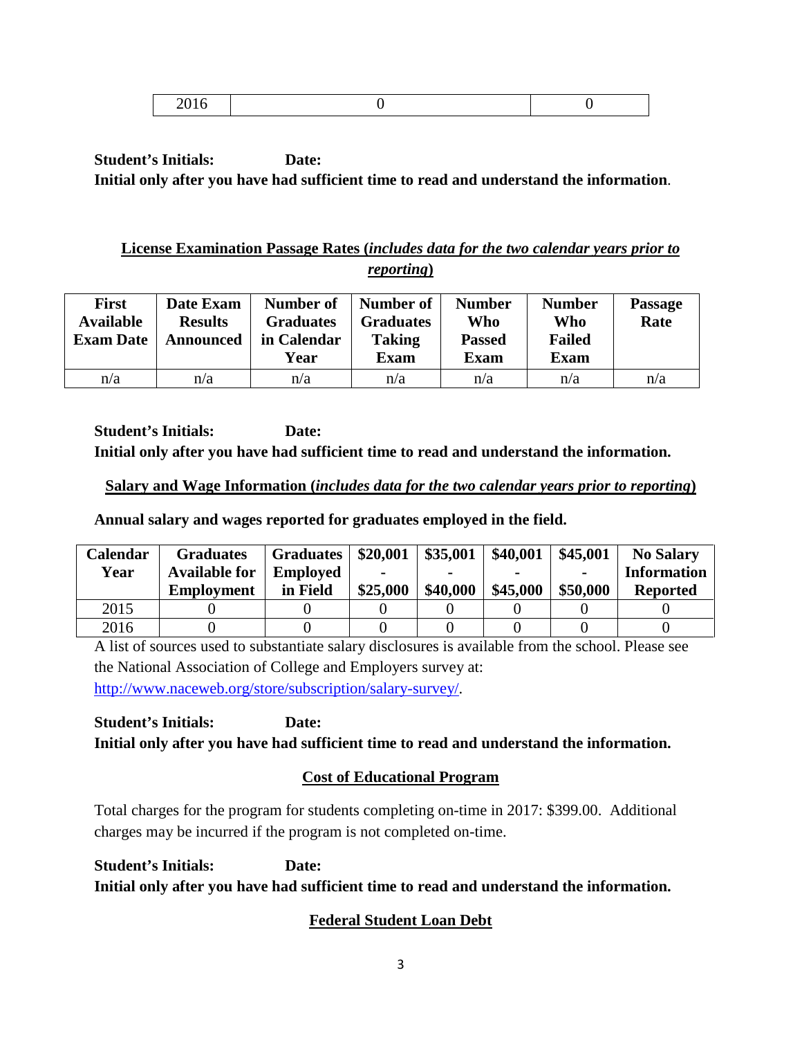| 2016 | 0 | 0 |
|---|---|---|

**Student's Initials: Date:**

**Initial only after you have had sufficient time to read and understand the information**.

**License Examination Passage Rates (*includes data for the two calendar years prior to reporting*)**

| First Available Exam Date | Date Exam Results Announced | Number of Graduates in Calendar Year | Number of Graduates Taking Exam | Number Who Passed Exam | Number Who Failed Exam | Passage Rate |
|---|---|---|---|---|---|---|
| n/a | n/a | n/a | n/a | n/a | n/a | n/a |

**Student's Initials: Date:**

**Initial only after you have had sufficient time to read and understand the information.**

**Salary and Wage Information (*includes data for the two calendar years prior to reporting*)**

**Annual salary and wages reported for graduates employed in the field.**

| Calendar Year | Graduates Available for Employment | Graduates Employed in Field | $20,001 - $25,000 | $35,001 - $40,000 | $40,001 - $45,000 | $45,001 - $50,000 | No Salary Information Reported |
|---|---|---|---|---|---|---|---|
| 2015 | 0 | 0 | 0 | 0 | 0 | 0 | 0 |
| 2016 | 0 | 0 | 0 | 0 | 0 | 0 | 0 |

A list of sources used to substantiate salary disclosures is available from the school. Please see the National Association of College and Employers survey at: http://www.naceweb.org/store/subscription/salary-survey/.

**Student's Initials: Date:**

**Initial only after you have had sufficient time to read and understand the information.**

**Cost of Educational Program**

Total charges for the program for students completing on-time in 2017: $399.00. Additional charges may be incurred if the program is not completed on-time.

**Student's Initials: Date:**

**Initial only after you have had sufficient time to read and understand the information.**

**Federal Student Loan Debt**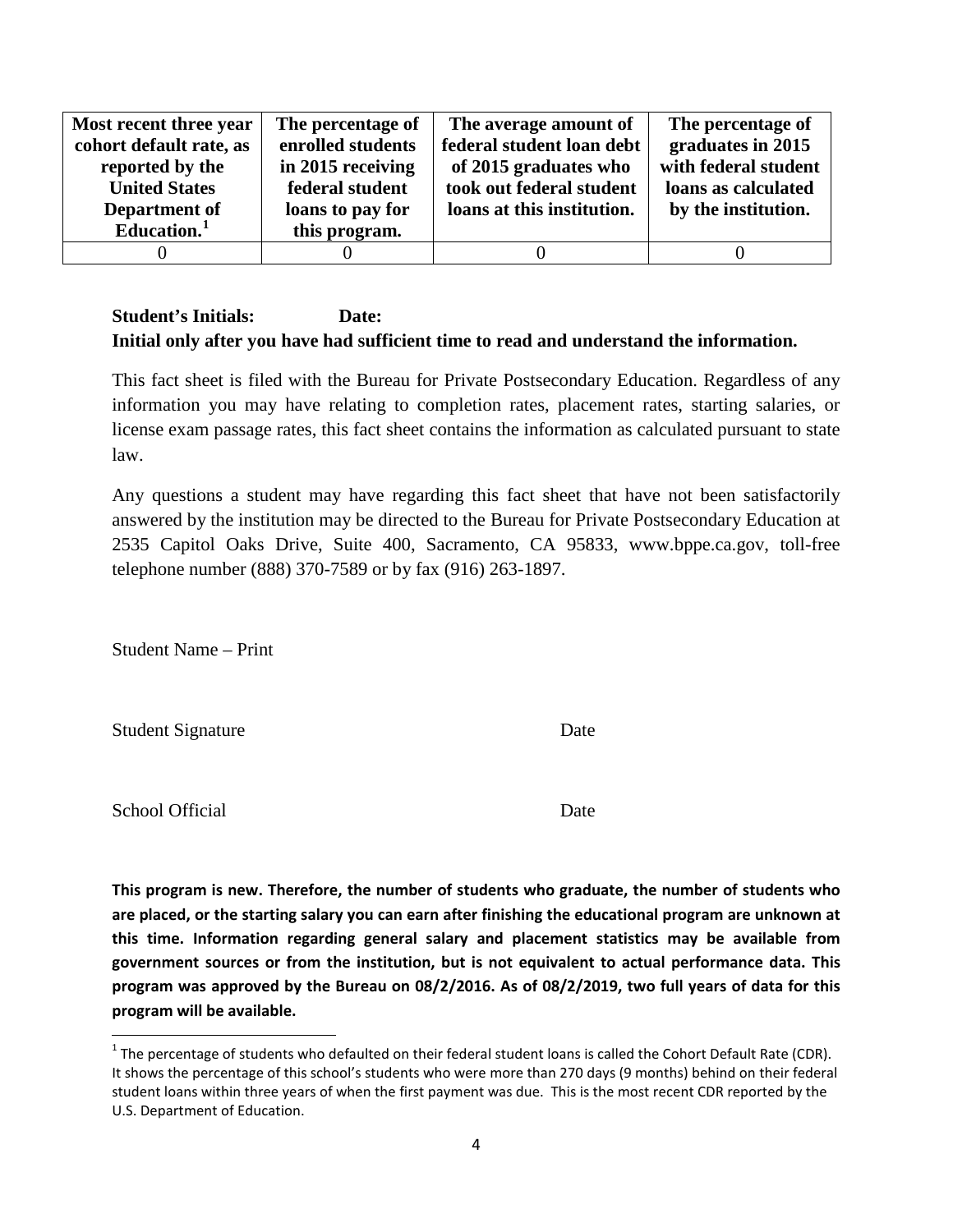| Most recent three year cohort default rate, as reported by the United States Department of Education.[1] | The percentage of enrolled students in 2015 receiving federal student loans to pay for this program. | The average amount of federal student loan debt of 2015 graduates who took out federal student loans at this institution. | The percentage of graduates in 2015 with federal student loans as calculated by the institution. |
|---|---|---|---|
| 0 | 0 | 0 | 0 |

**Student's Initials: Date:**

**Initial only after you have had sufficient time to read and understand the information.**

This fact sheet is filed with the Bureau for Private Postsecondary Education. Regardless of any information you may have relating to completion rates, placement rates, starting salaries, or license exam passage rates, this fact sheet contains the information as calculated pursuant to state law.

Any questions a student may have regarding this fact sheet that have not been satisfactorily answered by the institution may be directed to the Bureau for Private Postsecondary Education at 2535 Capitol Oaks Drive, Suite 400, Sacramento, CA 95833, www.bppe.ca.gov, toll-free telephone number (888) 370-7589 or by fax (916) 263-1897.

Student Name – Print

Student Signature Date

School Official Date

**This program is new. Therefore, the number of students who graduate, the number of students who are placed, or the starting salary you can earn after finishing the educational program are unknown at this time. Information regarding general salary and placement statistics may be available from government sources or from the institution, but is not equivalent to actual performance data. This program was approved by the Bureau on 08/2/2016. As of 08/2/2019, two full years of data for this program will be available.**

[1] The percentage of students who defaulted on their federal student loans is called the Cohort Default Rate (CDR). It shows the percentage of this school's students who were more than 270 days (9 months) behind on their federal student loans within three years of when the first payment was due. This is the most recent CDR reported by the U.S. Department of Education.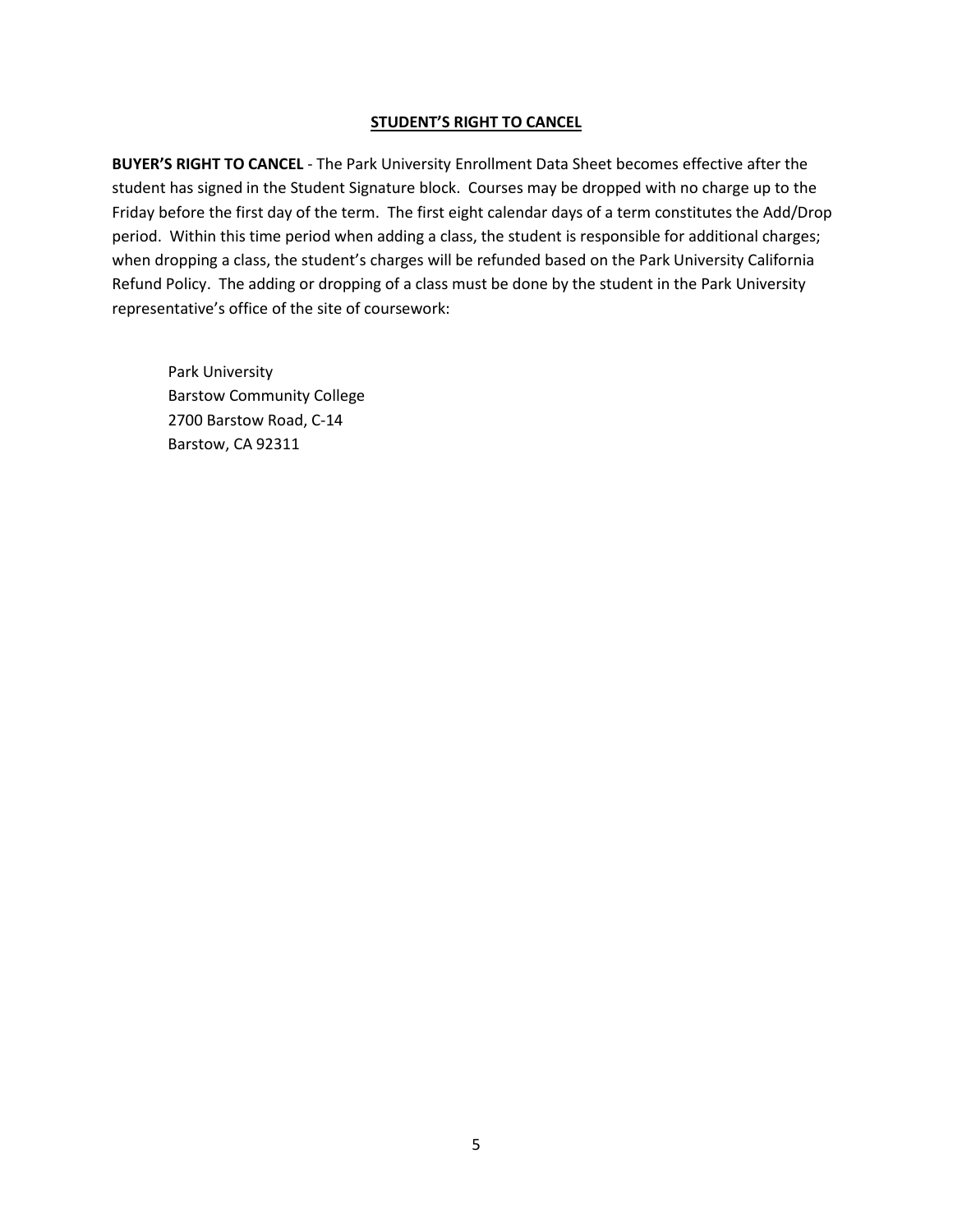## STUDENT'S RIGHT TO CANCEL

**BUYER'S RIGHT TO CANCEL** - The Park University Enrollment Data Sheet becomes effective after the student has signed in the Student Signature block. Courses may be dropped with no charge up to the Friday before the first day of the term. The first eight calendar days of a term constitutes the Add/Drop period. Within this time period when adding a class, the student is responsible for additional charges; when dropping a class, the student's charges will be refunded based on the Park University California Refund Policy. The adding or dropping of a class must be done by the student in the Park University representative's office of the site of coursework:

Park University
Barstow Community College
2700 Barstow Road, C-14
Barstow, CA 92311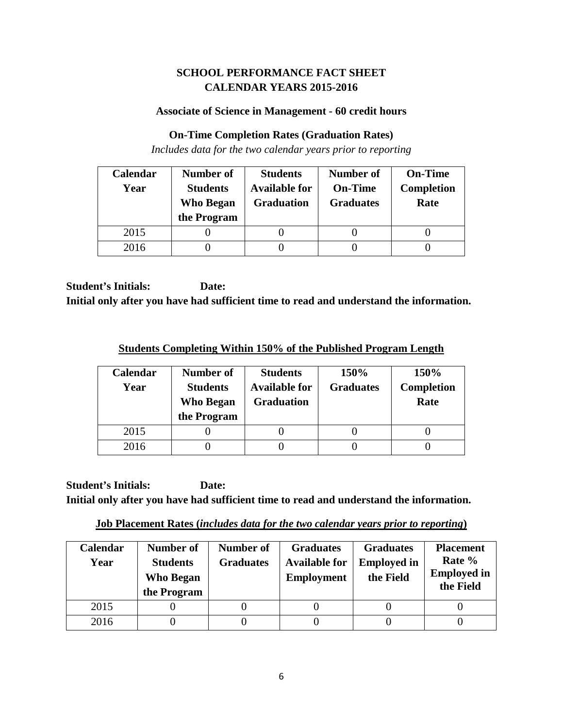# SCHOOL PERFORMANCE FACT SHEET
# CALENDAR YEARS 2015-2016

### Associate of Science in Management - 60 credit hours

### On-Time Completion Rates (Graduation Rates)

*Includes data for the two calendar years prior to reporting*

| Calendar Year | Number of Students Who Began the Program | Students Available for Graduation | Number of On-Time Graduates | On-Time Completion Rate |
|---|---|---|---|---|
| 2015 | 0 | 0 | 0 | 0 |
| 2016 | 0 | 0 | 0 | 0 |

**Student's Initials: Date:**

**Initial only after you have had sufficient time to read and understand the information.**

### Students Completing Within 150% of the Published Program Length

| Calendar Year | Number of Students Who Began the Program | Students Available for Graduation | 150% Graduates | 150% Completion Rate |
|---|---|---|---|---|
| 2015 | 0 | 0 | 0 | 0 |
| 2016 | 0 | 0 | 0 | 0 |

**Student's Initials: Date:**

**Initial only after you have had sufficient time to read and understand the information.**

### Job Placement Rates (*includes data for the two calendar years prior to reporting*)

| Calendar Year | Number of Students Who Began the Program | Number of Graduates | Graduates Available for Employment | Graduates Employed in the Field | Placement Rate % Employed in the Field |
|---|---|---|---|---|---|
| 2015 | 0 | 0 | 0 | 0 | 0 |
| 2016 | 0 | 0 | 0 | 0 | 0 |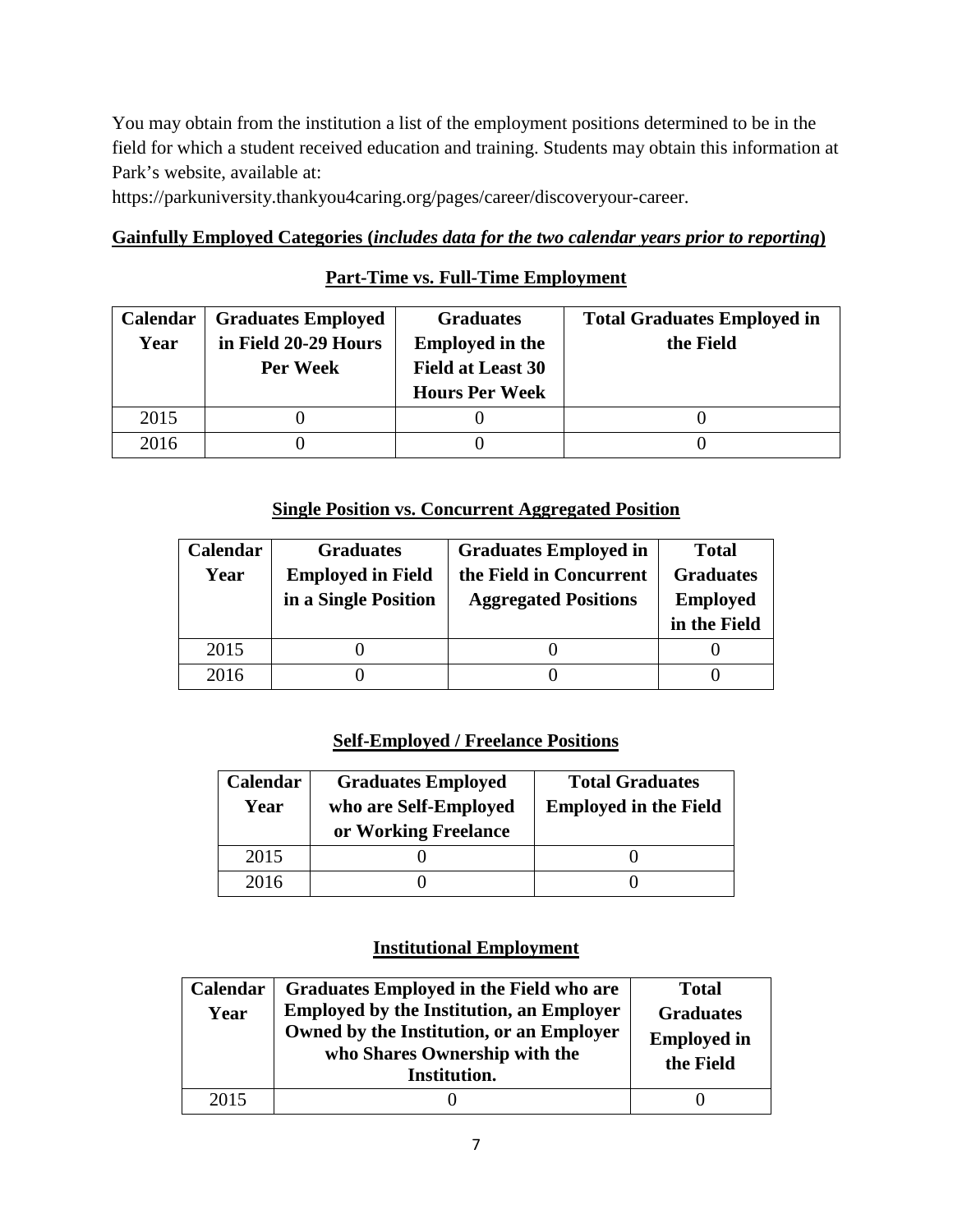You may obtain from the institution a list of the employment positions determined to be in the field for which a student received education and training. Students may obtain this information at Park's website, available at:

https://parkuniversity.thankyou4caring.org/pages/career/discoveryour-career.

**Gainfully Employed Categories (*includes data for the two calendar years prior to reporting*)**

**Part-Time vs. Full-Time Employment**

| Calendar Year | Graduates Employed in Field 20-29 Hours Per Week | Graduates Employed in the Field at Least 30 Hours Per Week | Total Graduates Employed in the Field |
|---|---|---|---|
| 2015 | 0 | 0 | 0 |
| 2016 | 0 | 0 | 0 |

**Single Position vs. Concurrent Aggregated Position**

| Calendar Year | Graduates Employed in Field in a Single Position | Graduates Employed in the Field in Concurrent Aggregated Positions | Total Graduates Employed in the Field |
|---|---|---|---|
| 2015 | 0 | 0 | 0 |
| 2016 | 0 | 0 | 0 |

**Self-Employed / Freelance Positions**

| Calendar Year | Graduates Employed who are Self-Employed or Working Freelance | Total Graduates Employed in the Field |
|---|---|---|
| 2015 | 0 | 0 |
| 2016 | 0 | 0 |

**Institutional Employment**

| Calendar Year | Graduates Employed in the Field who are Employed by the Institution, an Employer Owned by the Institution, or an Employer who Shares Ownership with the Institution. | Total Graduates Employed in the Field |
|---|---|---|
| 2015 | 0 | 0 |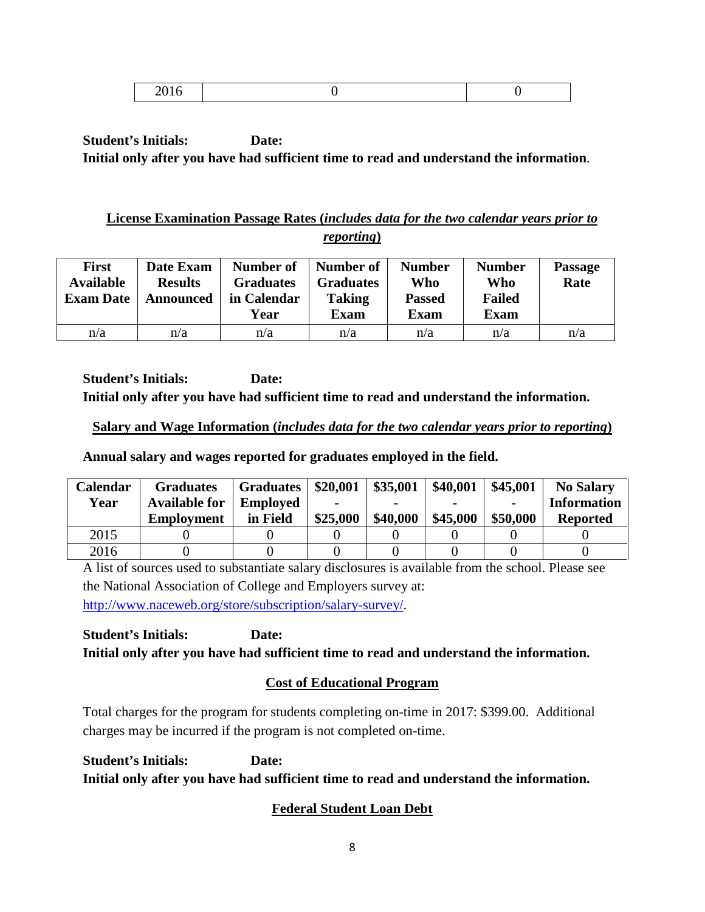| 2016 | 0 | 0 |
|---|---|---|

**Student's Initials: Date:**
**Initial only after you have had sufficient time to read and understand the information**.

## License Examination Passage Rates (*includes data for the two calendar years prior to reporting*)

| First Available Exam Date | Date Exam Results Announced | Number of Graduates in Calendar Year | Number of Graduates Taking Exam | Number Who Passed Exam | Number Who Failed Exam | Passage Rate |
|---|---|---|---|---|---|---|
| n/a | n/a | n/a | n/a | n/a | n/a | n/a |

**Student's Initials: Date:**
**Initial only after you have had sufficient time to read and understand the information.**

## Salary and Wage Information (*includes data for the two calendar years prior to reporting*)

**Annual salary and wages reported for graduates employed in the field.**

| Calendar Year | Graduates Available for Employment | Graduates Employed in Field | $20,001 - $25,000 | $35,001 - $40,000 | $40,001 - $45,000 | $45,001 - $50,000 | No Salary Information Reported |
|---|---|---|---|---|---|---|---|
| 2015 | 0 | 0 | 0 | 0 | 0 | 0 | 0 |
| 2016 | 0 | 0 | 0 | 0 | 0 | 0 | 0 |

A list of sources used to substantiate salary disclosures is available from the school. Please see the National Association of College and Employers survey at: http://www.naceweb.org/store/subscription/salary-survey/.

**Student's Initials: Date:**
**Initial only after you have had sufficient time to read and understand the information.**

## Cost of Educational Program

Total charges for the program for students completing on-time in 2017: $399.00. Additional charges may be incurred if the program is not completed on-time.

**Student's Initials: Date:**
**Initial only after you have had sufficient time to read and understand the information.**

## Federal Student Loan Debt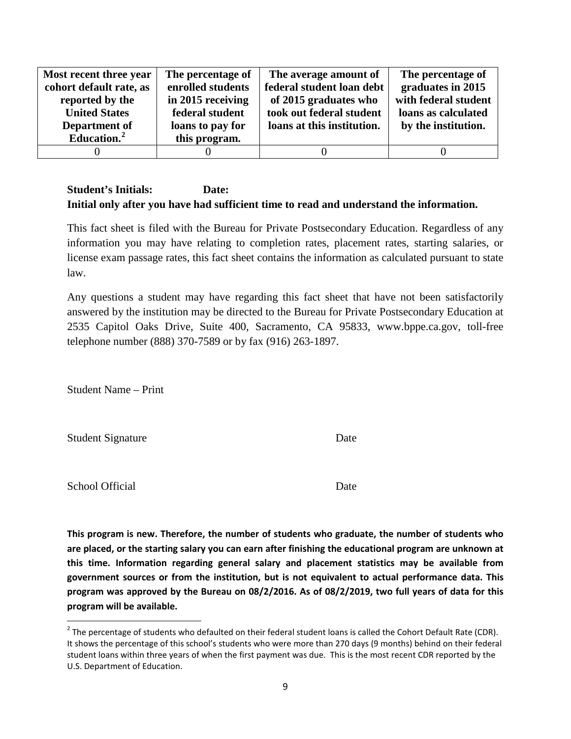| Most recent three year cohort default rate, as reported by the United States Department of Education.[2] | The percentage of enrolled students in 2015 receiving federal student loans to pay for this program. | The average amount of federal student loan debt of 2015 graduates who took out federal student loans at this institution. | The percentage of graduates in 2015 with federal student loans as calculated by the institution. |
|---|---|---|---|
| 0 | 0 | 0 | 0 |

**Student's Initials: Date:**

**Initial only after you have had sufficient time to read and understand the information.**

This fact sheet is filed with the Bureau for Private Postsecondary Education. Regardless of any information you may have relating to completion rates, placement rates, starting salaries, or license exam passage rates, this fact sheet contains the information as calculated pursuant to state law.

Any questions a student may have regarding this fact sheet that have not been satisfactorily answered by the institution may be directed to the Bureau for Private Postsecondary Education at 2535 Capitol Oaks Drive, Suite 400, Sacramento, CA 95833, www.bppe.ca.gov, toll-free telephone number (888) 370-7589 or by fax (916) 263-1897.

Student Name – Print

Student Signature Date

School Official Date

**This program is new. Therefore, the number of students who graduate, the number of students who are placed, or the starting salary you can earn after finishing the educational program are unknown at this time. Information regarding general salary and placement statistics may be available from government sources or from the institution, but is not equivalent to actual performance data. This program was approved by the Bureau on 08/2/2016. As of 08/2/2019, two full years of data for this program will be available.**

[2] The percentage of students who defaulted on their federal student loans is called the Cohort Default Rate (CDR). It shows the percentage of this school's students who were more than 270 days (9 months) behind on their federal student loans within three years of when the first payment was due. This is the most recent CDR reported by the U.S. Department of Education.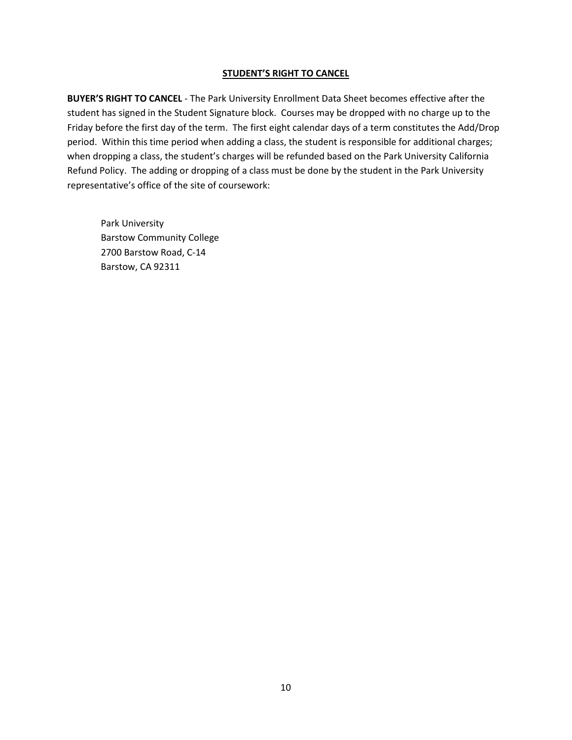## STUDENT'S RIGHT TO CANCEL

**BUYER'S RIGHT TO CANCEL** - The Park University Enrollment Data Sheet becomes effective after the student has signed in the Student Signature block. Courses may be dropped with no charge up to the Friday before the first day of the term. The first eight calendar days of a term constitutes the Add/Drop period. Within this time period when adding a class, the student is responsible for additional charges; when dropping a class, the student's charges will be refunded based on the Park University California Refund Policy. The adding or dropping of a class must be done by the student in the Park University representative's office of the site of coursework:

Park University
Barstow Community College
2700 Barstow Road, C-14
Barstow, CA 92311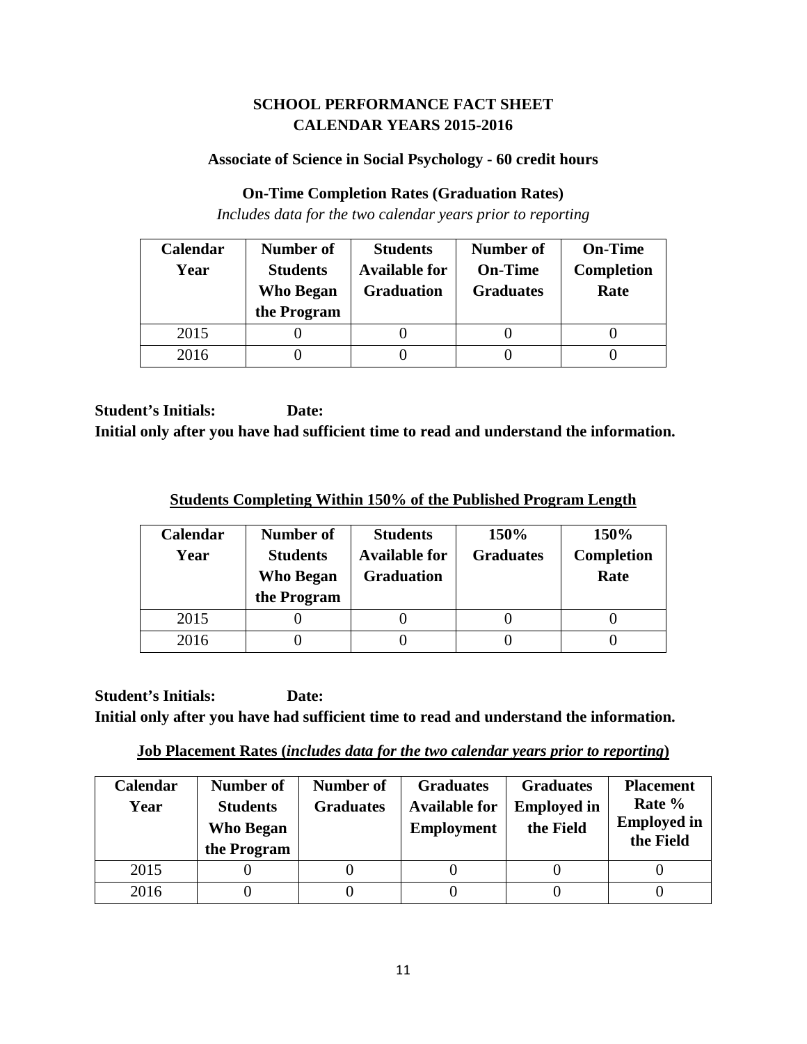# SCHOOL PERFORMANCE FACT SHEET
# CALENDAR YEARS 2015-2016

### Associate of Science in Social Psychology - 60 credit hours

### On-Time Completion Rates (Graduation Rates)

*Includes data for the two calendar years prior to reporting*

| Calendar Year | Number of Students Who Began the Program | Students Available for Graduation | Number of On-Time Graduates | On-Time Completion Rate |
|---|---|---|---|---|
| 2015 | 0 | 0 | 0 | 0 |
| 2016 | 0 | 0 | 0 | 0 |

**Student's Initials: Date:**
**Initial only after you have had sufficient time to read and understand the information.**

### Students Completing Within 150% of the Published Program Length

| Calendar Year | Number of Students Who Began the Program | Students Available for Graduation | 150% Graduates | 150% Completion Rate |
|---|---|---|---|---|
| 2015 | 0 | 0 | 0 | 0 |
| 2016 | 0 | 0 | 0 | 0 |

**Student's Initials: Date:**
**Initial only after you have had sufficient time to read and understand the information.**

### Job Placement Rates (*includes data for the two calendar years prior to reporting*)

| Calendar Year | Number of Students Who Began the Program | Number of Graduates | Graduates Available for Employment | Graduates Employed in the Field | Placement Rate % Employed in the Field |
|---|---|---|---|---|---|
| 2015 | 0 | 0 | 0 | 0 | 0 |
| 2016 | 0 | 0 | 0 | 0 | 0 |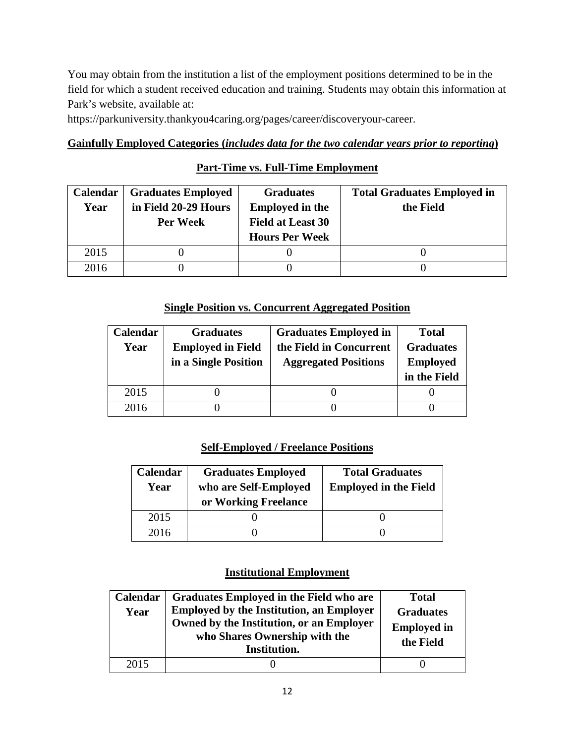You may obtain from the institution a list of the employment positions determined to be in the field for which a student received education and training. Students may obtain this information at Park's website, available at:
https://parkuniversity.thankyou4caring.org/pages/career/discoveryour-career.

**Gainfully Employed Categories (*includes data for the two calendar years prior to reporting*)**

**Part-Time vs. Full-Time Employment**

| Calendar Year | Graduates Employed in Field 20-29 Hours Per Week | Graduates Employed in the Field at Least 30 Hours Per Week | Total Graduates Employed in the Field |
|---|---|---|---|
| 2015 | 0 | 0 | 0 |
| 2016 | 0 | 0 | 0 |

**Single Position vs. Concurrent Aggregated Position**

| Calendar Year | Graduates Employed in Field in a Single Position | Graduates Employed in the Field in Concurrent Aggregated Positions | Total Graduates Employed in the Field |
|---|---|---|---|
| 2015 | 0 | 0 | 0 |
| 2016 | 0 | 0 | 0 |

**Self-Employed / Freelance Positions**

| Calendar Year | Graduates Employed who are Self-Employed or Working Freelance | Total Graduates Employed in the Field |
|---|---|---|
| 2015 | 0 | 0 |
| 2016 | 0 | 0 |

**Institutional Employment**

| Calendar Year | Graduates Employed in the Field who are Employed by the Institution, an Employer Owned by the Institution, or an Employer who Shares Ownership with the Institution. | Total Graduates Employed in the Field |
|---|---|---|
| 2015 | 0 | 0 |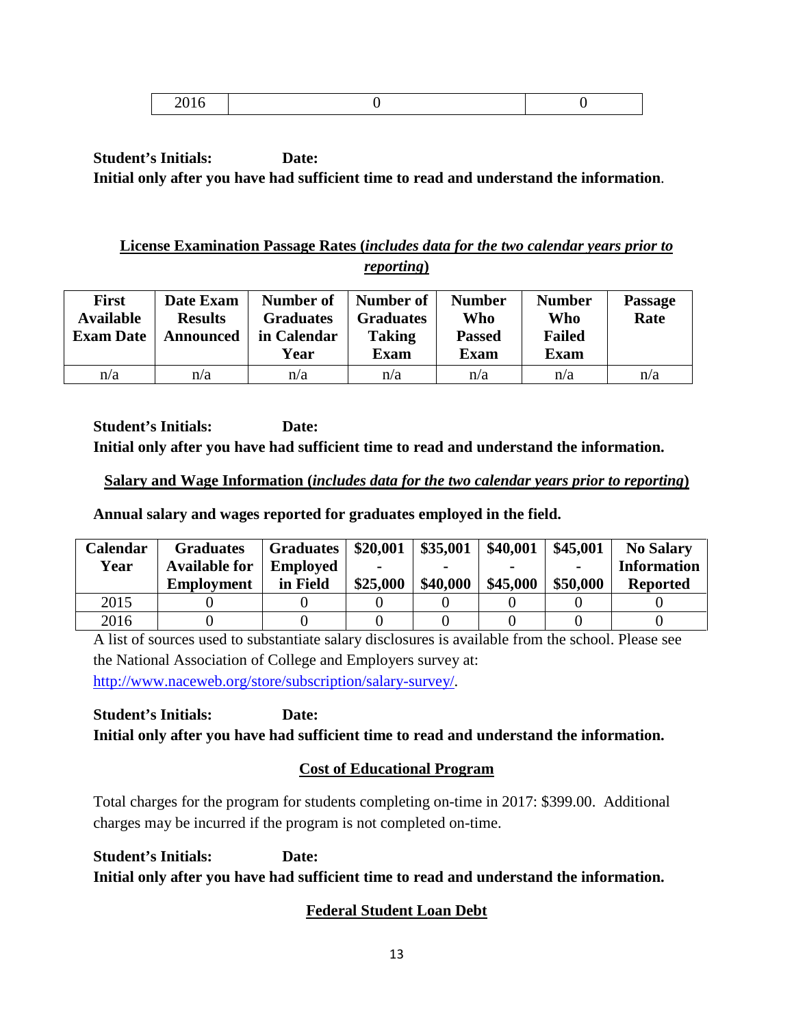| 2016 | 0 | 0 |
|---|---|---|

**Student's Initials: Date:**
**Initial only after you have had sufficient time to read and understand the information**.

## License Examination Passage Rates (*includes data for the two calendar years prior to reporting*)

| First Available Exam Date | Date Exam Results Announced | Number of Graduates in Calendar Year | Number of Graduates Taking Exam | Number Who Passed Exam | Number Who Failed Exam | Passage Rate |
|---|---|---|---|---|---|---|
| n/a | n/a | n/a | n/a | n/a | n/a | n/a |

**Student's Initials: Date:**
**Initial only after you have had sufficient time to read and understand the information.**

## Salary and Wage Information (*includes data for the two calendar years prior to reporting*)

**Annual salary and wages reported for graduates employed in the field.**

| Calendar Year | Graduates Available for Employment | Graduates Employed in Field | $20,001 - $25,000 | $35,001 - $40,000 | $40,001 - $45,000 | $45,001 - $50,000 | No Salary Information Reported |
|---|---|---|---|---|---|---|---|
| 2015 | 0 | 0 | 0 | 0 | 0 | 0 | 0 |
| 2016 | 0 | 0 | 0 | 0 | 0 | 0 | 0 |

A list of sources used to substantiate salary disclosures is available from the school. Please see the National Association of College and Employers survey at: http://www.naceweb.org/store/subscription/salary-survey/.

**Student's Initials: Date:**
**Initial only after you have had sufficient time to read and understand the information.**

## Cost of Educational Program

Total charges for the program for students completing on-time in 2017: $399.00. Additional charges may be incurred if the program is not completed on-time.

**Student's Initials: Date:**
**Initial only after you have had sufficient time to read and understand the information.**

## Federal Student Loan Debt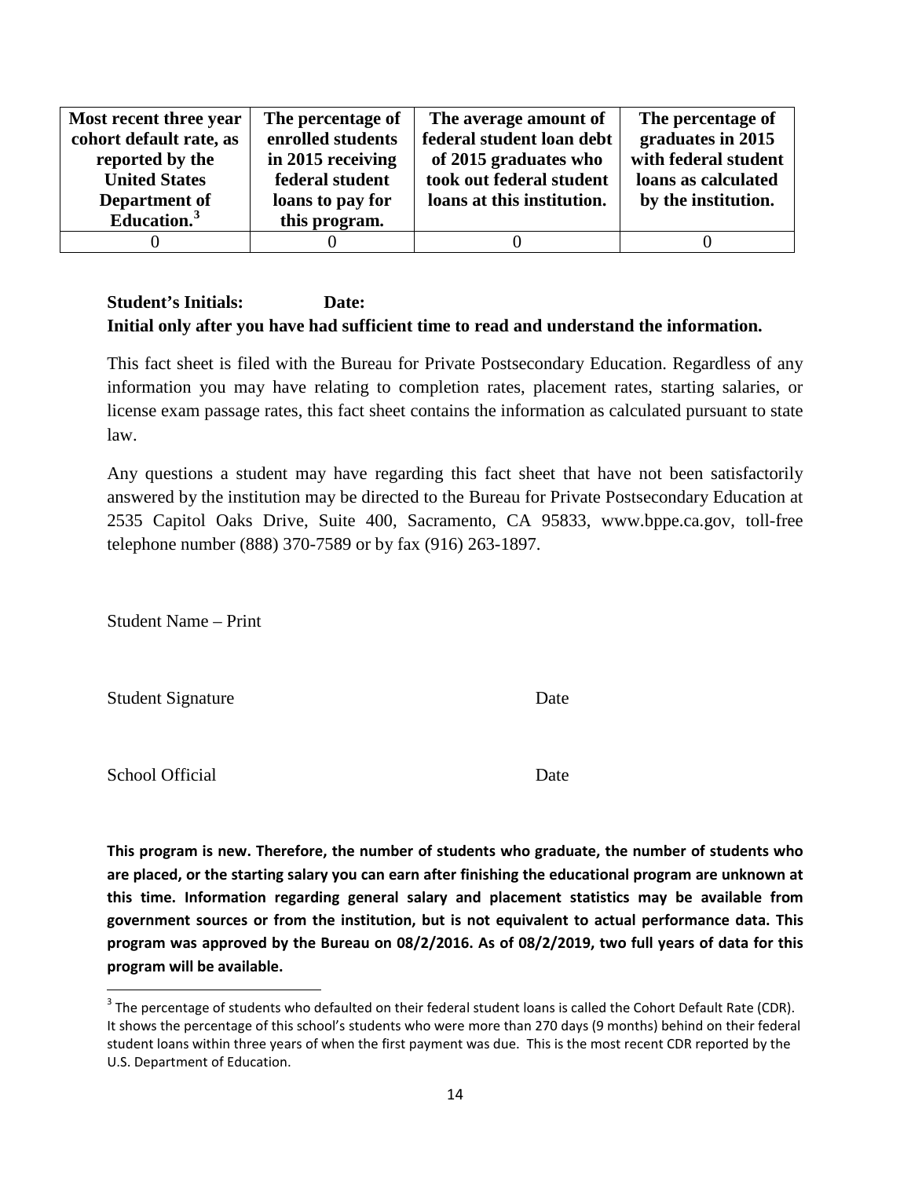| Most recent three year cohort default rate, as reported by the United States Department of Education.[3] | The percentage of enrolled students in 2015 receiving federal student loans to pay for this program. | The average amount of federal student loan debt of 2015 graduates who took out federal student loans at this institution. | The percentage of graduates in 2015 with federal student loans as calculated by the institution. |
|---|---|---|---|
| 0 | 0 | 0 | 0 |

**Student's Initials: Date:**

**Initial only after you have had sufficient time to read and understand the information.**

This fact sheet is filed with the Bureau for Private Postsecondary Education. Regardless of any information you may have relating to completion rates, placement rates, starting salaries, or license exam passage rates, this fact sheet contains the information as calculated pursuant to state law.

Any questions a student may have regarding this fact sheet that have not been satisfactorily answered by the institution may be directed to the Bureau for Private Postsecondary Education at 2535 Capitol Oaks Drive, Suite 400, Sacramento, CA 95833, www.bppe.ca.gov, toll-free telephone number (888) 370-7589 or by fax (916) 263-1897.

Student Name – Print

Student Signature Date

School Official Date

**This program is new. Therefore, the number of students who graduate, the number of students who are placed, or the starting salary you can earn after finishing the educational program are unknown at this time. Information regarding general salary and placement statistics may be available from government sources or from the institution, but is not equivalent to actual performance data. This program was approved by the Bureau on 08/2/2016. As of 08/2/2019, two full years of data for this program will be available.**

[3] The percentage of students who defaulted on their federal student loans is called the Cohort Default Rate (CDR). It shows the percentage of this school's students who were more than 270 days (9 months) behind on their federal student loans within three years of when the first payment was due. This is the most recent CDR reported by the U.S. Department of Education.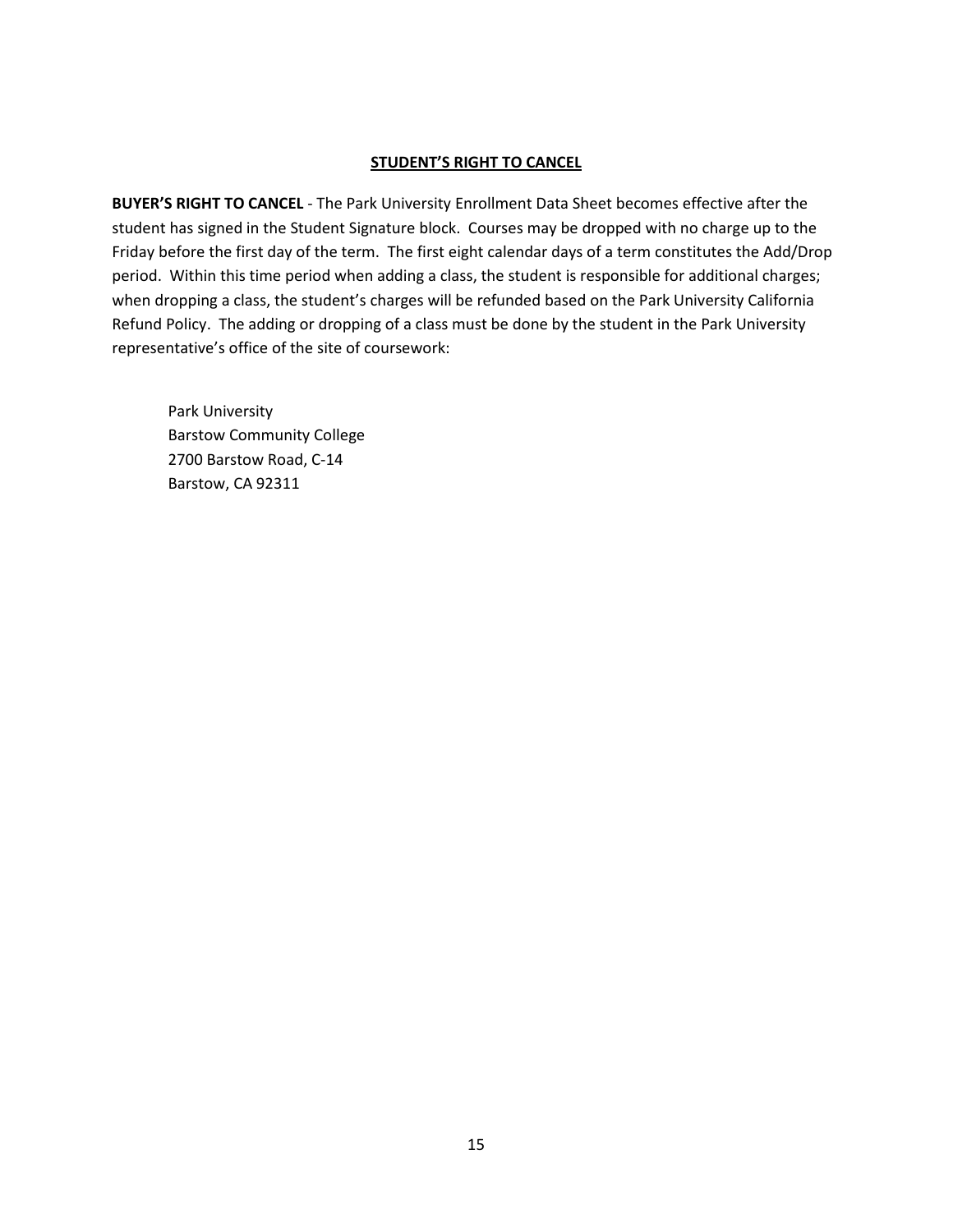## STUDENT'S RIGHT TO CANCEL

**BUYER'S RIGHT TO CANCEL** - The Park University Enrollment Data Sheet becomes effective after the student has signed in the Student Signature block. Courses may be dropped with no charge up to the Friday before the first day of the term. The first eight calendar days of a term constitutes the Add/Drop period. Within this time period when adding a class, the student is responsible for additional charges; when dropping a class, the student's charges will be refunded based on the Park University California Refund Policy. The adding or dropping of a class must be done by the student in the Park University representative's office of the site of coursework:

Park University
Barstow Community College
2700 Barstow Road, C-14
Barstow, CA 92311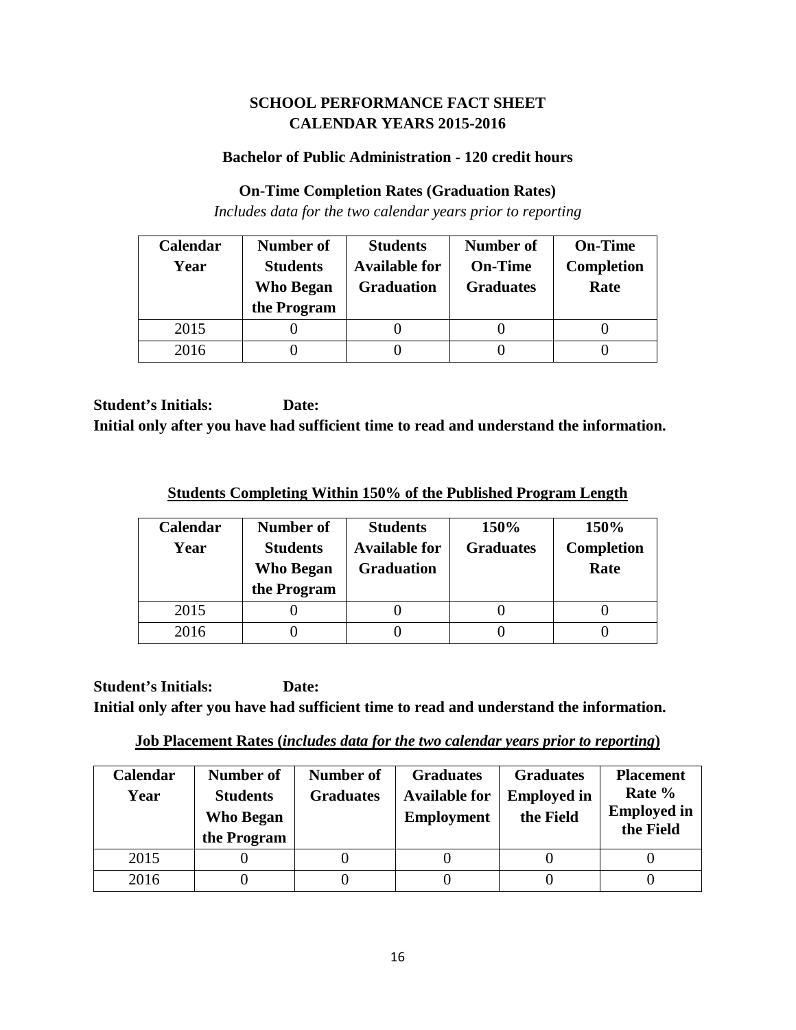# SCHOOL PERFORMANCE FACT SHEET
# CALENDAR YEARS 2015-2016

### Bachelor of Public Administration - 120 credit hours

### On-Time Completion Rates (Graduation Rates)

*Includes data for the two calendar years prior to reporting*

| Calendar Year | Number of Students Who Began the Program | Students Available for Graduation | Number of On-Time Graduates | On-Time Completion Rate |
|---|---|---|---|---|
| 2015 | 0 | 0 | 0 | 0 |
| 2016 | 0 | 0 | 0 | 0 |

**Student's Initials: Date:**
**Initial only after you have had sufficient time to read and understand the information.**

**Students Completing Within 150% of the Published Program Length**

| Calendar Year | Number of Students Who Began the Program | Students Available for Graduation | 150% Graduates | 150% Completion Rate |
|---|---|---|---|---|
| 2015 | 0 | 0 | 0 | 0 |
| 2016 | 0 | 0 | 0 | 0 |

**Student's Initials: Date:**
**Initial only after you have had sufficient time to read and understand the information.**

**Job Placement Rates (*includes data for the two calendar years prior to reporting*)**

| Calendar Year | Number of Students Who Began the Program | Number of Graduates | Graduates Available for Employment | Graduates Employed in the Field | Placement Rate % Employed in the Field |
|---|---|---|---|---|---|
| 2015 | 0 | 0 | 0 | 0 | 0 |
| 2016 | 0 | 0 | 0 | 0 | 0 |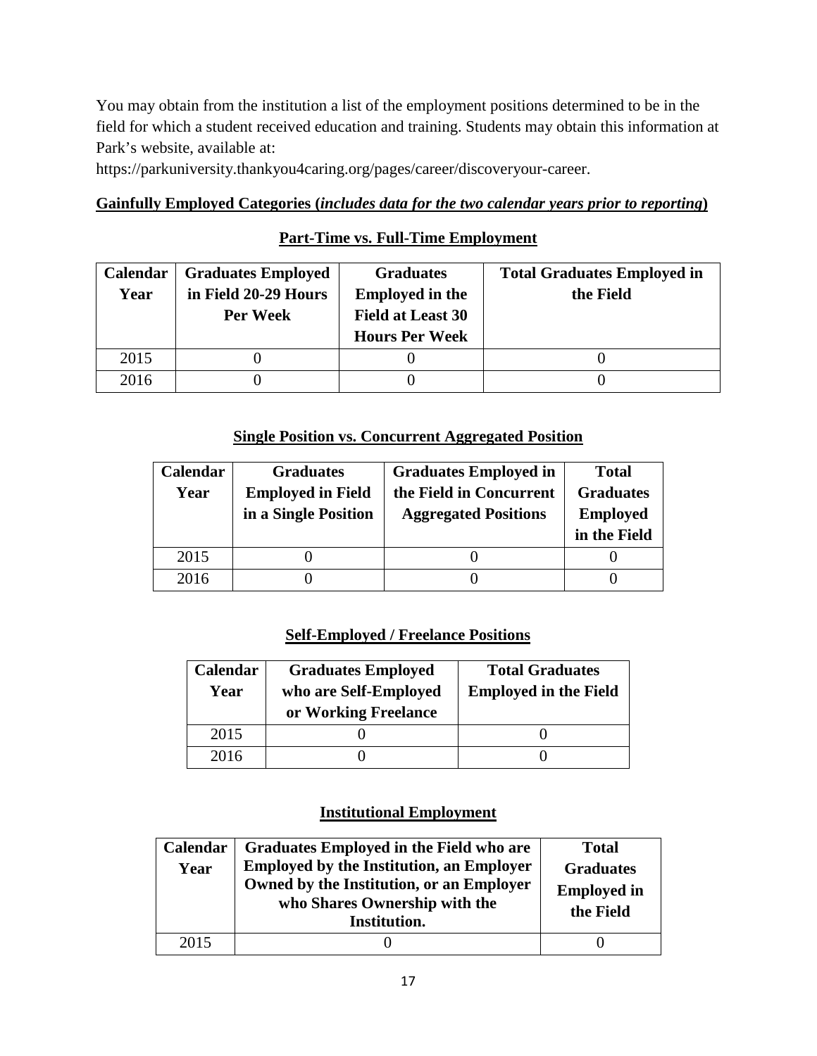You may obtain from the institution a list of the employment positions determined to be in the field for which a student received education and training. Students may obtain this information at Park's website, available at:

https://parkuniversity.thankyou4caring.org/pages/career/discoveryour-career.

**Gainfully Employed Categories (*includes data for the two calendar years prior to reporting*)**

**Part-Time vs. Full-Time Employment**

| Calendar Year | Graduates Employed in Field 20-29 Hours Per Week | Graduates Employed in the Field at Least 30 Hours Per Week | Total Graduates Employed in the Field |
|---|---|---|---|
| 2015 | 0 | 0 | 0 |
| 2016 | 0 | 0 | 0 |

**Single Position vs. Concurrent Aggregated Position**

| Calendar Year | Graduates Employed in Field in a Single Position | Graduates Employed in the Field in Concurrent Aggregated Positions | Total Graduates Employed in the Field |
|---|---|---|---|
| 2015 | 0 | 0 | 0 |
| 2016 | 0 | 0 | 0 |

**Self-Employed / Freelance Positions**

| Calendar Year | Graduates Employed who are Self-Employed or Working Freelance | Total Graduates Employed in the Field |
|---|---|---|
| 2015 | 0 | 0 |
| 2016 | 0 | 0 |

**Institutional Employment**

| Calendar Year | Graduates Employed in the Field who are Employed by the Institution, an Employer Owned by the Institution, or an Employer who Shares Ownership with the Institution. | Total Graduates Employed in the Field |
|---|---|---|
| 2015 | 0 | 0 |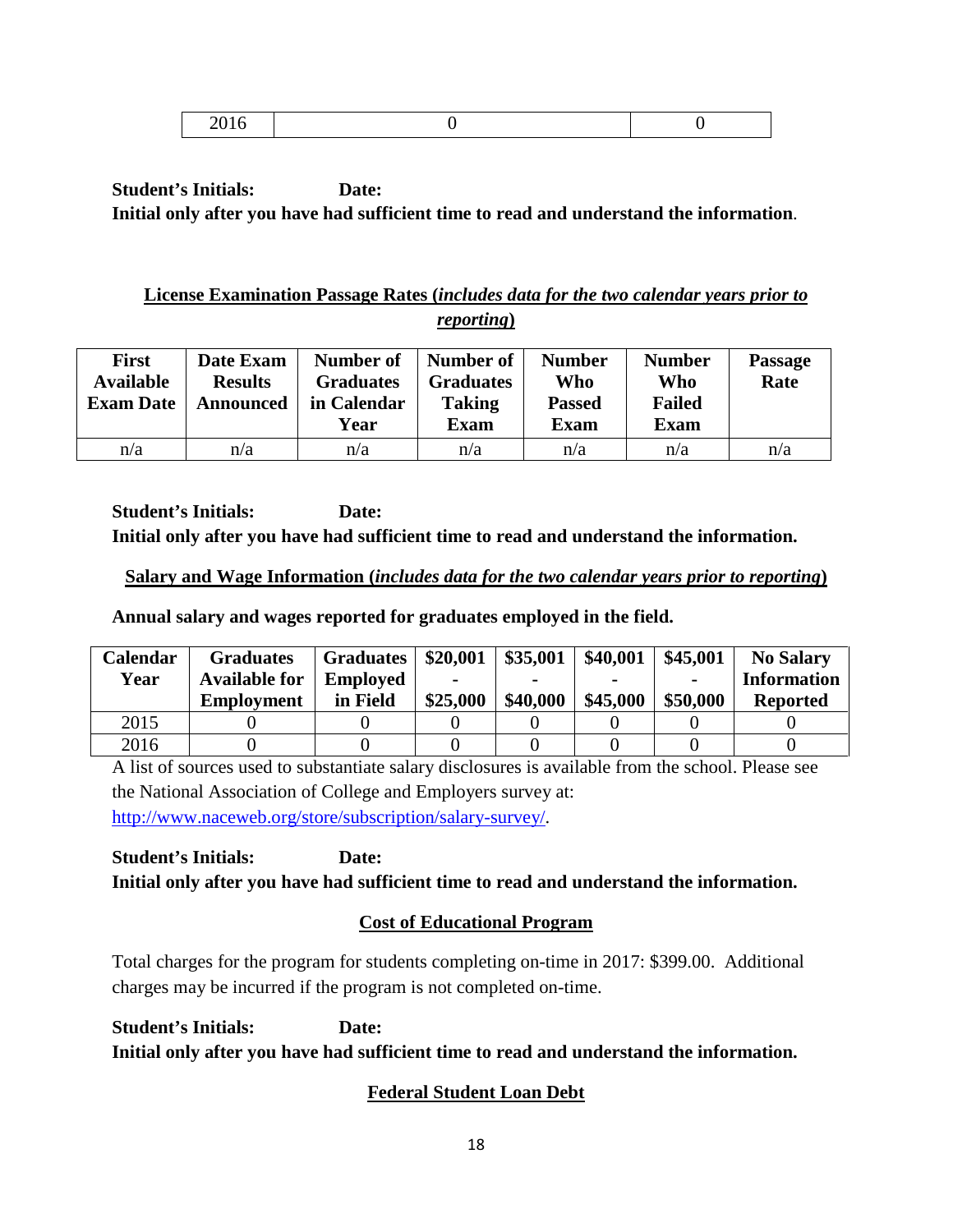| 2016 | 0 | 0 |
|---|---|---|

**Student's Initials: Date:**
**Initial only after you have had sufficient time to read and understand the information**.

## License Examination Passage Rates (*includes data for the two calendar years prior to reporting*)

| First Available Exam Date | Date Exam Results Announced | Number of Graduates in Calendar Year | Number of Graduates Taking Exam | Number Who Passed Exam | Number Who Failed Exam | Passage Rate |
|---|---|---|---|---|---|---|
| n/a | n/a | n/a | n/a | n/a | n/a | n/a |

**Student's Initials: Date:**
**Initial only after you have had sufficient time to read and understand the information.**

## Salary and Wage Information (*includes data for the two calendar years prior to reporting*)

**Annual salary and wages reported for graduates employed in the field.**

| Calendar Year | Graduates Available for Employment | Graduates Employed in Field | $20,001 - $25,000 | $35,001 - $40,000 | $40,001 - $45,000 | $45,001 - $50,000 | No Salary Information Reported |
|---|---|---|---|---|---|---|---|
| 2015 | 0 | 0 | 0 | 0 | 0 | 0 | 0 |
| 2016 | 0 | 0 | 0 | 0 | 0 | 0 | 0 |

A list of sources used to substantiate salary disclosures is available from the school. Please see the National Association of College and Employers survey at: http://www.naceweb.org/store/subscription/salary-survey/.

**Student's Initials: Date:**
**Initial only after you have had sufficient time to read and understand the information.**

## Cost of Educational Program

Total charges for the program for students completing on-time in 2017: $399.00. Additional charges may be incurred if the program is not completed on-time.

**Student's Initials: Date:**
**Initial only after you have had sufficient time to read and understand the information.**

## Federal Student Loan Debt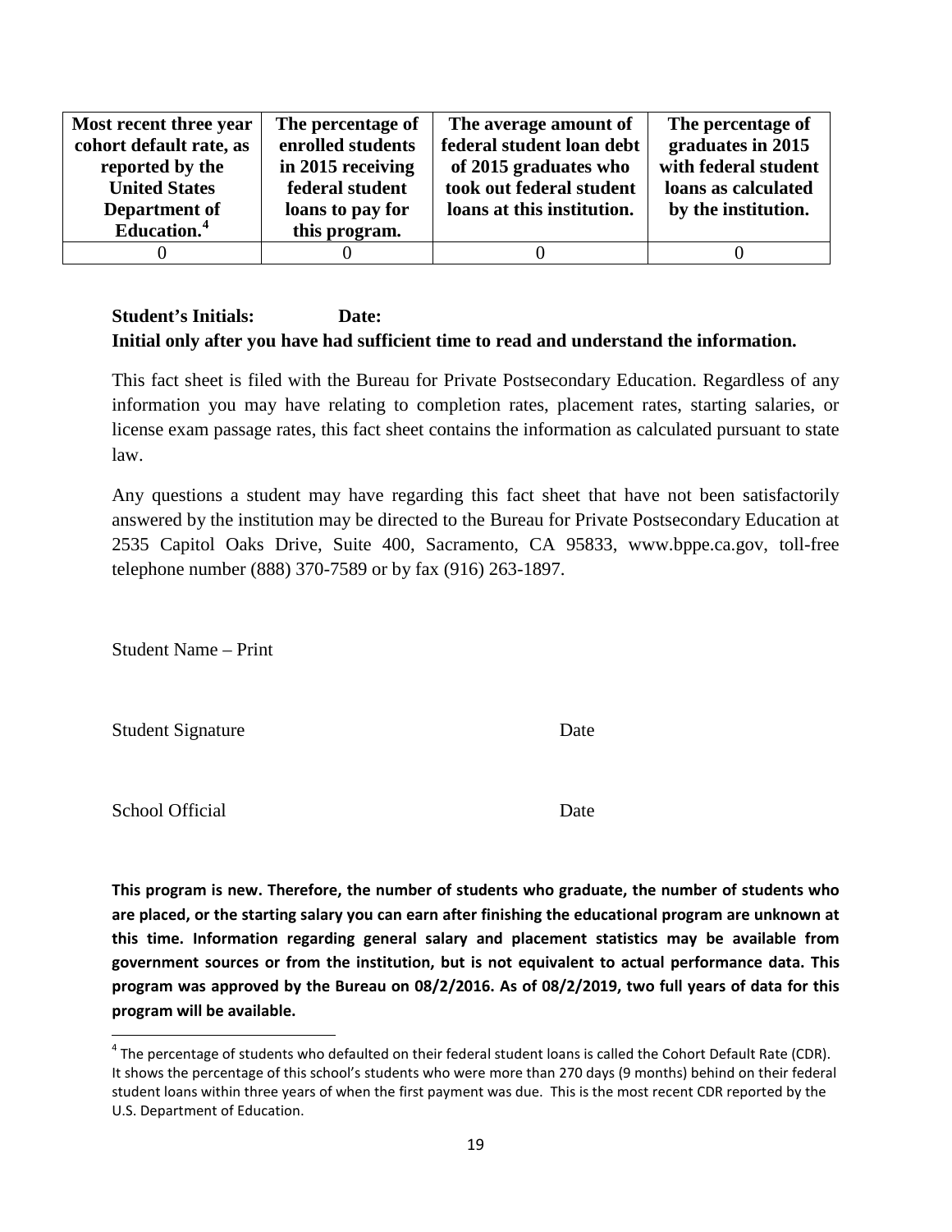| Most recent three year cohort default rate, as reported by the United States Department of Education.[4] | The percentage of enrolled students in 2015 receiving federal student loans to pay for this program. | The average amount of federal student loan debt of 2015 graduates who took out federal student loans at this institution. | The percentage of graduates in 2015 with federal student loans as calculated by the institution. |
|---|---|---|---|
| 0 | 0 | 0 | 0 |

**Student's Initials:** **Date:**
**Initial only after you have had sufficient time to read and understand the information.**

This fact sheet is filed with the Bureau for Private Postsecondary Education. Regardless of any information you may have relating to completion rates, placement rates, starting salaries, or license exam passage rates, this fact sheet contains the information as calculated pursuant to state law.

Any questions a student may have regarding this fact sheet that have not been satisfactorily answered by the institution may be directed to the Bureau for Private Postsecondary Education at 2535 Capitol Oaks Drive, Suite 400, Sacramento, CA 95833, www.bppe.ca.gov, toll-free telephone number (888) 370-7589 or by fax (916) 263-1897.

Student Name – Print

Student Signature Date

School Official Date

**This program is new. Therefore, the number of students who graduate, the number of students who are placed, or the starting salary you can earn after finishing the educational program are unknown at this time. Information regarding general salary and placement statistics may be available from government sources or from the institution, but is not equivalent to actual performance data. This program was approved by the Bureau on 08/2/2016. As of 08/2/2019, two full years of data for this program will be available.**

[4] The percentage of students who defaulted on their federal student loans is called the Cohort Default Rate (CDR). It shows the percentage of this school's students who were more than 270 days (9 months) behind on their federal student loans within three years of when the first payment was due. This is the most recent CDR reported by the U.S. Department of Education.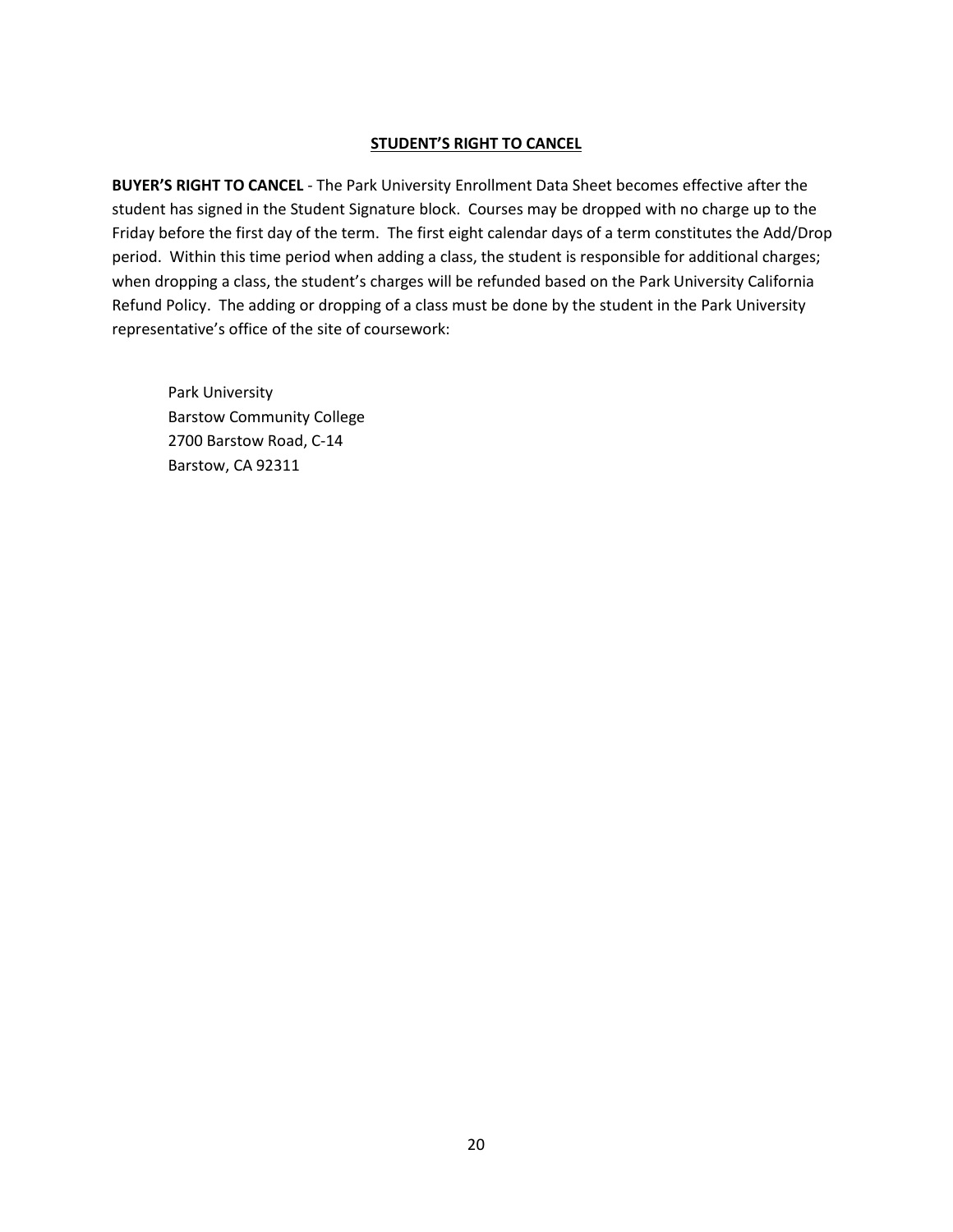## STUDENT'S RIGHT TO CANCEL

**BUYER'S RIGHT TO CANCEL** - The Park University Enrollment Data Sheet becomes effective after the student has signed in the Student Signature block. Courses may be dropped with no charge up to the Friday before the first day of the term. The first eight calendar days of a term constitutes the Add/Drop period. Within this time period when adding a class, the student is responsible for additional charges; when dropping a class, the student's charges will be refunded based on the Park University California Refund Policy. The adding or dropping of a class must be done by the student in the Park University representative's office of the site of coursework:

Park University
Barstow Community College
2700 Barstow Road, C-14
Barstow, CA 92311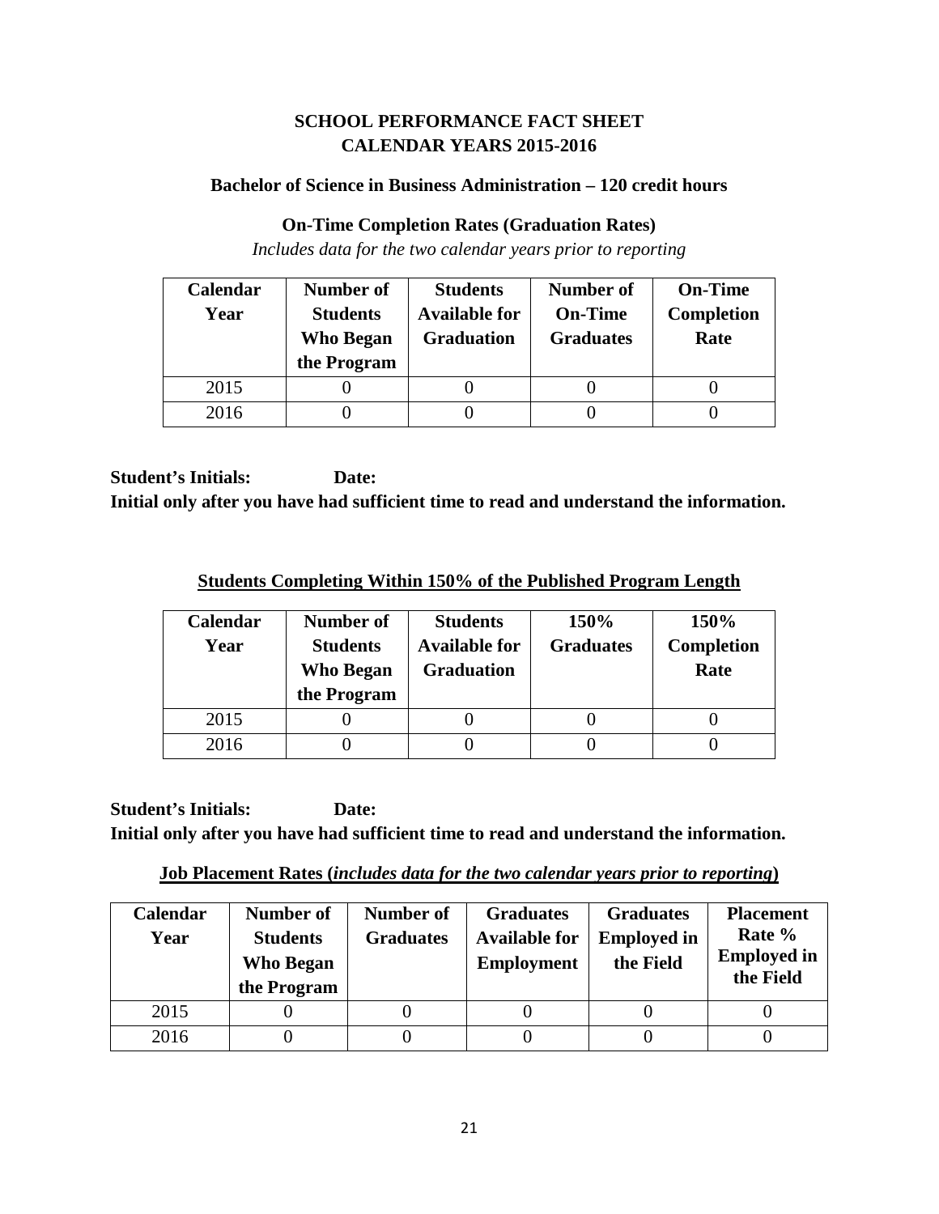## SCHOOL PERFORMANCE FACT SHEET
## CALENDAR YEARS 2015-2016

### Bachelor of Science in Business Administration – 120 credit hours

### On-Time Completion Rates (Graduation Rates)

*Includes data for the two calendar years prior to reporting*

| Calendar Year | Number of Students Who Began the Program | Students Available for Graduation | Number of On-Time Graduates | On-Time Completion Rate |
|---|---|---|---|---|
| 2015 | 0 | 0 | 0 | 0 |
| 2016 | 0 | 0 | 0 | 0 |

**Student's Initials: Date:**

**Initial only after you have had sufficient time to read and understand the information.**

### Students Completing Within 150% of the Published Program Length

| Calendar Year | Number of Students Who Began the Program | Students Available for Graduation | 150% Graduates | 150% Completion Rate |
|---|---|---|---|---|
| 2015 | 0 | 0 | 0 | 0 |
| 2016 | 0 | 0 | 0 | 0 |

**Student's Initials: Date:**

**Initial only after you have had sufficient time to read and understand the information.**

### Job Placement Rates (*includes data for the two calendar years prior to reporting*)

| Calendar Year | Number of Students Who Began the Program | Number of Graduates | Graduates Available for Employment | Graduates Employed in the Field | Placement Rate % Employed in the Field |
|---|---|---|---|---|---|
| 2015 | 0 | 0 | 0 | 0 | 0 |
| 2016 | 0 | 0 | 0 | 0 | 0 |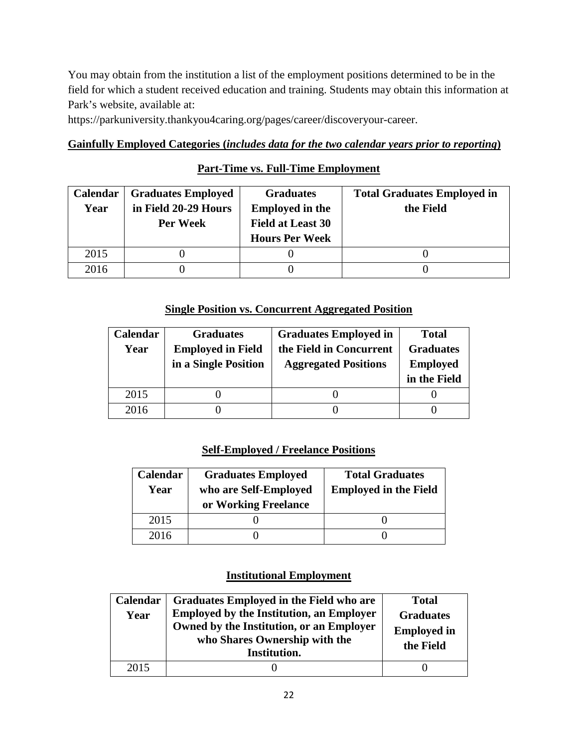You may obtain from the institution a list of the employment positions determined to be in the field for which a student received education and training. Students may obtain this information at Park's website, available at:

https://parkuniversity.thankyou4caring.org/pages/career/discoveryour-career.

**Gainfully Employed Categories (*includes data for the two calendar years prior to reporting*)**

**Part-Time vs. Full-Time Employment**

| Calendar Year | Graduates Employed in Field 20-29 Hours Per Week | Graduates Employed in the Field at Least 30 Hours Per Week | Total Graduates Employed in the Field |
|---|---|---|---|
| 2015 | 0 | 0 | 0 |
| 2016 | 0 | 0 | 0 |

**Single Position vs. Concurrent Aggregated Position**

| Calendar Year | Graduates Employed in Field in a Single Position | Graduates Employed in the Field in Concurrent Aggregated Positions | Total Graduates Employed in the Field |
|---|---|---|---|
| 2015 | 0 | 0 | 0 |
| 2016 | 0 | 0 | 0 |

**Self-Employed / Freelance Positions**

| Calendar Year | Graduates Employed who are Self-Employed or Working Freelance | Total Graduates Employed in the Field |
|---|---|---|
| 2015 | 0 | 0 |
| 2016 | 0 | 0 |

**Institutional Employment**

| Calendar Year | Graduates Employed in the Field who are Employed by the Institution, an Employer Owned by the Institution, or an Employer who Shares Ownership with the Institution. | Total Graduates Employed in the Field |
|---|---|---|
| 2015 | 0 | 0 |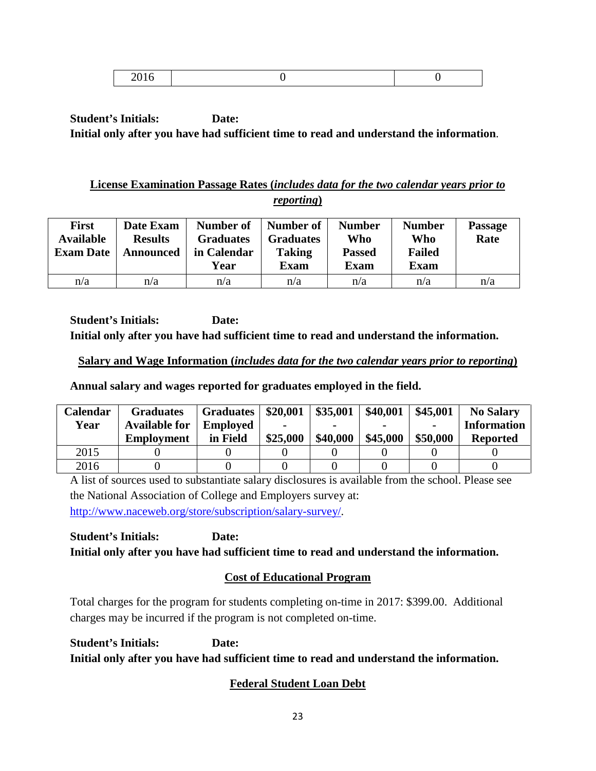| 2016 | 0 | 0 |
|---|---|---|

**Student's Initials: Date:**
**Initial only after you have had sufficient time to read and understand the information**.

## License Examination Passage Rates (*includes data for the two calendar years prior to reporting*)

| First Available Exam Date | Date Exam Results Announced | Number of Graduates in Calendar Year | Number of Graduates Taking Exam | Number Who Passed Exam | Number Who Failed Exam | Passage Rate |
|---|---|---|---|---|---|---|
| n/a | n/a | n/a | n/a | n/a | n/a | n/a |

**Student's Initials: Date:**
**Initial only after you have had sufficient time to read and understand the information.**

## Salary and Wage Information (*includes data for the two calendar years prior to reporting*)

**Annual salary and wages reported for graduates employed in the field.**

| Calendar Year | Graduates Available for Employment | Graduates Employed in Field | $20,001 - $25,000 | $35,001 - $40,000 | $40,001 - $45,000 | $45,001 - $50,000 | No Salary Information Reported |
|---|---|---|---|---|---|---|---|
| 2015 | 0 | 0 | 0 | 0 | 0 | 0 | 0 |
| 2016 | 0 | 0 | 0 | 0 | 0 | 0 | 0 |

A list of sources used to substantiate salary disclosures is available from the school. Please see the National Association of College and Employers survey at: http://www.naceweb.org/store/subscription/salary-survey/.

**Student's Initials: Date:**
**Initial only after you have had sufficient time to read and understand the information.**

## Cost of Educational Program

Total charges for the program for students completing on-time in 2017: $399.00. Additional charges may be incurred if the program is not completed on-time.

**Student's Initials: Date:**
**Initial only after you have had sufficient time to read and understand the information.**

## Federal Student Loan Debt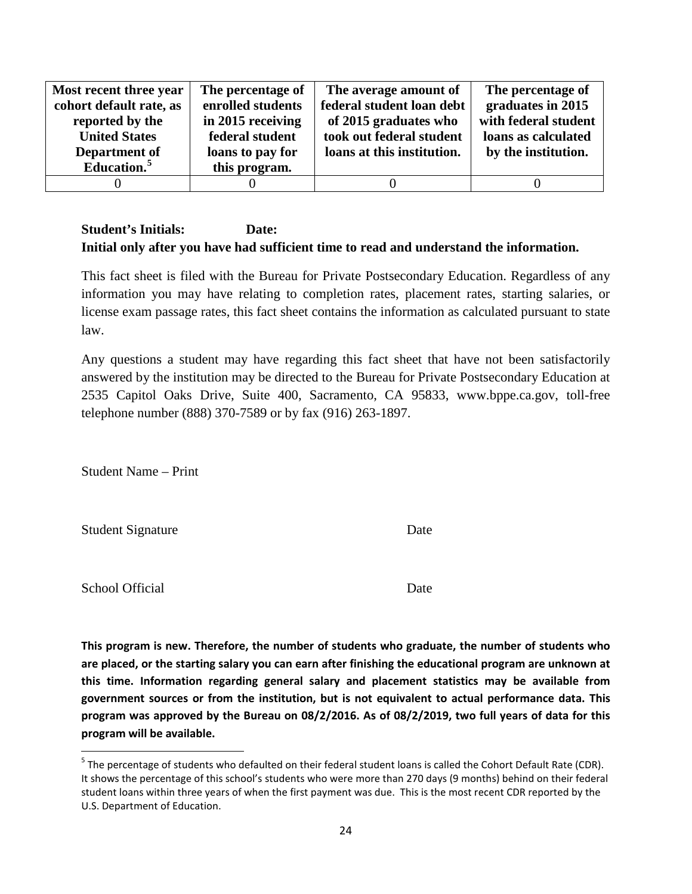| Most recent three year cohort default rate, as reported by the United States Department of Education.[5] | The percentage of enrolled students in 2015 receiving federal student loans to pay for this program. | The average amount of federal student loan debt of 2015 graduates who took out federal student loans at this institution. | The percentage of graduates in 2015 with federal student loans as calculated by the institution. |
|---|---|---|---|
| 0 | 0 | 0 | 0 |

**Student's Initials:** **Date:**

**Initial only after you have had sufficient time to read and understand the information.**

This fact sheet is filed with the Bureau for Private Postsecondary Education. Regardless of any information you may have relating to completion rates, placement rates, starting salaries, or license exam passage rates, this fact sheet contains the information as calculated pursuant to state law.

Any questions a student may have regarding this fact sheet that have not been satisfactorily answered by the institution may be directed to the Bureau for Private Postsecondary Education at 2535 Capitol Oaks Drive, Suite 400, Sacramento, CA 95833, www.bppe.ca.gov, toll-free telephone number (888) 370-7589 or by fax (916) 263-1897.

Student Name – Print

Student Signature Date

School Official Date

**This program is new. Therefore, the number of students who graduate, the number of students who are placed, or the starting salary you can earn after finishing the educational program are unknown at this time. Information regarding general salary and placement statistics may be available from government sources or from the institution, but is not equivalent to actual performance data. This program was approved by the Bureau on 08/2/2016. As of 08/2/2019, two full years of data for this program will be available.**

[5] The percentage of students who defaulted on their federal student loans is called the Cohort Default Rate (CDR). It shows the percentage of this school's students who were more than 270 days (9 months) behind on their federal student loans within three years of when the first payment was due. This is the most recent CDR reported by the U.S. Department of Education.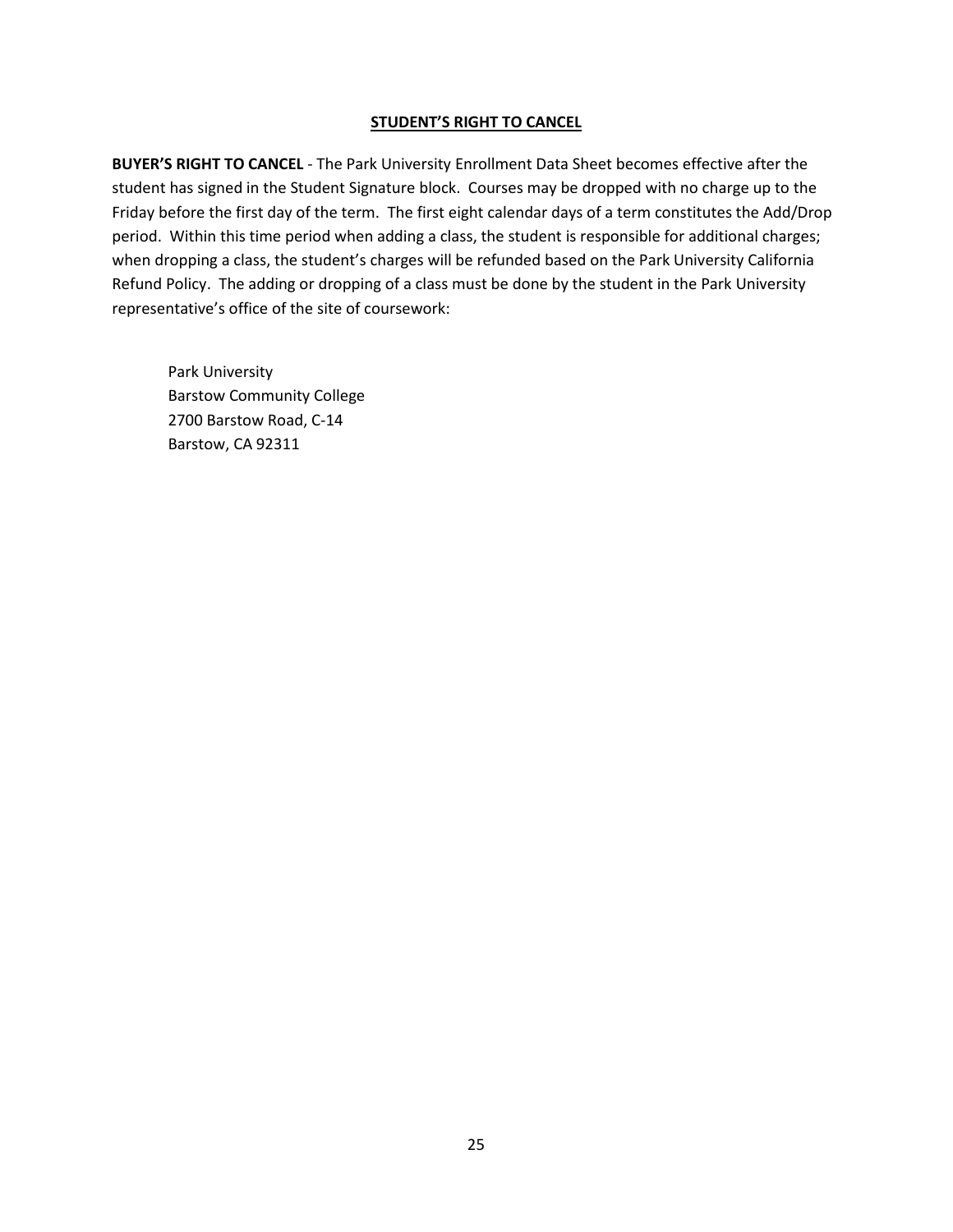## STUDENT'S RIGHT TO CANCEL

**BUYER'S RIGHT TO CANCEL** - The Park University Enrollment Data Sheet becomes effective after the student has signed in the Student Signature block. Courses may be dropped with no charge up to the Friday before the first day of the term. The first eight calendar days of a term constitutes the Add/Drop period. Within this time period when adding a class, the student is responsible for additional charges; when dropping a class, the student's charges will be refunded based on the Park University California Refund Policy. The adding or dropping of a class must be done by the student in the Park University representative's office of the site of coursework:

Park University
Barstow Community College
2700 Barstow Road, C-14
Barstow, CA 92311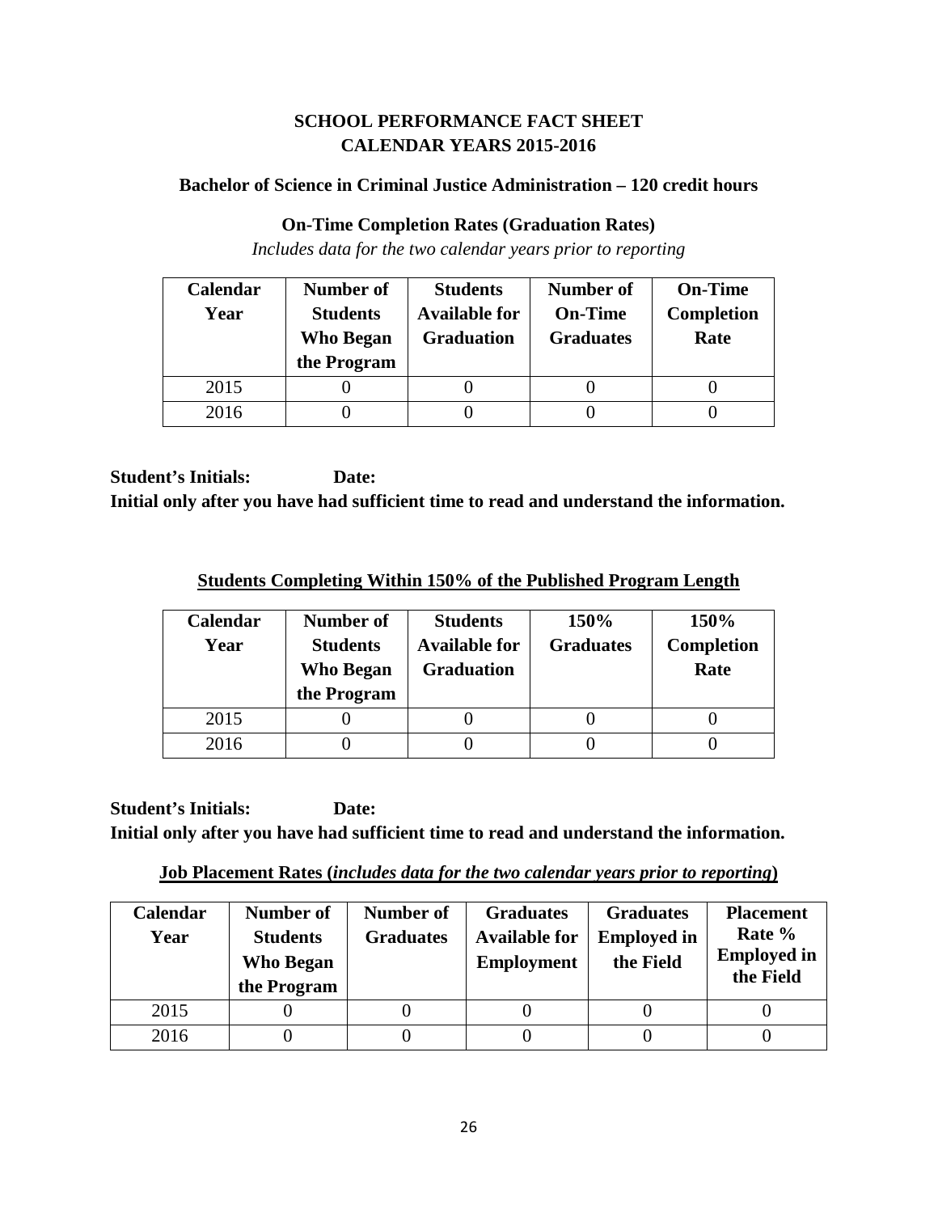## SCHOOL PERFORMANCE FACT SHEET
## CALENDAR YEARS 2015-2016

### Bachelor of Science in Criminal Justice Administration – 120 credit hours

### On-Time Completion Rates (Graduation Rates)

*Includes data for the two calendar years prior to reporting*

| Calendar Year | Number of Students Who Began the Program | Students Available for Graduation | Number of On-Time Graduates | On-Time Completion Rate |
|---|---|---|---|---|
| 2015 | 0 | 0 | 0 | 0 |
| 2016 | 0 | 0 | 0 | 0 |

**Student's Initials: Date:**

**Initial only after you have had sufficient time to read and understand the information.**

### Students Completing Within 150% of the Published Program Length

| Calendar Year | Number of Students Who Began the Program | Students Available for Graduation | 150% Graduates | 150% Completion Rate |
|---|---|---|---|---|
| 2015 | 0 | 0 | 0 | 0 |
| 2016 | 0 | 0 | 0 | 0 |

**Student's Initials: Date:**

**Initial only after you have had sufficient time to read and understand the information.**

### Job Placement Rates (*includes data for the two calendar years prior to reporting*)

| Calendar Year | Number of Students Who Began the Program | Number of Graduates | Graduates Available for Employment | Graduates Employed in the Field | Placement Rate % Employed in the Field |
|---|---|---|---|---|---|
| 2015 | 0 | 0 | 0 | 0 | 0 |
| 2016 | 0 | 0 | 0 | 0 | 0 |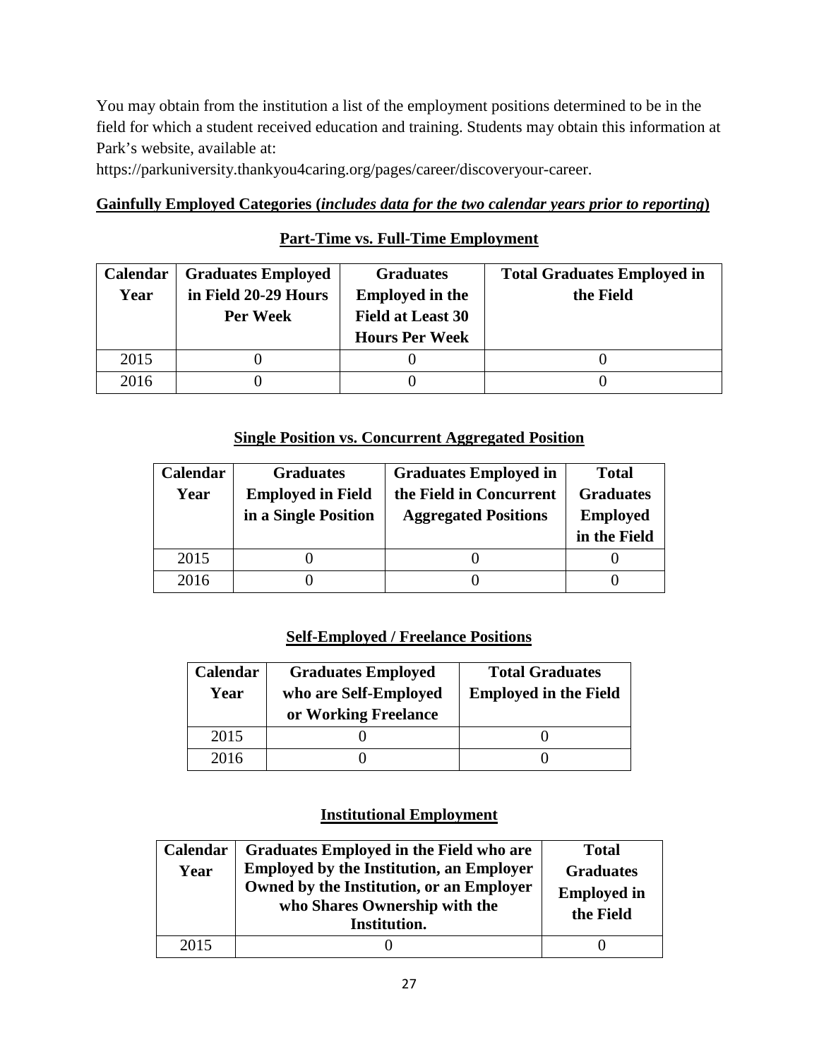You may obtain from the institution a list of the employment positions determined to be in the field for which a student received education and training. Students may obtain this information at Park's website, available at:

https://parkuniversity.thankyou4caring.org/pages/career/discoveryour-career.

**Gainfully Employed Categories (*includes data for the two calendar years prior to reporting*)**

**Part-Time vs. Full-Time Employment**

| Calendar Year | Graduates Employed in Field 20-29 Hours Per Week | Graduates Employed in the Field at Least 30 Hours Per Week | Total Graduates Employed in the Field |
|---|---|---|---|
| 2015 | 0 | 0 | 0 |
| 2016 | 0 | 0 | 0 |

**Single Position vs. Concurrent Aggregated Position**

| Calendar Year | Graduates Employed in Field in a Single Position | Graduates Employed in the Field in Concurrent Aggregated Positions | Total Graduates Employed in the Field |
|---|---|---|---|
| 2015 | 0 | 0 | 0 |
| 2016 | 0 | 0 | 0 |

**Self-Employed / Freelance Positions**

| Calendar Year | Graduates Employed who are Self-Employed or Working Freelance | Total Graduates Employed in the Field |
|---|---|---|
| 2015 | 0 | 0 |
| 2016 | 0 | 0 |

**Institutional Employment**

| Calendar Year | Graduates Employed in the Field who are Employed by the Institution, an Employer Owned by the Institution, or an Employer who Shares Ownership with the Institution. | Total Graduates Employed in the Field |
|---|---|---|
| 2015 | 0 | 0 |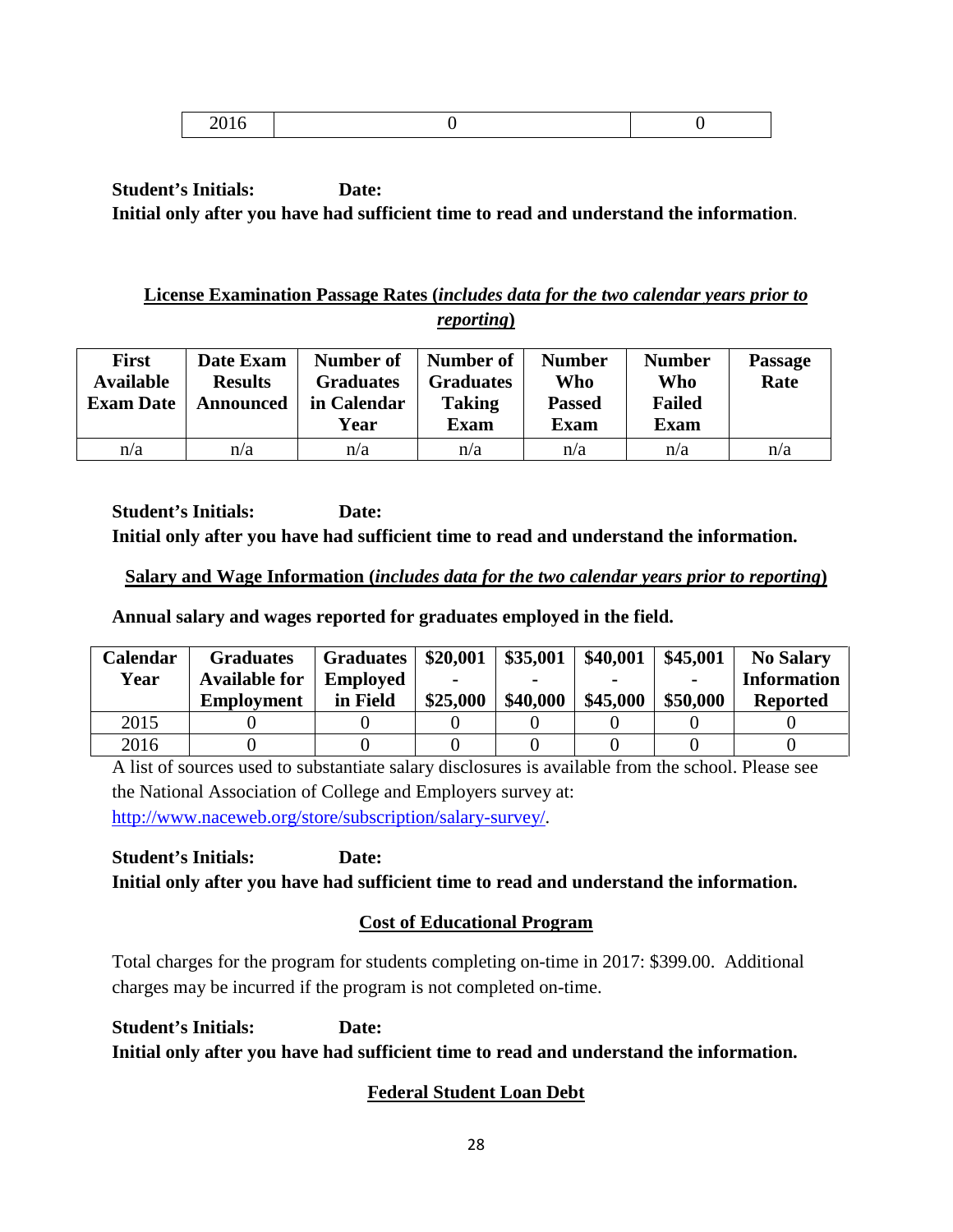| 2016 | 0 | 0 |
|---|---|---|

**Student's Initials: Date:**
**Initial only after you have had sufficient time to read and understand the information**.

**<u>License Examination Passage Rates (*includes data for the two calendar years prior to reporting*)</u>**

| First Available Exam Date | Date Exam Results Announced | Number of Graduates in Calendar Year | Number of Graduates Taking Exam | Number Who Passed Exam | Number Who Failed Exam | Passage Rate |
|---|---|---|---|---|---|---|
| n/a | n/a | n/a | n/a | n/a | n/a | n/a |

**Student's Initials: Date:**
**Initial only after you have had sufficient time to read and understand the information.**

**<u>Salary and Wage Information (*includes data for the two calendar years prior to reporting*)</u>**

**Annual salary and wages reported for graduates employed in the field.**

| Calendar Year | Graduates Available for Employment | Graduates Employed in Field | $20,001 - $25,000 | $35,001 - $40,000 | $40,001 - $45,000 | $45,001 - $50,000 | No Salary Information Reported |
|---|---|---|---|---|---|---|---|
| 2015 | 0 | 0 | 0 | 0 | 0 | 0 | 0 |
| 2016 | 0 | 0 | 0 | 0 | 0 | 0 | 0 |

A list of sources used to substantiate salary disclosures is available from the school. Please see the National Association of College and Employers survey at: http://www.naceweb.org/store/subscription/salary-survey/.

**Student's Initials: Date:**
**Initial only after you have had sufficient time to read and understand the information.**

**<u>Cost of Educational Program</u>**

Total charges for the program for students completing on-time in 2017: $399.00. Additional charges may be incurred if the program is not completed on-time.

**Student's Initials: Date:**
**Initial only after you have had sufficient time to read and understand the information.**

**<u>Federal Student Loan Debt</u>**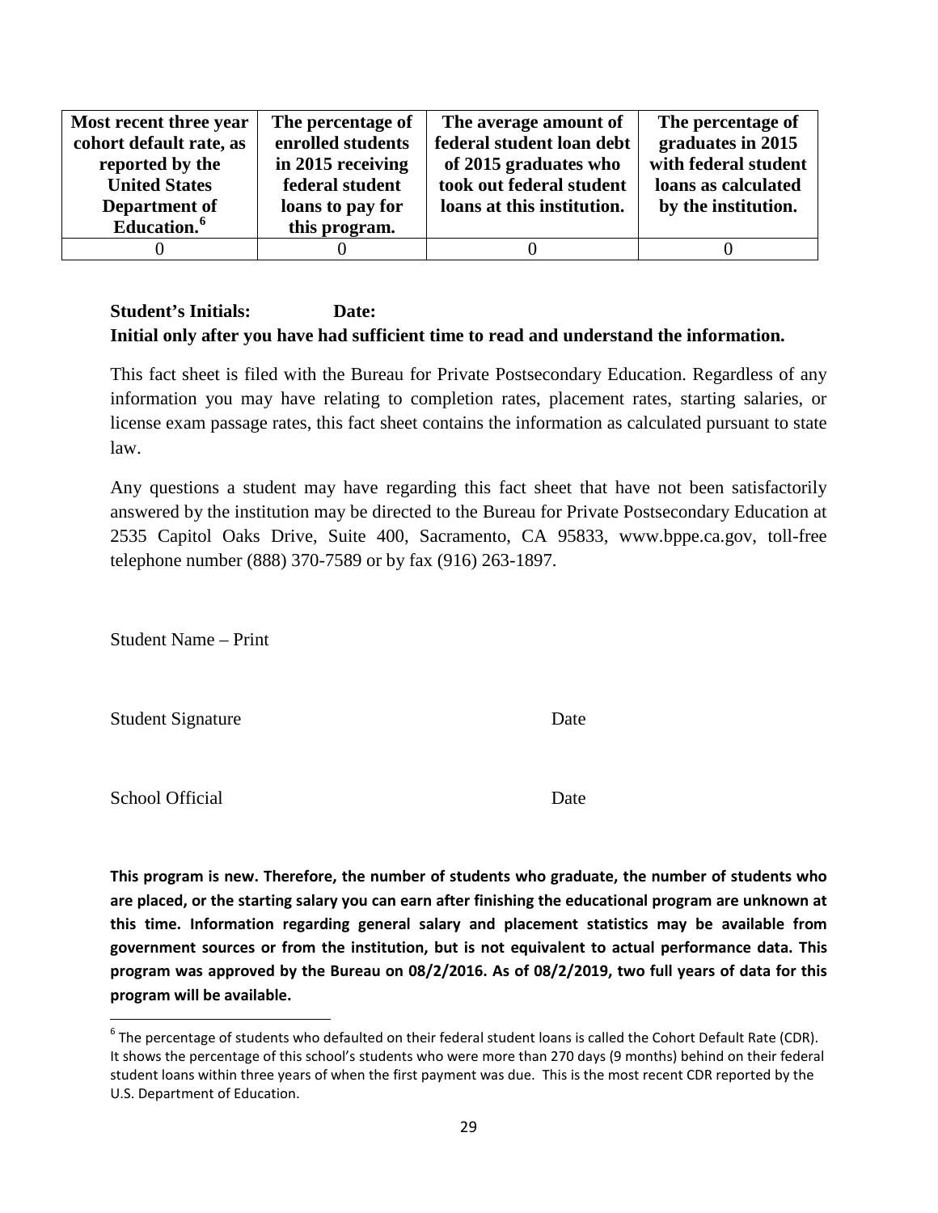| Most recent three year cohort default rate, as reported by the United States Department of Education.[6] | The percentage of enrolled students in 2015 receiving federal student loans to pay for this program. | The average amount of federal student loan debt of 2015 graduates who took out federal student loans at this institution. | The percentage of graduates in 2015 with federal student loans as calculated by the institution. |
|---|---|---|---|
| 0 | 0 | 0 | 0 |

**Student's Initials:** **Date:**

**Initial only after you have had sufficient time to read and understand the information.**

This fact sheet is filed with the Bureau for Private Postsecondary Education. Regardless of any information you may have relating to completion rates, placement rates, starting salaries, or license exam passage rates, this fact sheet contains the information as calculated pursuant to state law.

Any questions a student may have regarding this fact sheet that have not been satisfactorily answered by the institution may be directed to the Bureau for Private Postsecondary Education at 2535 Capitol Oaks Drive, Suite 400, Sacramento, CA 95833, www.bppe.ca.gov, toll-free telephone number (888) 370-7589 or by fax (916) 263-1897.

Student Name – Print

Student Signature Date

School Official Date

**This program is new. Therefore, the number of students who graduate, the number of students who are placed, or the starting salary you can earn after finishing the educational program are unknown at this time. Information regarding general salary and placement statistics may be available from government sources or from the institution, but is not equivalent to actual performance data. This program was approved by the Bureau on 08/2/2016. As of 08/2/2019, two full years of data for this program will be available.**

[6] The percentage of students who defaulted on their federal student loans is called the Cohort Default Rate (CDR). It shows the percentage of this school's students who were more than 270 days (9 months) behind on their federal student loans within three years of when the first payment was due. This is the most recent CDR reported by the U.S. Department of Education.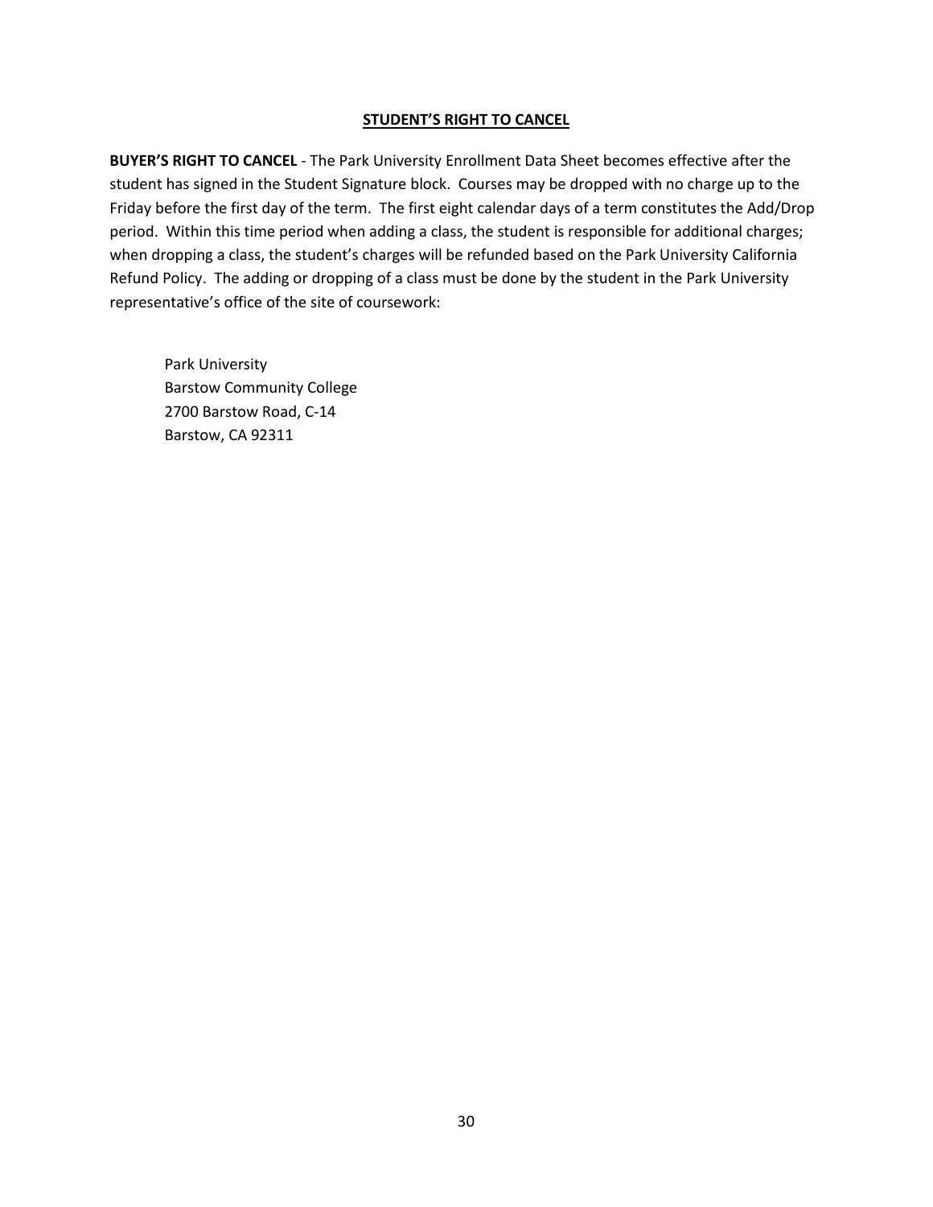## STUDENT'S RIGHT TO CANCEL

**BUYER'S RIGHT TO CANCEL** - The Park University Enrollment Data Sheet becomes effective after the student has signed in the Student Signature block. Courses may be dropped with no charge up to the Friday before the first day of the term. The first eight calendar days of a term constitutes the Add/Drop period. Within this time period when adding a class, the student is responsible for additional charges; when dropping a class, the student's charges will be refunded based on the Park University California Refund Policy. The adding or dropping of a class must be done by the student in the Park University representative's office of the site of coursework:

Park University
Barstow Community College
2700 Barstow Road, C-14
Barstow, CA 92311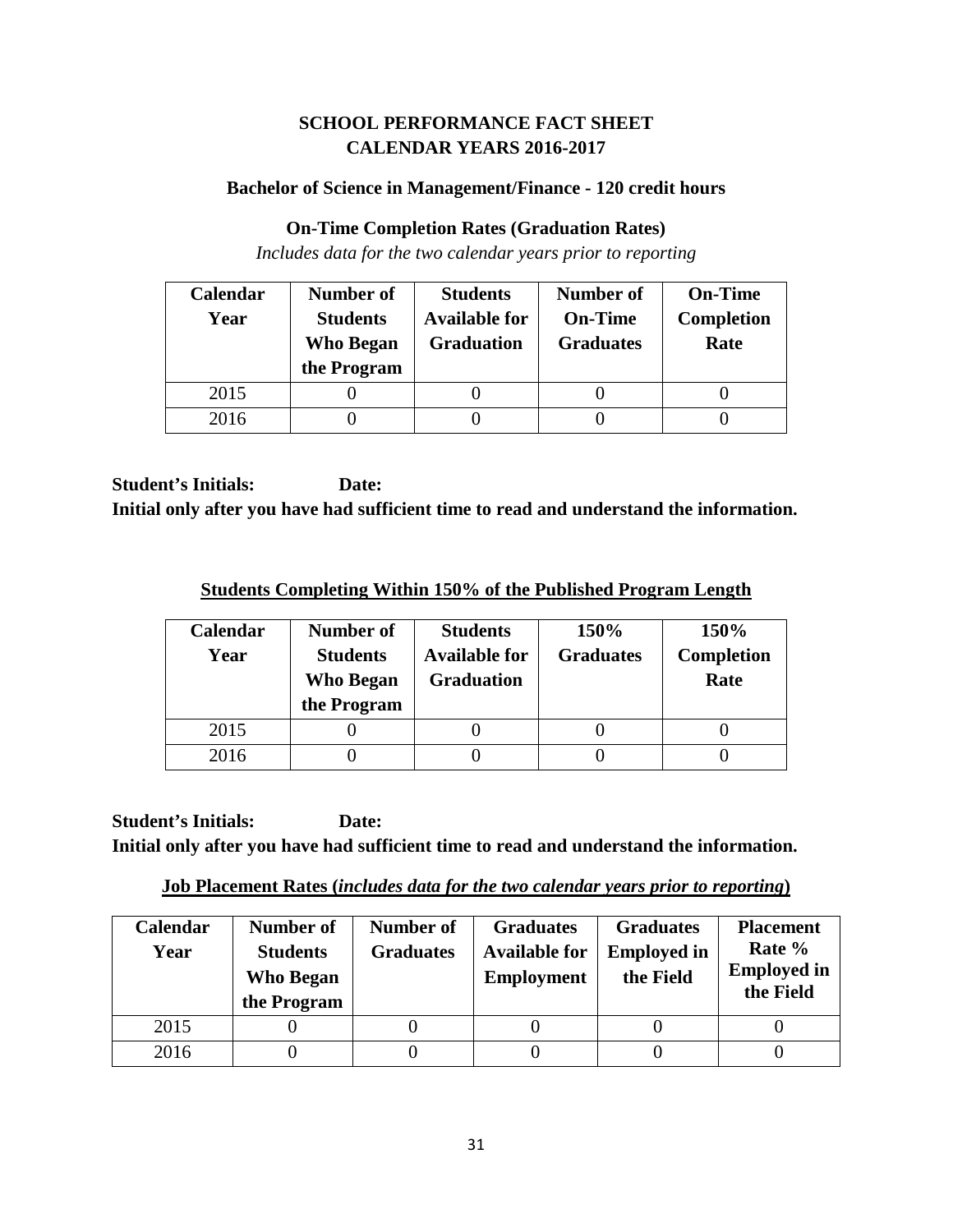# SCHOOL PERFORMANCE FACT SHEET
# CALENDAR YEARS 2016-2017

### Bachelor of Science in Management/Finance - 120 credit hours

### On-Time Completion Rates (Graduation Rates)

*Includes data for the two calendar years prior to reporting*

| Calendar Year | Number of Students Who Began the Program | Students Available for Graduation | Number of On-Time Graduates | On-Time Completion Rate |
|---|---|---|---|---|
| 2015 | 0 | 0 | 0 | 0 |
| 2016 | 0 | 0 | 0 | 0 |

**Student's Initials: Date:**
**Initial only after you have had sufficient time to read and understand the information.**

### Students Completing Within 150% of the Published Program Length

| Calendar Year | Number of Students Who Began the Program | Students Available for Graduation | 150% Graduates | 150% Completion Rate |
|---|---|---|---|---|
| 2015 | 0 | 0 | 0 | 0 |
| 2016 | 0 | 0 | 0 | 0 |

**Student's Initials: Date:**
**Initial only after you have had sufficient time to read and understand the information.**

### Job Placement Rates (*includes data for the two calendar years prior to reporting*)

| Calendar Year | Number of Students Who Began the Program | Number of Graduates | Graduates Available for Employment | Graduates Employed in the Field | Placement Rate % Employed in the Field |
|---|---|---|---|---|---|
| 2015 | 0 | 0 | 0 | 0 | 0 |
| 2016 | 0 | 0 | 0 | 0 | 0 |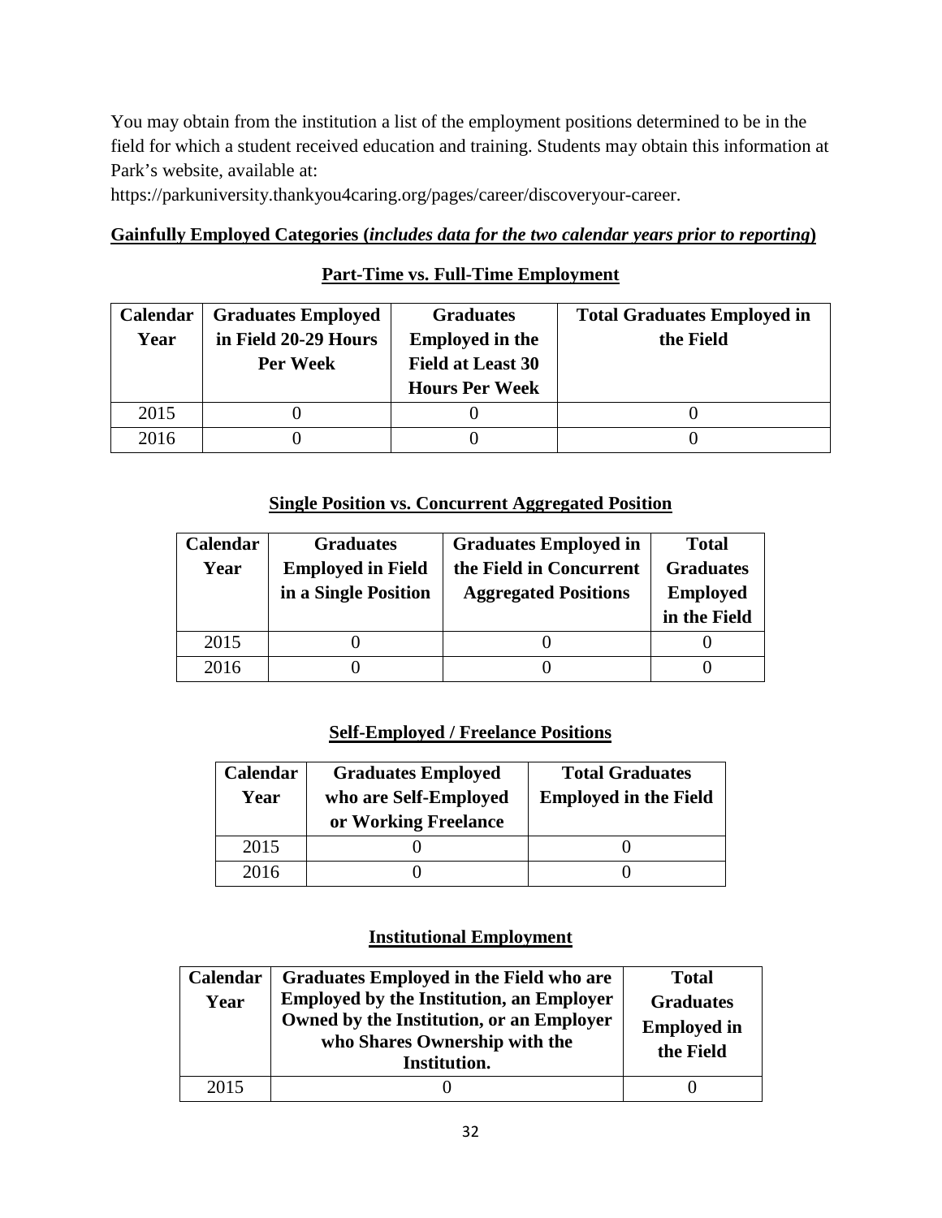You may obtain from the institution a list of the employment positions determined to be in the field for which a student received education and training. Students may obtain this information at Park's website, available at: https://parkuniversity.thankyou4caring.org/pages/career/discoveryour-career.

**Gainfully Employed Categories (*includes data for the two calendar years prior to reporting*)**

**Part-Time vs. Full-Time Employment**

| Calendar Year | Graduates Employed in Field 20-29 Hours Per Week | Graduates Employed in the Field at Least 30 Hours Per Week | Total Graduates Employed in the Field |
|---|---|---|---|
| 2015 | 0 | 0 | 0 |
| 2016 | 0 | 0 | 0 |

**Single Position vs. Concurrent Aggregated Position**

| Calendar Year | Graduates Employed in Field in a Single Position | Graduates Employed in the Field in Concurrent Aggregated Positions | Total Graduates Employed in the Field |
|---|---|---|---|
| 2015 | 0 | 0 | 0 |
| 2016 | 0 | 0 | 0 |

**Self-Employed / Freelance Positions**

| Calendar Year | Graduates Employed who are Self-Employed or Working Freelance | Total Graduates Employed in the Field |
|---|---|---|
| 2015 | 0 | 0 |
| 2016 | 0 | 0 |

**Institutional Employment**

| Calendar Year | Graduates Employed in the Field who are Employed by the Institution, an Employer Owned by the Institution, or an Employer who Shares Ownership with the Institution. | Total Graduates Employed in the Field |
|---|---|---|
| 2015 | 0 | 0 |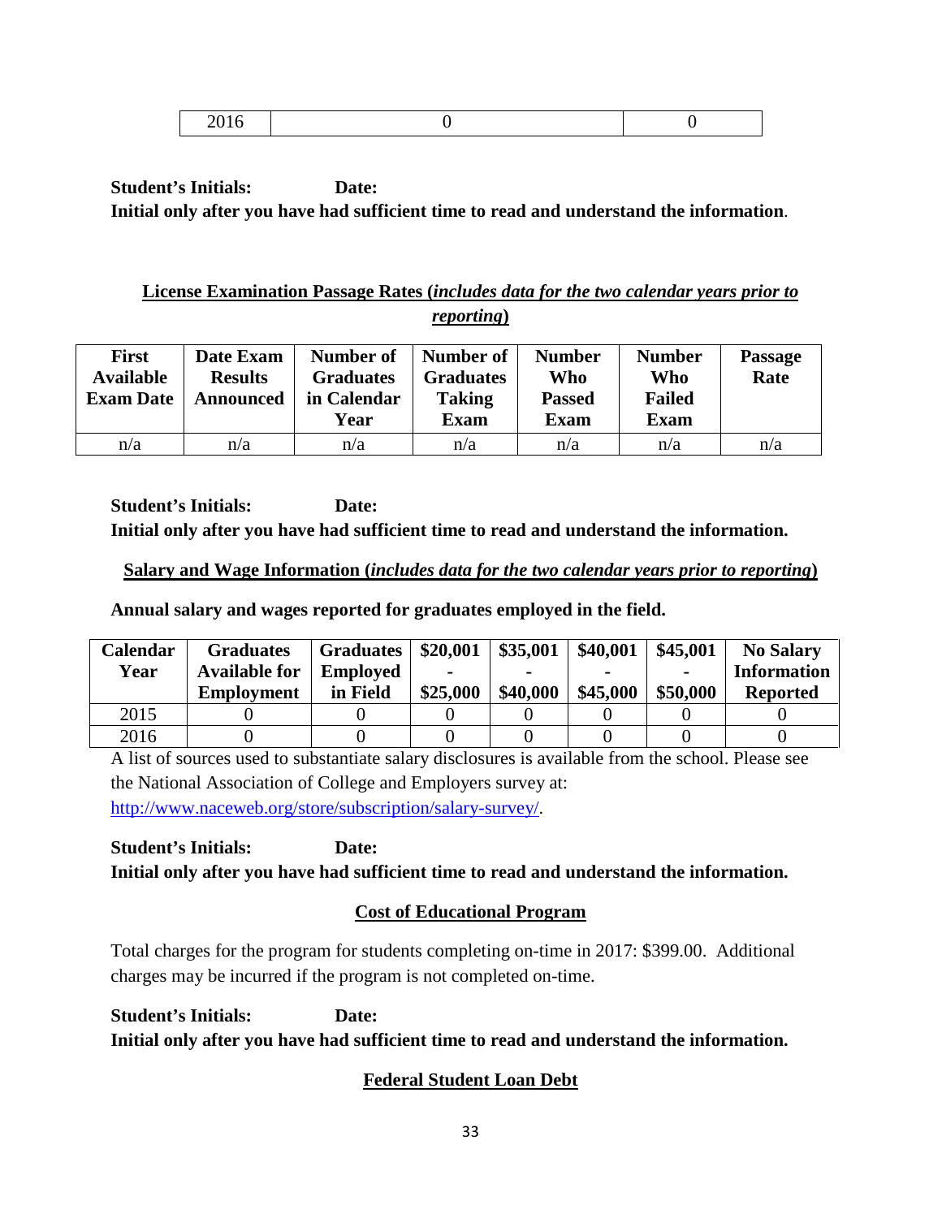| 2016 | 0 | 0 |
|---|---|---|

**Student's Initials: Date:**
**Initial only after you have had sufficient time to read and understand the information**.

## License Examination Passage Rates (*includes data for the two calendar years prior to reporting*)

| First Available Exam Date | Date Exam Results Announced | Number of Graduates in Calendar Year | Number of Graduates Taking Exam | Number Who Passed Exam | Number Who Failed Exam | Passage Rate |
|---|---|---|---|---|---|---|
| n/a | n/a | n/a | n/a | n/a | n/a | n/a |

**Student's Initials: Date:**
**Initial only after you have had sufficient time to read and understand the information.**

## Salary and Wage Information (*includes data for the two calendar years prior to reporting*)

**Annual salary and wages reported for graduates employed in the field.**

| Calendar Year | Graduates Available for Employment | Graduates Employed in Field | $20,001 - $25,000 | $35,001 - $40,000 | $40,001 - $45,000 | $45,001 - $50,000 | No Salary Information Reported |
|---|---|---|---|---|---|---|---|
| 2015 | 0 | 0 | 0 | 0 | 0 | 0 | 0 |
| 2016 | 0 | 0 | 0 | 0 | 0 | 0 | 0 |

A list of sources used to substantiate salary disclosures is available from the school. Please see the National Association of College and Employers survey at: http://www.naceweb.org/store/subscription/salary-survey/.

**Student's Initials: Date:**
**Initial only after you have had sufficient time to read and understand the information.**

## Cost of Educational Program

Total charges for the program for students completing on-time in 2017: $399.00. Additional charges may be incurred if the program is not completed on-time.

**Student's Initials: Date:**
**Initial only after you have had sufficient time to read and understand the information.**

## Federal Student Loan Debt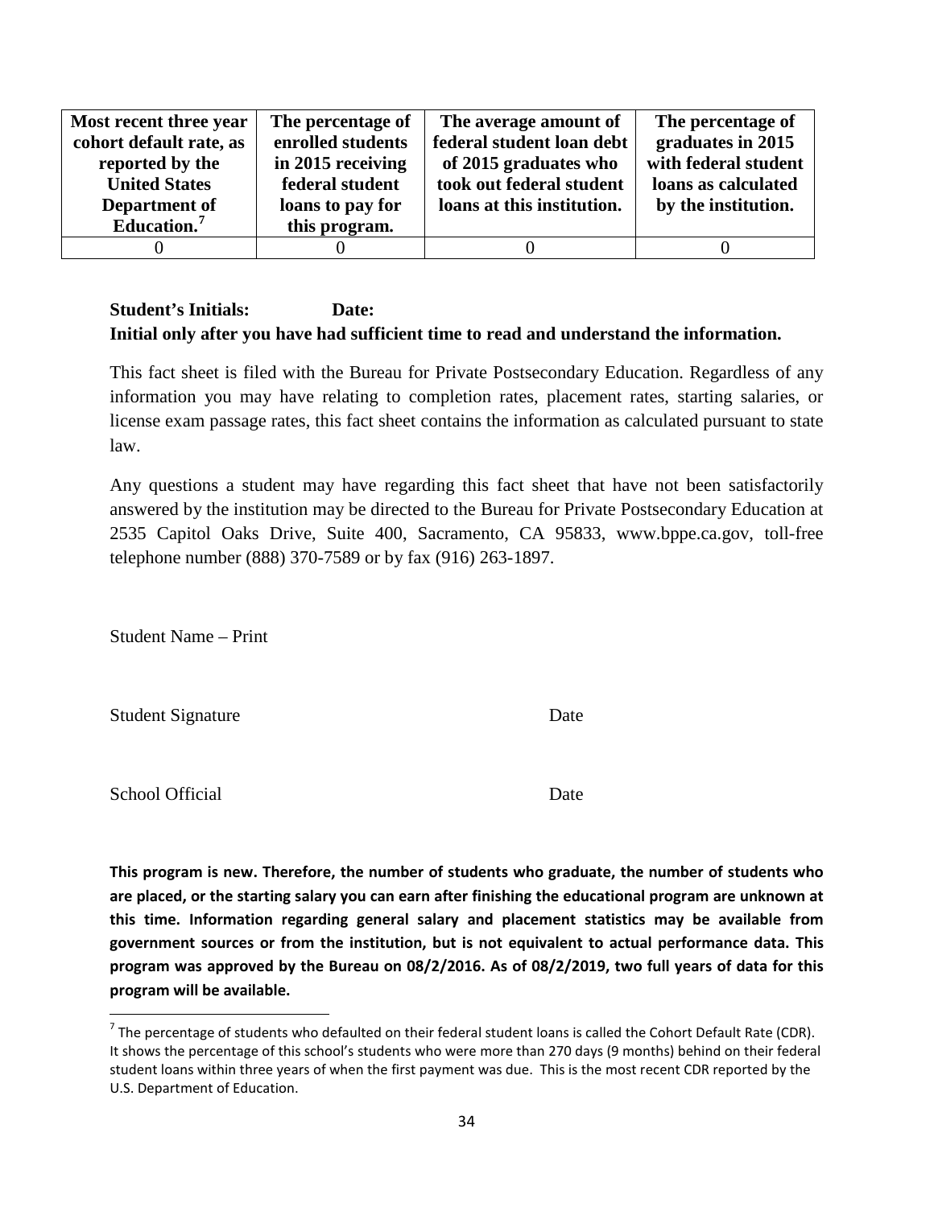| Most recent three year cohort default rate, as reported by the United States Department of Education.[7] | The percentage of enrolled students in 2015 receiving federal student loans to pay for this program. | The average amount of federal student loan debt of 2015 graduates who took out federal student loans at this institution. | The percentage of graduates in 2015 with federal student loans as calculated by the institution. |
|---|---|---|---|
| 0 | 0 | 0 | 0 |

**Student's Initials: Date:**

**Initial only after you have had sufficient time to read and understand the information.**

This fact sheet is filed with the Bureau for Private Postsecondary Education. Regardless of any information you may have relating to completion rates, placement rates, starting salaries, or license exam passage rates, this fact sheet contains the information as calculated pursuant to state law.

Any questions a student may have regarding this fact sheet that have not been satisfactorily answered by the institution may be directed to the Bureau for Private Postsecondary Education at 2535 Capitol Oaks Drive, Suite 400, Sacramento, CA 95833, www.bppe.ca.gov, toll-free telephone number (888) 370-7589 or by fax (916) 263-1897.

Student Name – Print

Student Signature Date

School Official Date

**This program is new. Therefore, the number of students who graduate, the number of students who are placed, or the starting salary you can earn after finishing the educational program are unknown at this time. Information regarding general salary and placement statistics may be available from government sources or from the institution, but is not equivalent to actual performance data. This program was approved by the Bureau on 08/2/2016. As of 08/2/2019, two full years of data for this program will be available.**

[7] The percentage of students who defaulted on their federal student loans is called the Cohort Default Rate (CDR). It shows the percentage of this school's students who were more than 270 days (9 months) behind on their federal student loans within three years of when the first payment was due. This is the most recent CDR reported by the U.S. Department of Education.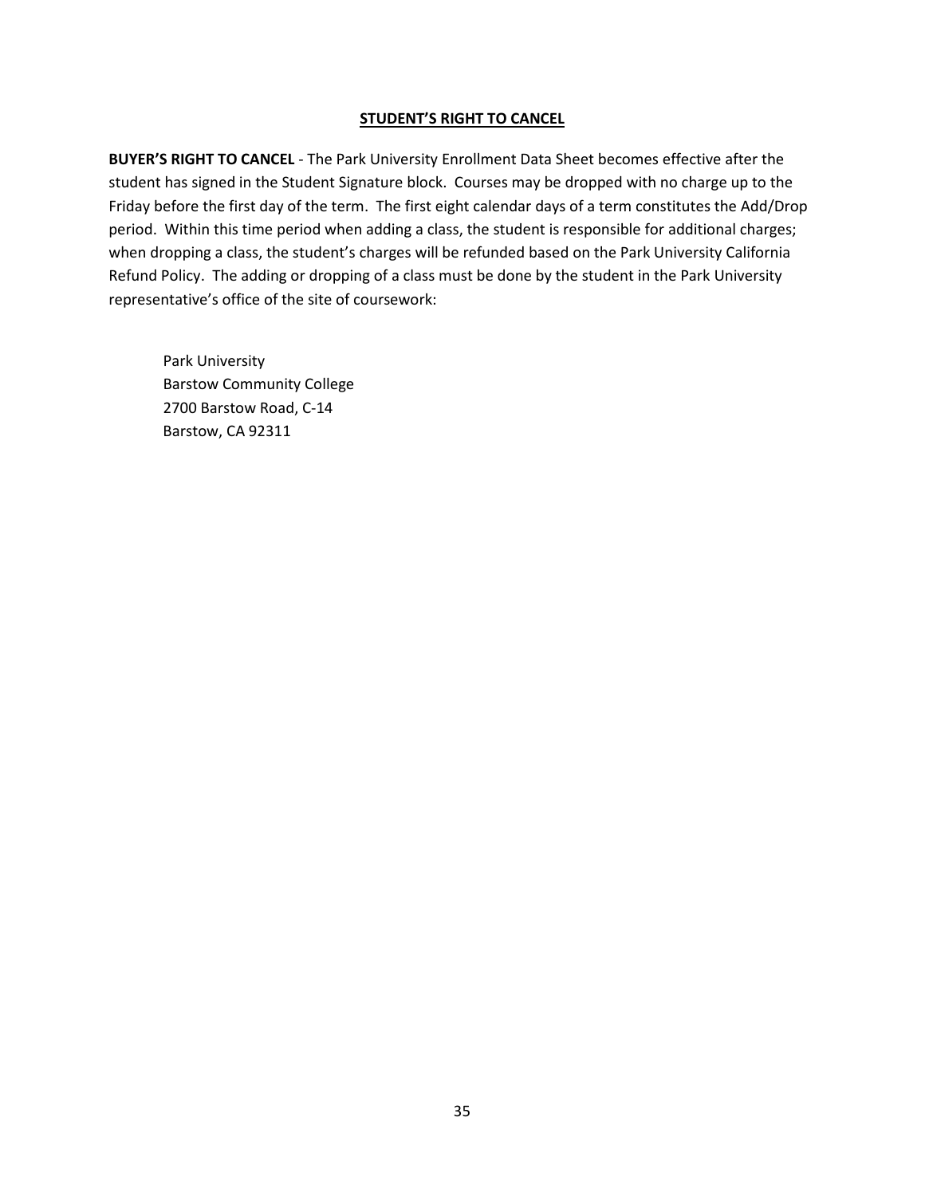## STUDENT'S RIGHT TO CANCEL

**BUYER'S RIGHT TO CANCEL** - The Park University Enrollment Data Sheet becomes effective after the student has signed in the Student Signature block. Courses may be dropped with no charge up to the Friday before the first day of the term. The first eight calendar days of a term constitutes the Add/Drop period. Within this time period when adding a class, the student is responsible for additional charges; when dropping a class, the student's charges will be refunded based on the Park University California Refund Policy. The adding or dropping of a class must be done by the student in the Park University representative's office of the site of coursework:

Park University
Barstow Community College
2700 Barstow Road, C-14
Barstow, CA 92311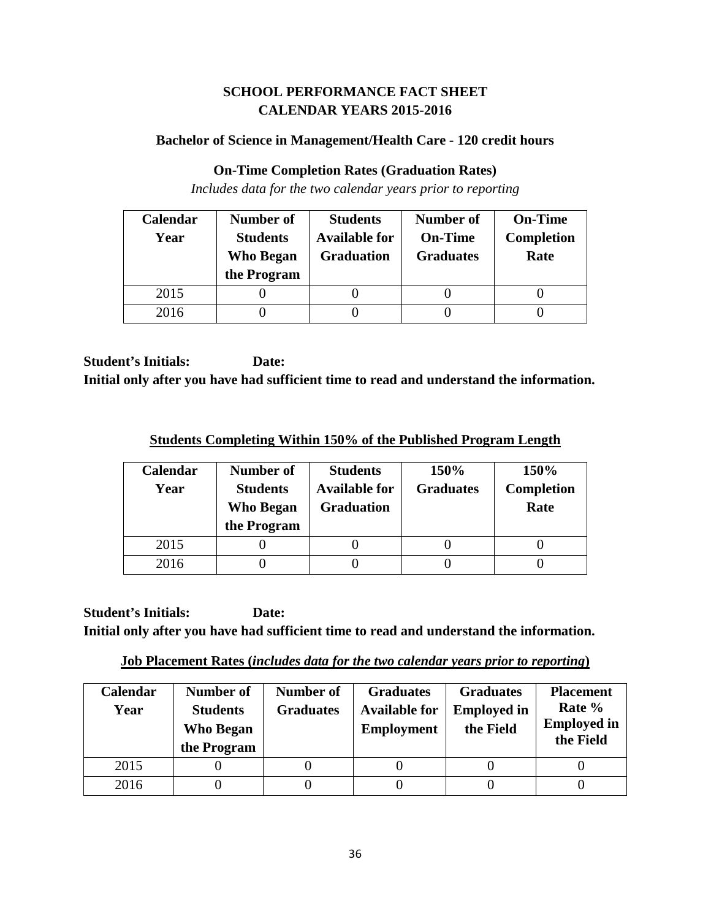# SCHOOL PERFORMANCE FACT SHEET
# CALENDAR YEARS 2015-2016

### Bachelor of Science in Management/Health Care - 120 credit hours

### On-Time Completion Rates (Graduation Rates)

*Includes data for the two calendar years prior to reporting*

| Calendar Year | Number of Students Who Began the Program | Students Available for Graduation | Number of On-Time Graduates | On-Time Completion Rate |
|---|---|---|---|---|
| 2015 | 0 | 0 | 0 | 0 |
| 2016 | 0 | 0 | 0 | 0 |

**Student's Initials:** **Date:**

**Initial only after you have had sufficient time to read and understand the information.**

### Students Completing Within 150% of the Published Program Length

| Calendar Year | Number of Students Who Began the Program | Students Available for Graduation | 150% Graduates | 150% Completion Rate |
|---|---|---|---|---|
| 2015 | 0 | 0 | 0 | 0 |
| 2016 | 0 | 0 | 0 | 0 |

**Student's Initials:** **Date:**

**Initial only after you have had sufficient time to read and understand the information.**

### Job Placement Rates (*includes data for the two calendar years prior to reporting*)

| Calendar Year | Number of Students Who Began the Program | Number of Graduates | Graduates Available for Employment | Graduates Employed in the Field | Placement Rate % Employed in the Field |
|---|---|---|---|---|---|
| 2015 | 0 | 0 | 0 | 0 | 0 |
| 2016 | 0 | 0 | 0 | 0 | 0 |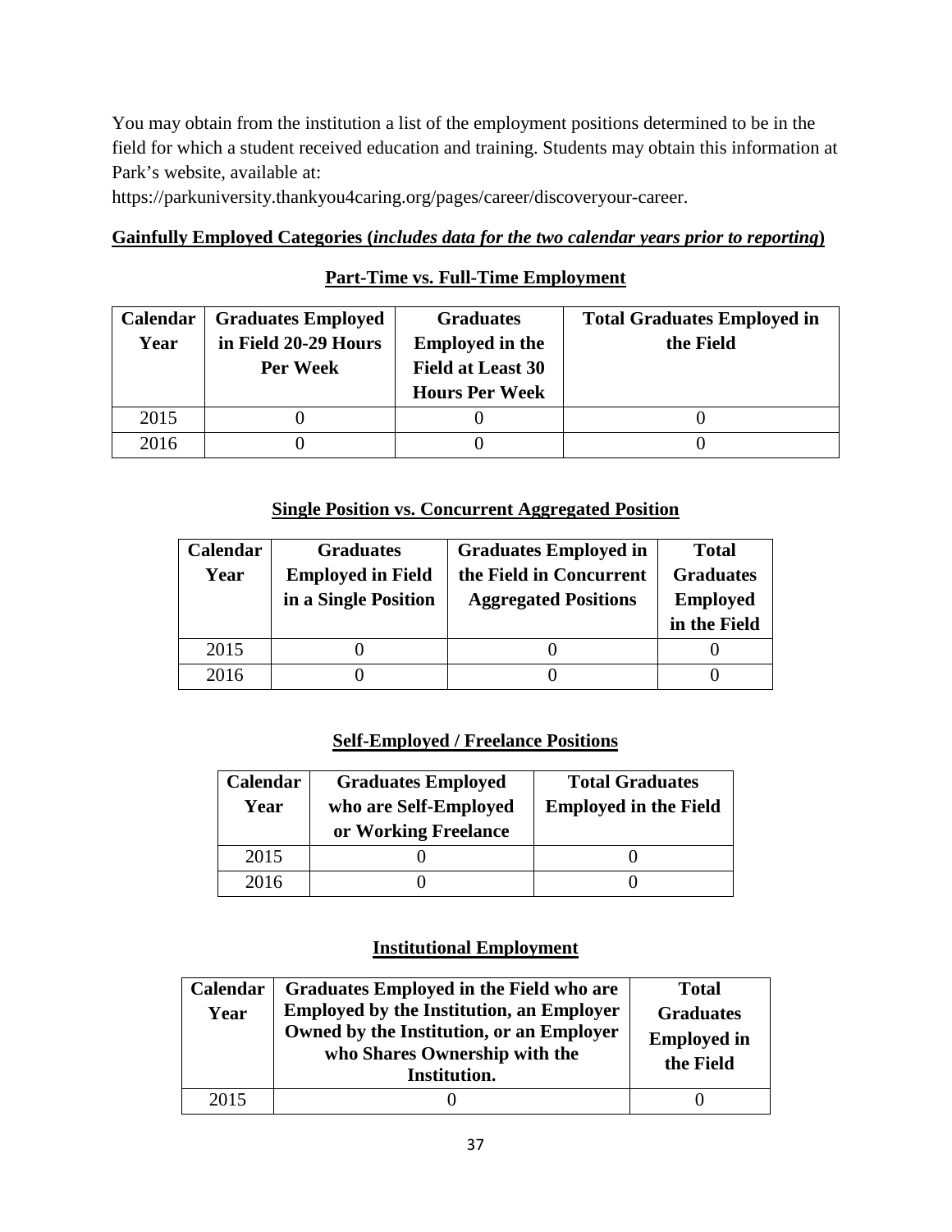You may obtain from the institution a list of the employment positions determined to be in the field for which a student received education and training. Students may obtain this information at Park's website, available at:

https://parkuniversity.thankyou4caring.org/pages/career/discoveryour-career.

**Gainfully Employed Categories (*includes data for the two calendar years prior to reporting*)**

**Part-Time vs. Full-Time Employment**

| Calendar Year | Graduates Employed in Field 20-29 Hours Per Week | Graduates Employed in the Field at Least 30 Hours Per Week | Total Graduates Employed in the Field |
|---|---|---|---|
| 2015 | 0 | 0 | 0 |
| 2016 | 0 | 0 | 0 |

**Single Position vs. Concurrent Aggregated Position**

| Calendar Year | Graduates Employed in Field in a Single Position | Graduates Employed in the Field in Concurrent Aggregated Positions | Total Graduates Employed in the Field |
|---|---|---|---|
| 2015 | 0 | 0 | 0 |
| 2016 | 0 | 0 | 0 |

**Self-Employed / Freelance Positions**

| Calendar Year | Graduates Employed who are Self-Employed or Working Freelance | Total Graduates Employed in the Field |
|---|---|---|
| 2015 | 0 | 0 |
| 2016 | 0 | 0 |

**Institutional Employment**

| Calendar Year | Graduates Employed in the Field who are Employed by the Institution, an Employer Owned by the Institution, or an Employer who Shares Ownership with the Institution. | Total Graduates Employed in the Field |
|---|---|---|
| 2015 | 0 | 0 |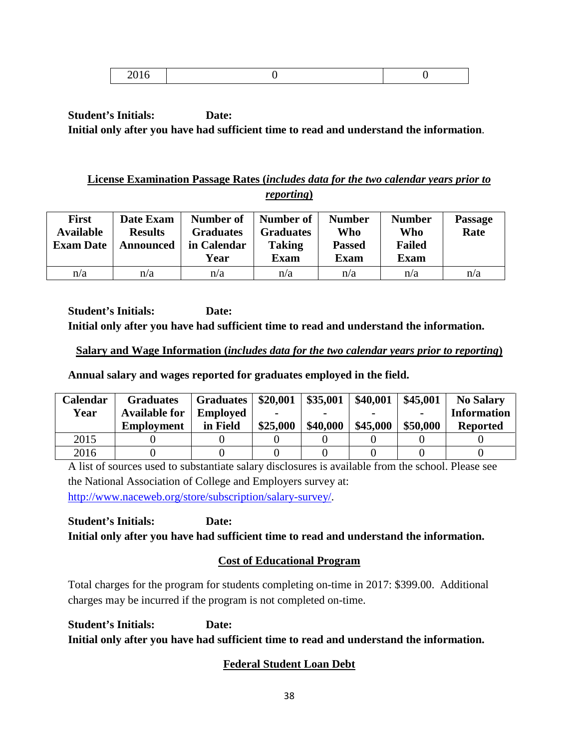| 2016 | 0 | 0 |
|---|---|---|

**Student's Initials: Date:**
**Initial only after you have had sufficient time to read and understand the information**.

**License Examination Passage Rates (*includes data for the two calendar years prior to reporting*)**

| First Available Exam Date | Date Exam Results Announced | Number of Graduates in Calendar Year | Number of Graduates Taking Exam | Number Who Passed Exam | Number Who Failed Exam | Passage Rate |
|---|---|---|---|---|---|---|
| n/a | n/a | n/a | n/a | n/a | n/a | n/a |

**Student's Initials: Date:**
**Initial only after you have had sufficient time to read and understand the information.**

**Salary and Wage Information (*includes data for the two calendar years prior to reporting*)**

**Annual salary and wages reported for graduates employed in the field.**

| Calendar Year | Graduates Available for Employment | Graduates Employed in Field | \$20,001 - \$25,000 | \$35,001 - \$40,000 | \$40,001 - \$45,000 | \$45,001 - \$50,000 | No Salary Information Reported |
|---|---|---|---|---|---|---|---|
| 2015 | 0 | 0 | 0 | 0 | 0 | 0 | 0 |
| 2016 | 0 | 0 | 0 | 0 | 0 | 0 | 0 |

A list of sources used to substantiate salary disclosures is available from the school. Please see the National Association of College and Employers survey at: http://www.naceweb.org/store/subscription/salary-survey/.

**Student's Initials: Date:**
**Initial only after you have had sufficient time to read and understand the information.**

**Cost of Educational Program**

Total charges for the program for students completing on-time in 2017: \$399.00. Additional charges may be incurred if the program is not completed on-time.

**Student's Initials: Date:**
**Initial only after you have had sufficient time to read and understand the information.**

**Federal Student Loan Debt**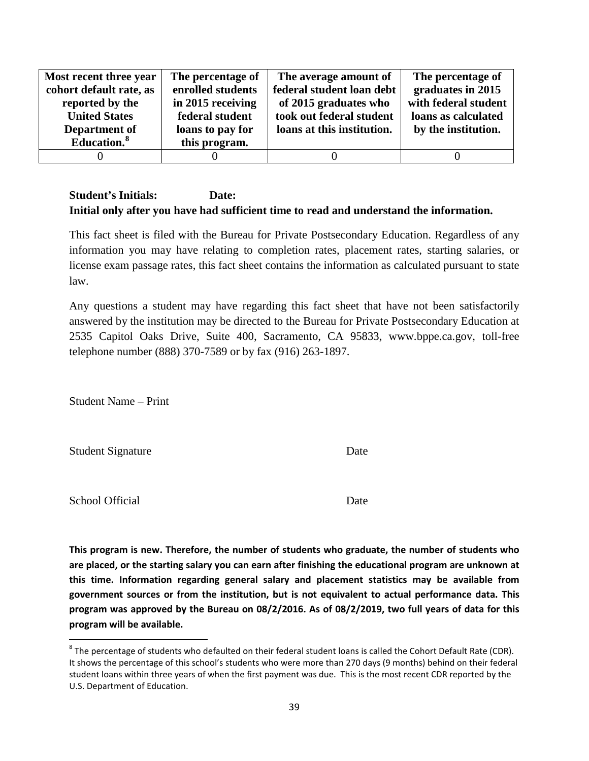| Most recent three year cohort default rate, as reported by the United States Department of Education.[8] | The percentage of enrolled students in 2015 receiving federal student loans to pay for this program. | The average amount of federal student loan debt of 2015 graduates who took out federal student loans at this institution. | The percentage of graduates in 2015 with federal student loans as calculated by the institution. |
|---|---|---|---|
| 0 | 0 | 0 | 0 |

**Student's Initials: Date:**
**Initial only after you have had sufficient time to read and understand the information.**

This fact sheet is filed with the Bureau for Private Postsecondary Education. Regardless of any information you may have relating to completion rates, placement rates, starting salaries, or license exam passage rates, this fact sheet contains the information as calculated pursuant to state law.

Any questions a student may have regarding this fact sheet that have not been satisfactorily answered by the institution may be directed to the Bureau for Private Postsecondary Education at 2535 Capitol Oaks Drive, Suite 400, Sacramento, CA 95833, www.bppe.ca.gov, toll-free telephone number (888) 370-7589 or by fax (916) 263-1897.

Student Name – Print

Student Signature Date

School Official Date

**This program is new. Therefore, the number of students who graduate, the number of students who are placed, or the starting salary you can earn after finishing the educational program are unknown at this time. Information regarding general salary and placement statistics may be available from government sources or from the institution, but is not equivalent to actual performance data. This program was approved by the Bureau on 08/2/2016. As of 08/2/2019, two full years of data for this program will be available.**

[8] The percentage of students who defaulted on their federal student loans is called the Cohort Default Rate (CDR). It shows the percentage of this school's students who were more than 270 days (9 months) behind on their federal student loans within three years of when the first payment was due. This is the most recent CDR reported by the U.S. Department of Education.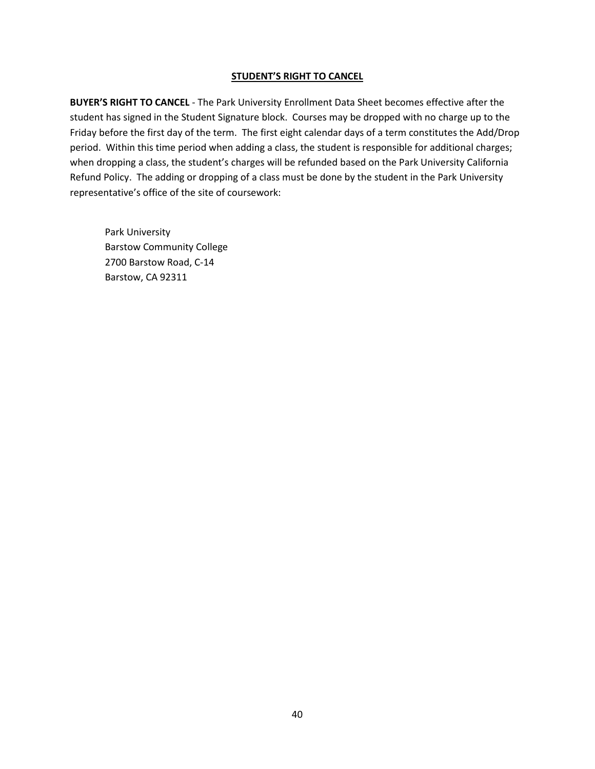## STUDENT'S RIGHT TO CANCEL

**BUYER'S RIGHT TO CANCEL** - The Park University Enrollment Data Sheet becomes effective after the student has signed in the Student Signature block. Courses may be dropped with no charge up to the Friday before the first day of the term. The first eight calendar days of a term constitutes the Add/Drop period. Within this time period when adding a class, the student is responsible for additional charges; when dropping a class, the student's charges will be refunded based on the Park University California Refund Policy. The adding or dropping of a class must be done by the student in the Park University representative's office of the site of coursework:

Park University
Barstow Community College
2700 Barstow Road, C-14
Barstow, CA 92311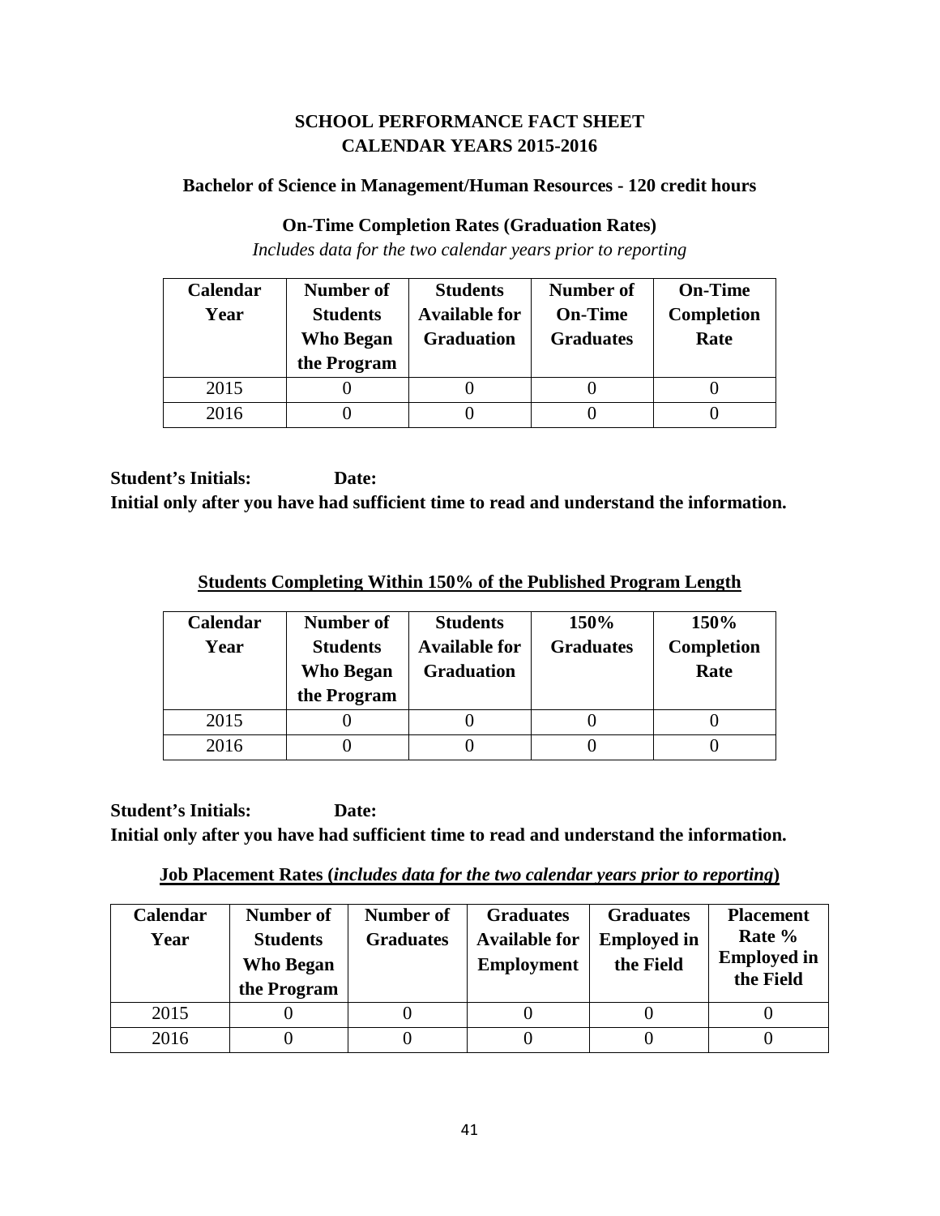# SCHOOL PERFORMANCE FACT SHEET
# CALENDAR YEARS 2015-2016

### Bachelor of Science in Management/Human Resources - 120 credit hours

### On-Time Completion Rates (Graduation Rates)

*Includes data for the two calendar years prior to reporting*

| Calendar Year | Number of Students Who Began the Program | Students Available for Graduation | Number of On-Time Graduates | On-Time Completion Rate |
|---|---|---|---|---|
| 2015 | 0 | 0 | 0 | 0 |
| 2016 | 0 | 0 | 0 | 0 |

**Student's Initials: Date:**

**Initial only after you have had sufficient time to read and understand the information.**

### Students Completing Within 150% of the Published Program Length

| Calendar Year | Number of Students Who Began the Program | Students Available for Graduation | 150% Graduates | 150% Completion Rate |
|---|---|---|---|---|
| 2015 | 0 | 0 | 0 | 0 |
| 2016 | 0 | 0 | 0 | 0 |

**Student's Initials: Date:**

**Initial only after you have had sufficient time to read and understand the information.**

### Job Placement Rates (*includes data for the two calendar years prior to reporting*)

| Calendar Year | Number of Students Who Began the Program | Number of Graduates | Graduates Available for Employment | Graduates Employed in the Field | Placement Rate % Employed in the Field |
|---|---|---|---|---|---|
| 2015 | 0 | 0 | 0 | 0 | 0 |
| 2016 | 0 | 0 | 0 | 0 | 0 |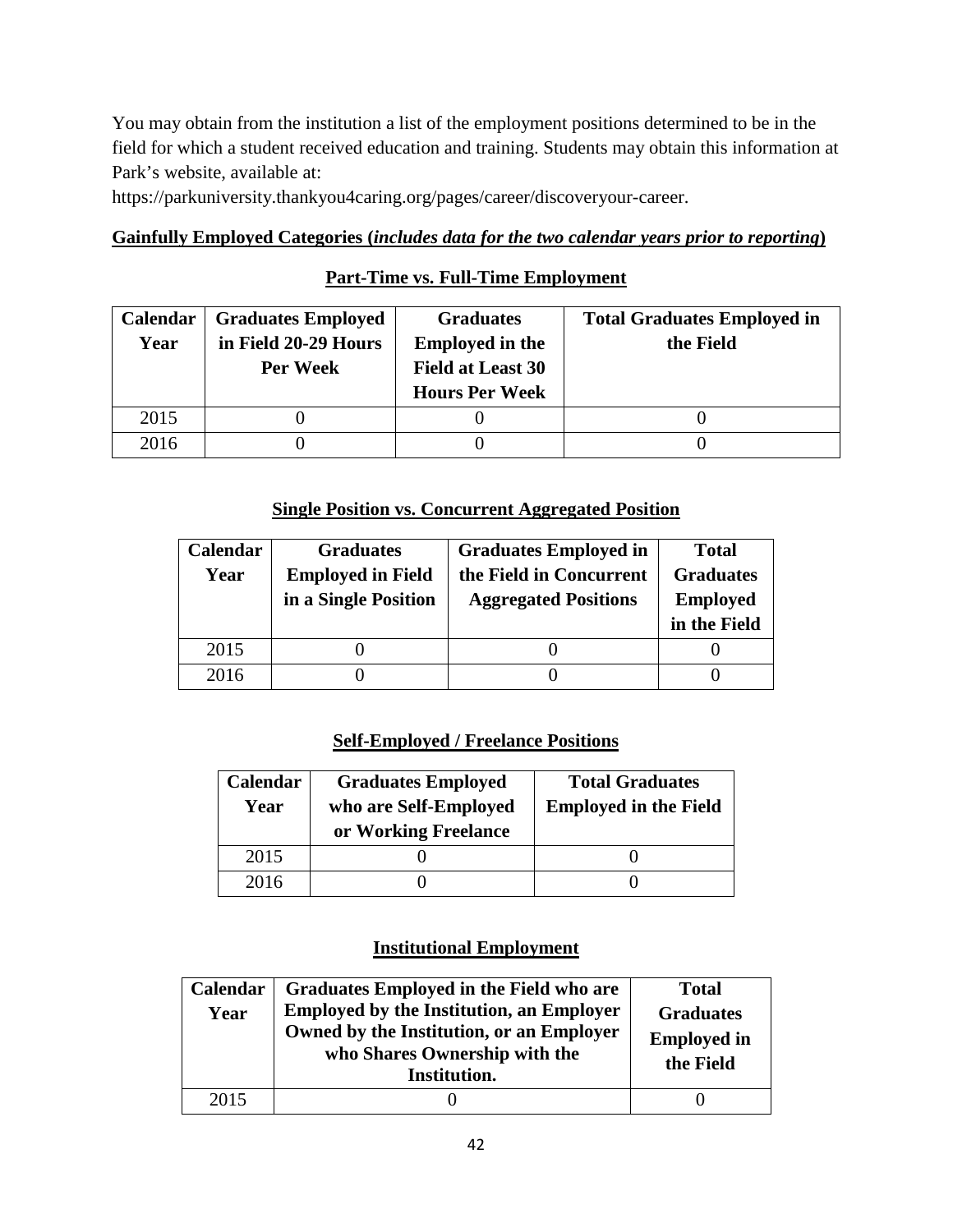You may obtain from the institution a list of the employment positions determined to be in the field for which a student received education and training. Students may obtain this information at Park's website, available at:

https://parkuniversity.thankyou4caring.org/pages/career/discoveryour-career.

**Gainfully Employed Categories (*includes data for the two calendar years prior to reporting*)**

**Part-Time vs. Full-Time Employment**

| Calendar Year | Graduates Employed in Field 20-29 Hours Per Week | Graduates Employed in the Field at Least 30 Hours Per Week | Total Graduates Employed in the Field |
|---|---|---|---|
| 2015 | 0 | 0 | 0 |
| 2016 | 0 | 0 | 0 |

**Single Position vs. Concurrent Aggregated Position**

| Calendar Year | Graduates Employed in Field in a Single Position | Graduates Employed in the Field in Concurrent Aggregated Positions | Total Graduates Employed in the Field |
|---|---|---|---|
| 2015 | 0 | 0 | 0 |
| 2016 | 0 | 0 | 0 |

**Self-Employed / Freelance Positions**

| Calendar Year | Graduates Employed who are Self-Employed or Working Freelance | Total Graduates Employed in the Field |
|---|---|---|
| 2015 | 0 | 0 |
| 2016 | 0 | 0 |

**Institutional Employment**

| Calendar Year | Graduates Employed in the Field who are Employed by the Institution, an Employer Owned by the Institution, or an Employer who Shares Ownership with the Institution. | Total Graduates Employed in the Field |
|---|---|---|
| 2015 | 0 | 0 |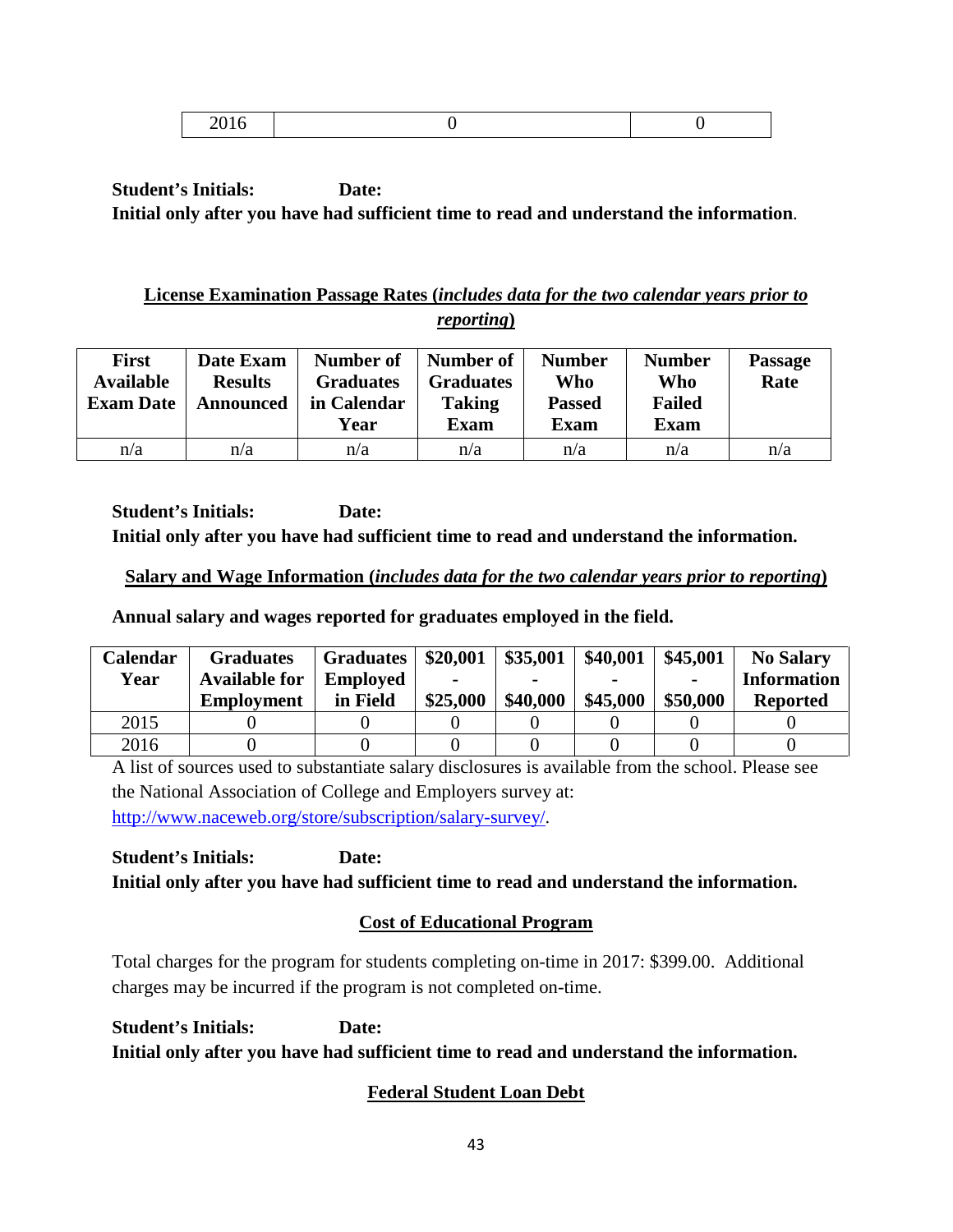| 2016 | 0 | 0 |
|---|---|---|

**Student's Initials: Date:**
**Initial only after you have had sufficient time to read and understand the information**.

**License Examination Passage Rates (*includes data for the two calendar years prior to reporting*)**

| First Available Exam Date | Date Exam Results Announced | Number of Graduates in Calendar Year | Number of Graduates Taking Exam | Number Who Passed Exam | Number Who Failed Exam | Passage Rate |
|---|---|---|---|---|---|---|
| n/a | n/a | n/a | n/a | n/a | n/a | n/a |

**Student's Initials: Date:**
**Initial only after you have had sufficient time to read and understand the information.**

**Salary and Wage Information (*includes data for the two calendar years prior to reporting*)**

**Annual salary and wages reported for graduates employed in the field.**

| Calendar Year | Graduates Available for Employment | Graduates Employed in Field | \$20,001 - \$25,000 | \$35,001 - \$40,000 | \$40,001 - \$45,000 | \$45,001 - \$50,000 | No Salary Information Reported |
|---|---|---|---|---|---|---|---|
| 2015 | 0 | 0 | 0 | 0 | 0 | 0 | 0 |
| 2016 | 0 | 0 | 0 | 0 | 0 | 0 | 0 |

A list of sources used to substantiate salary disclosures is available from the school. Please see the National Association of College and Employers survey at: http://www.naceweb.org/store/subscription/salary-survey/.

**Student's Initials: Date:**
**Initial only after you have had sufficient time to read and understand the information.**

**Cost of Educational Program**

Total charges for the program for students completing on-time in 2017: \$399.00. Additional charges may be incurred if the program is not completed on-time.

**Student's Initials: Date:**
**Initial only after you have had sufficient time to read and understand the information.**

**Federal Student Loan Debt**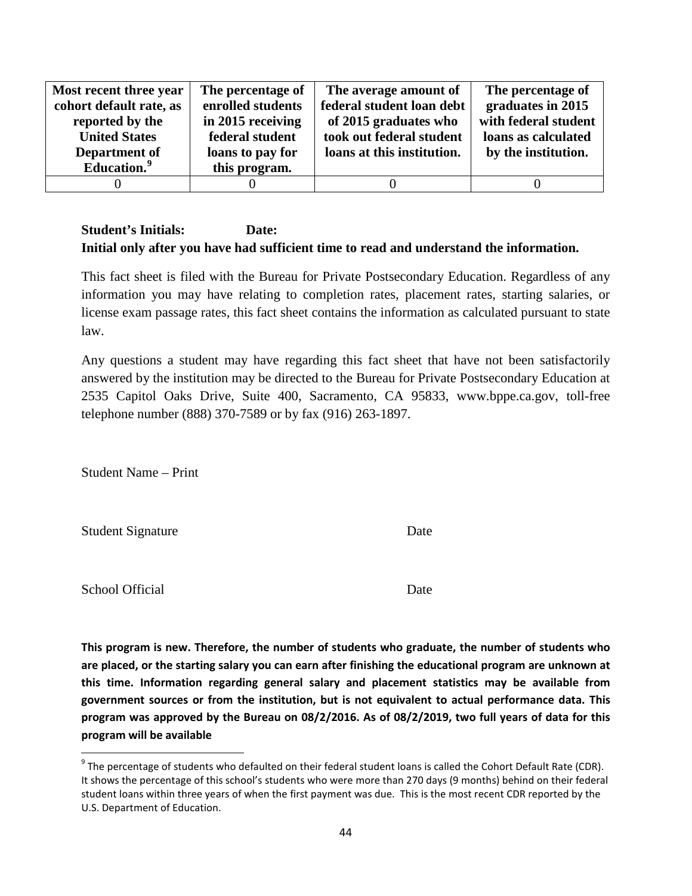| Most recent three year cohort default rate, as reported by the United States Department of Education.[9] | The percentage of enrolled students in 2015 receiving federal student loans to pay for this program. | The average amount of federal student loan debt of 2015 graduates who took out federal student loans at this institution. | The percentage of graduates in 2015 with federal student loans as calculated by the institution. |
|---|---|---|---|
| 0 | 0 | 0 | 0 |

**Student's Initials: Date:**
**Initial only after you have had sufficient time to read and understand the information.**

This fact sheet is filed with the Bureau for Private Postsecondary Education. Regardless of any information you may have relating to completion rates, placement rates, starting salaries, or license exam passage rates, this fact sheet contains the information as calculated pursuant to state law.

Any questions a student may have regarding this fact sheet that have not been satisfactorily answered by the institution may be directed to the Bureau for Private Postsecondary Education at 2535 Capitol Oaks Drive, Suite 400, Sacramento, CA 95833, www.bppe.ca.gov, toll-free telephone number (888) 370-7589 or by fax (916) 263-1897.

Student Name – Print

Student Signature Date

School Official Date

**This program is new. Therefore, the number of students who graduate, the number of students who are placed, or the starting salary you can earn after finishing the educational program are unknown at this time. Information regarding general salary and placement statistics may be available from government sources or from the institution, but is not equivalent to actual performance data. This program was approved by the Bureau on 08/2/2016. As of 08/2/2019, two full years of data for this program will be available**

[9] The percentage of students who defaulted on their federal student loans is called the Cohort Default Rate (CDR). It shows the percentage of this school's students who were more than 270 days (9 months) behind on their federal student loans within three years of when the first payment was due. This is the most recent CDR reported by the U.S. Department of Education.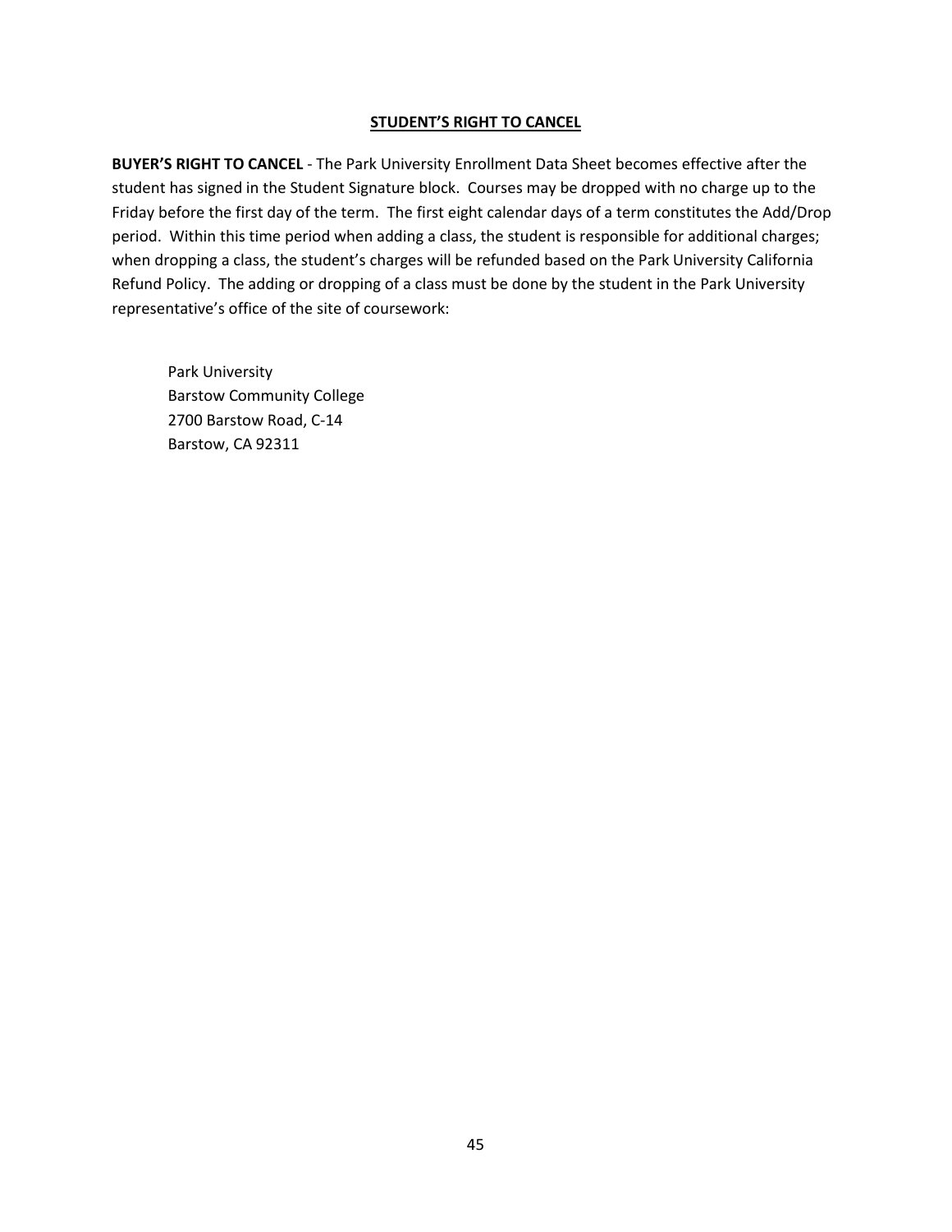## STUDENT'S RIGHT TO CANCEL

**BUYER'S RIGHT TO CANCEL** - The Park University Enrollment Data Sheet becomes effective after the student has signed in the Student Signature block. Courses may be dropped with no charge up to the Friday before the first day of the term. The first eight calendar days of a term constitutes the Add/Drop period. Within this time period when adding a class, the student is responsible for additional charges; when dropping a class, the student's charges will be refunded based on the Park University California Refund Policy. The adding or dropping of a class must be done by the student in the Park University representative's office of the site of coursework:

Park University
Barstow Community College
2700 Barstow Road, C-14
Barstow, CA 92311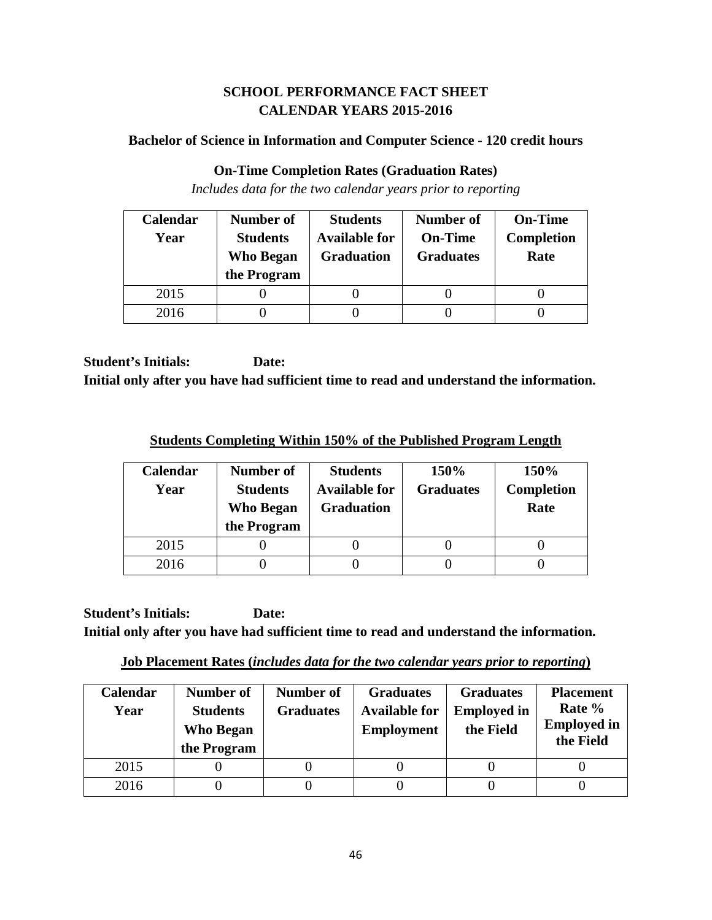## SCHOOL PERFORMANCE FACT SHEET
## CALENDAR YEARS 2015-2016

### Bachelor of Science in Information and Computer Science - 120 credit hours

### On-Time Completion Rates (Graduation Rates)

*Includes data for the two calendar years prior to reporting*

| Calendar Year | Number of Students Who Began the Program | Students Available for Graduation | Number of On-Time Graduates | On-Time Completion Rate |
|---|---|---|---|---|
| 2015 | 0 | 0 | 0 | 0 |
| 2016 | 0 | 0 | 0 | 0 |

**Student's Initials: Date:**

**Initial only after you have had sufficient time to read and understand the information.**

### Students Completing Within 150% of the Published Program Length

| Calendar Year | Number of Students Who Began the Program | Students Available for Graduation | 150% Graduates | 150% Completion Rate |
|---|---|---|---|---|
| 2015 | 0 | 0 | 0 | 0 |
| 2016 | 0 | 0 | 0 | 0 |

**Student's Initials: Date:**

**Initial only after you have had sufficient time to read and understand the information.**

### Job Placement Rates (*includes data for the two calendar years prior to reporting*)

| Calendar Year | Number of Students Who Began the Program | Number of Graduates | Graduates Available for Employment | Graduates Employed in the Field | Placement Rate % Employed in the Field |
|---|---|---|---|---|---|
| 2015 | 0 | 0 | 0 | 0 | 0 |
| 2016 | 0 | 0 | 0 | 0 | 0 |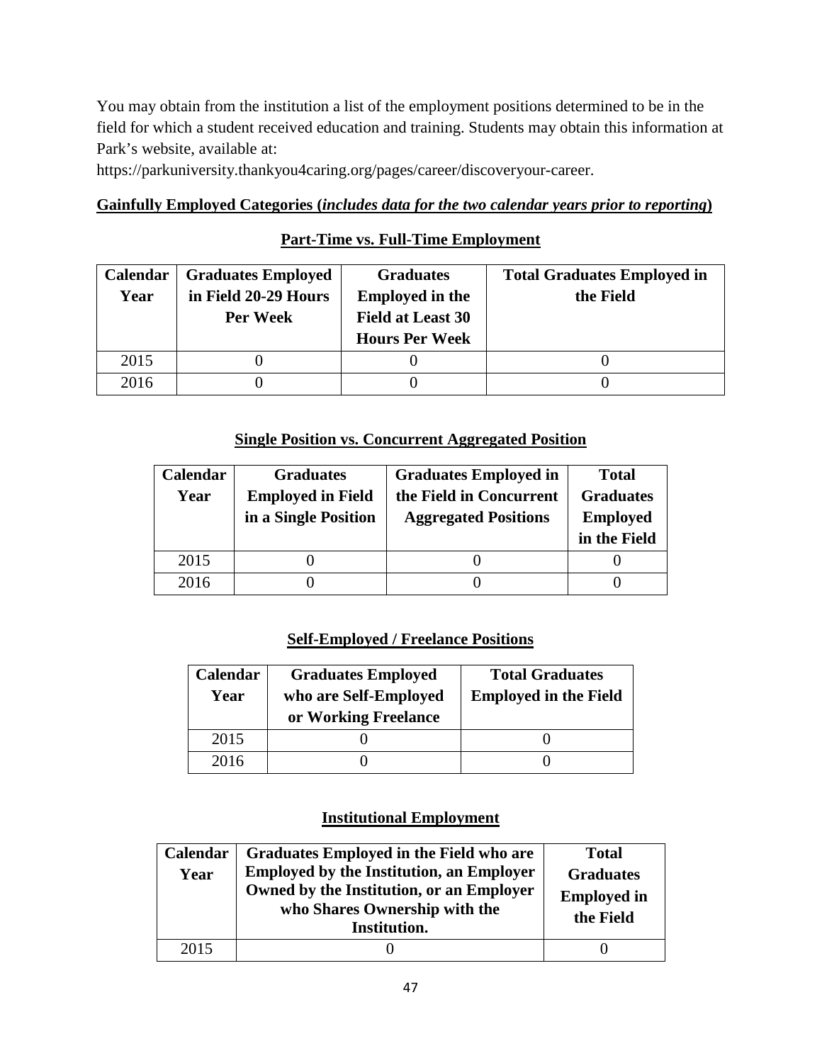You may obtain from the institution a list of the employment positions determined to be in the field for which a student received education and training. Students may obtain this information at Park's website, available at:

https://parkuniversity.thankyou4caring.org/pages/career/discoveryour-career.

**Gainfully Employed Categories (*includes data for the two calendar years prior to reporting*)**

**Part-Time vs. Full-Time Employment**

| Calendar Year | Graduates Employed in Field 20-29 Hours Per Week | Graduates Employed in the Field at Least 30 Hours Per Week | Total Graduates Employed in the Field |
|---|---|---|---|
| 2015 | 0 | 0 | 0 |
| 2016 | 0 | 0 | 0 |

**Single Position vs. Concurrent Aggregated Position**

| Calendar Year | Graduates Employed in Field in a Single Position | Graduates Employed in the Field in Concurrent Aggregated Positions | Total Graduates Employed in the Field |
|---|---|---|---|
| 2015 | 0 | 0 | 0 |
| 2016 | 0 | 0 | 0 |

**Self-Employed / Freelance Positions**

| Calendar Year | Graduates Employed who are Self-Employed or Working Freelance | Total Graduates Employed in the Field |
|---|---|---|
| 2015 | 0 | 0 |
| 2016 | 0 | 0 |

**Institutional Employment**

| Calendar Year | Graduates Employed in the Field who are Employed by the Institution, an Employer Owned by the Institution, or an Employer who Shares Ownership with the Institution. | Total Graduates Employed in the Field |
|---|---|---|
| 2015 | 0 | 0 |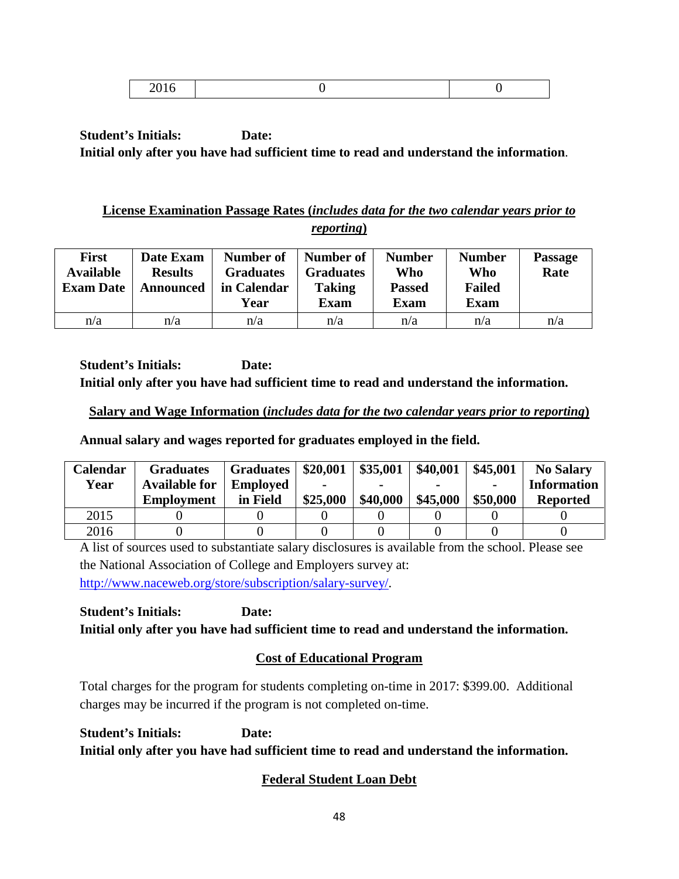| 2016 | 0 | 0 |
|---|---|---|

**Student's Initials: Date:**
**Initial only after you have had sufficient time to read and understand the information**.

## License Examination Passage Rates (*includes data for the two calendar years prior to reporting*)

| First Available Exam Date | Date Exam Results Announced | Number of Graduates in Calendar Year | Number of Graduates Taking Exam | Number Who Passed Exam | Number Who Failed Exam | Passage Rate |
|---|---|---|---|---|---|---|
| n/a | n/a | n/a | n/a | n/a | n/a | n/a |

**Student's Initials: Date:**
**Initial only after you have had sufficient time to read and understand the information.**

## Salary and Wage Information (*includes data for the two calendar years prior to reporting*)

**Annual salary and wages reported for graduates employed in the field.**

| Calendar Year | Graduates Available for Employment | Graduates Employed in Field | $20,001 - $25,000 | $35,001 - $40,000 | $40,001 - $45,000 | $45,001 - $50,000 | No Salary Information Reported |
|---|---|---|---|---|---|---|---|
| 2015 | 0 | 0 | 0 | 0 | 0 | 0 | 0 |
| 2016 | 0 | 0 | 0 | 0 | 0 | 0 | 0 |

A list of sources used to substantiate salary disclosures is available from the school. Please see the National Association of College and Employers survey at: http://www.naceweb.org/store/subscription/salary-survey/.

**Student's Initials: Date:**
**Initial only after you have had sufficient time to read and understand the information.**

## Cost of Educational Program

Total charges for the program for students completing on-time in 2017: $399.00. Additional charges may be incurred if the program is not completed on-time.

**Student's Initials: Date:**
**Initial only after you have had sufficient time to read and understand the information.**

## Federal Student Loan Debt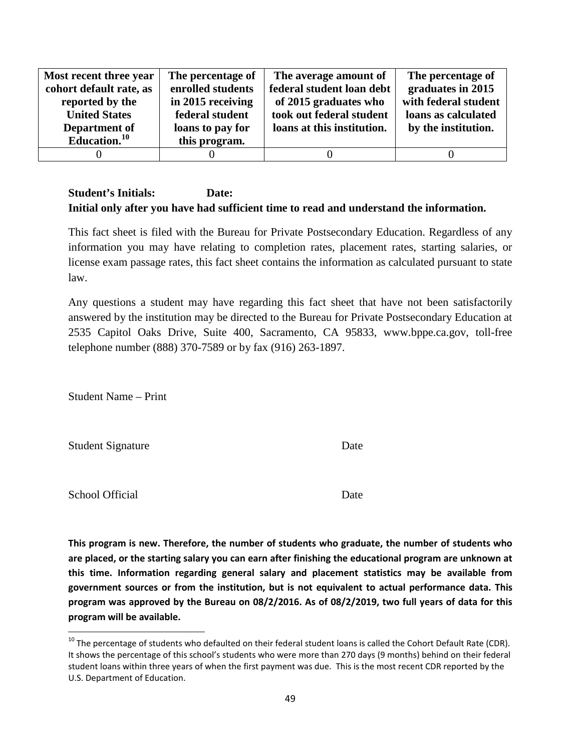| Most recent three year cohort default rate, as reported by the United States Department of Education.[10] | The percentage of enrolled students in 2015 receiving federal student loans to pay for this program. | The average amount of federal student loan debt of 2015 graduates who took out federal student loans at this institution. | The percentage of graduates in 2015 with federal student loans as calculated by the institution. |
|---|---|---|---|
| 0 | 0 | 0 | 0 |

**Student's Initials: Date:**
**Initial only after you have had sufficient time to read and understand the information.**

This fact sheet is filed with the Bureau for Private Postsecondary Education. Regardless of any information you may have relating to completion rates, placement rates, starting salaries, or license exam passage rates, this fact sheet contains the information as calculated pursuant to state law.

Any questions a student may have regarding this fact sheet that have not been satisfactorily answered by the institution may be directed to the Bureau for Private Postsecondary Education at 2535 Capitol Oaks Drive, Suite 400, Sacramento, CA 95833, www.bppe.ca.gov, toll-free telephone number (888) 370-7589 or by fax (916) 263-1897.

Student Name – Print

Student Signature Date

School Official Date

**This program is new. Therefore, the number of students who graduate, the number of students who are placed, or the starting salary you can earn after finishing the educational program are unknown at this time. Information regarding general salary and placement statistics may be available from government sources or from the institution, but is not equivalent to actual performance data. This program was approved by the Bureau on 08/2/2016. As of 08/2/2019, two full years of data for this program will be available.**

[10] The percentage of students who defaulted on their federal student loans is called the Cohort Default Rate (CDR). It shows the percentage of this school's students who were more than 270 days (9 months) behind on their federal student loans within three years of when the first payment was due. This is the most recent CDR reported by the U.S. Department of Education.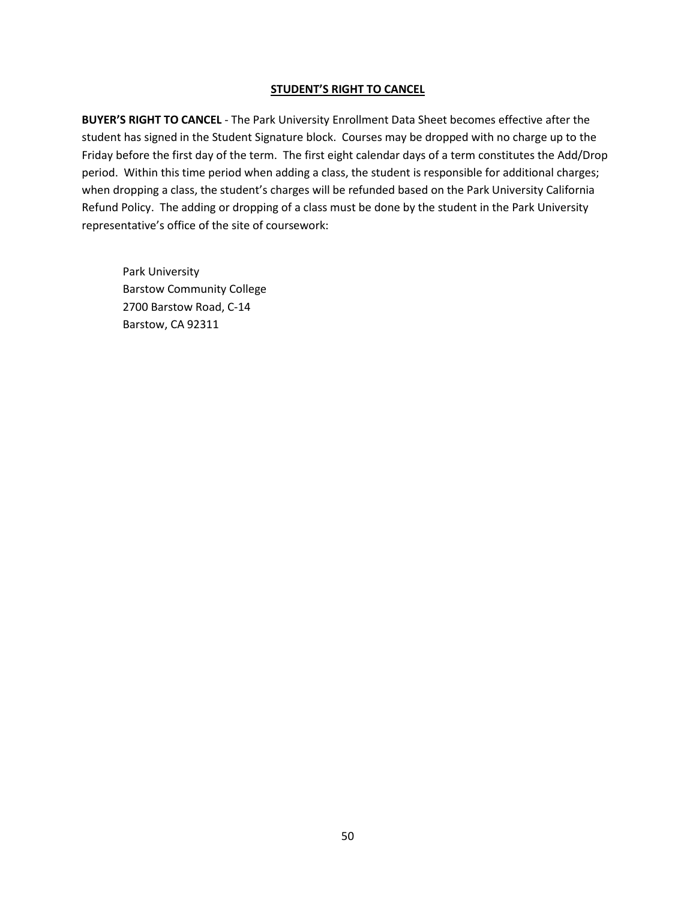## STUDENT'S RIGHT TO CANCEL

**BUYER'S RIGHT TO CANCEL** - The Park University Enrollment Data Sheet becomes effective after the student has signed in the Student Signature block. Courses may be dropped with no charge up to the Friday before the first day of the term. The first eight calendar days of a term constitutes the Add/Drop period. Within this time period when adding a class, the student is responsible for additional charges; when dropping a class, the student's charges will be refunded based on the Park University California Refund Policy. The adding or dropping of a class must be done by the student in the Park University representative's office of the site of coursework:

Park University
Barstow Community College
2700 Barstow Road, C-14
Barstow, CA 92311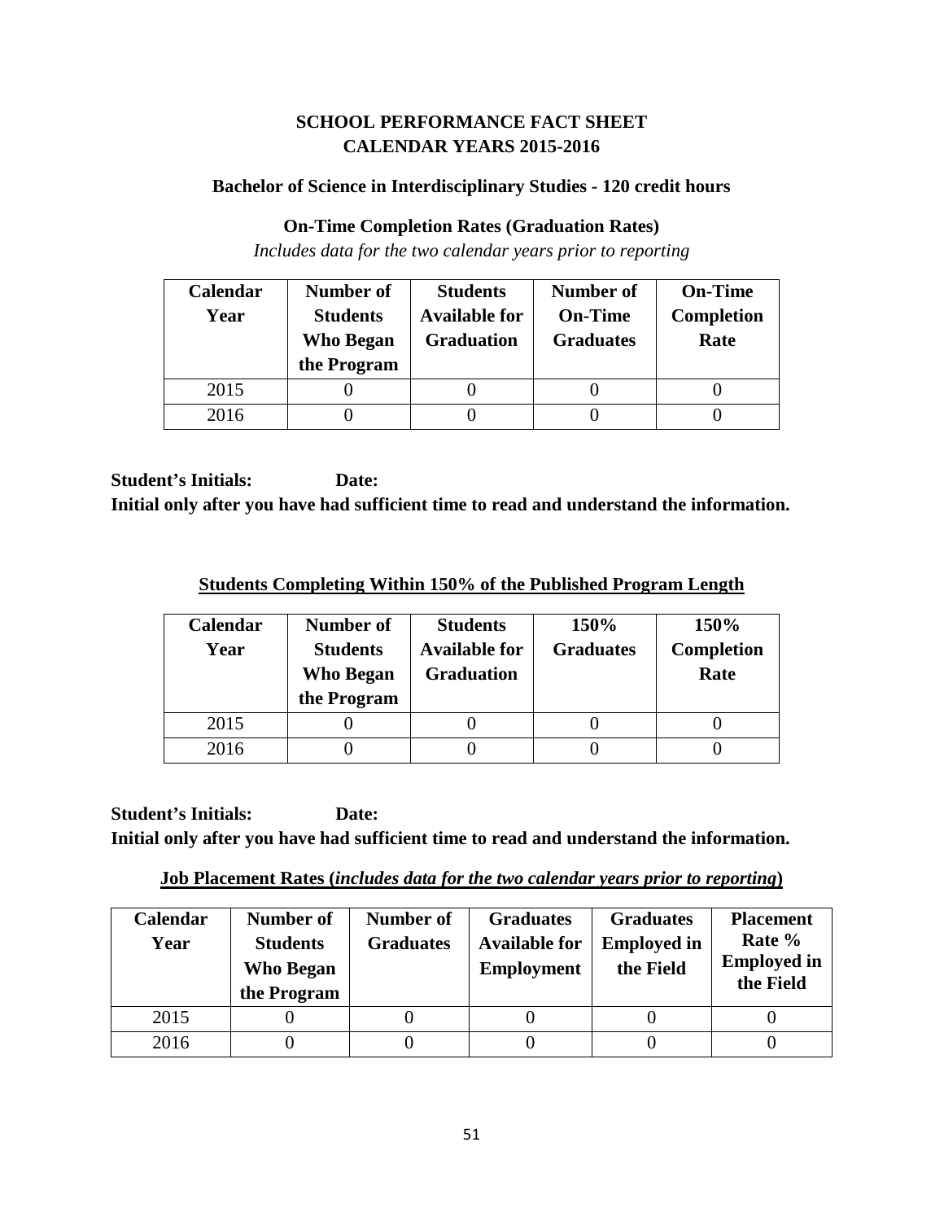## SCHOOL PERFORMANCE FACT SHEET
## CALENDAR YEARS 2015-2016

### Bachelor of Science in Interdisciplinary Studies - 120 credit hours

**On-Time Completion Rates (Graduation Rates)**

*Includes data for the two calendar years prior to reporting*

| Calendar Year | Number of Students Who Began the Program | Students Available for Graduation | Number of On-Time Graduates | On-Time Completion Rate |
|---|---|---|---|---|
| 2015 | 0 | 0 | 0 | 0 |
| 2016 | 0 | 0 | 0 | 0 |

**Student's Initials: Date:**
**Initial only after you have had sufficient time to read and understand the information.**

**Students Completing Within 150% of the Published Program Length**

| Calendar Year | Number of Students Who Began the Program | Students Available for Graduation | 150% Graduates | 150% Completion Rate |
|---|---|---|---|---|
| 2015 | 0 | 0 | 0 | 0 |
| 2016 | 0 | 0 | 0 | 0 |

**Student's Initials: Date:**
**Initial only after you have had sufficient time to read and understand the information.**

**Job Placement Rates (*includes data for the two calendar years prior to reporting*)**

| Calendar Year | Number of Students Who Began the Program | Number of Graduates | Graduates Available for Employment | Graduates Employed in the Field | Placement Rate % Employed in the Field |
|---|---|---|---|---|---|
| 2015 | 0 | 0 | 0 | 0 | 0 |
| 2016 | 0 | 0 | 0 | 0 | 0 |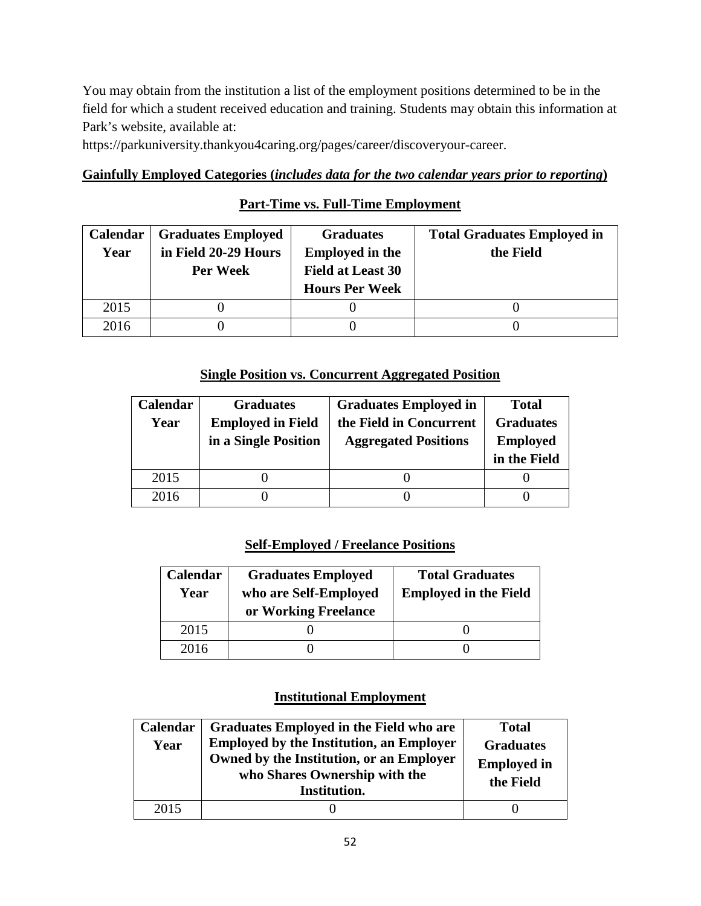You may obtain from the institution a list of the employment positions determined to be in the field for which a student received education and training. Students may obtain this information at Park's website, available at:

https://parkuniversity.thankyou4caring.org/pages/career/discoveryour-career.

**Gainfully Employed Categories (*includes data for the two calendar years prior to reporting*)**

**Part-Time vs. Full-Time Employment**

| Calendar Year | Graduates Employed in Field 20-29 Hours Per Week | Graduates Employed in the Field at Least 30 Hours Per Week | Total Graduates Employed in the Field |
|---|---|---|---|
| 2015 | 0 | 0 | 0 |
| 2016 | 0 | 0 | 0 |

**Single Position vs. Concurrent Aggregated Position**

| Calendar Year | Graduates Employed in Field in a Single Position | Graduates Employed in the Field in Concurrent Aggregated Positions | Total Graduates Employed in the Field |
|---|---|---|---|
| 2015 | 0 | 0 | 0 |
| 2016 | 0 | 0 | 0 |

**Self-Employed / Freelance Positions**

| Calendar Year | Graduates Employed who are Self-Employed or Working Freelance | Total Graduates Employed in the Field |
|---|---|---|
| 2015 | 0 | 0 |
| 2016 | 0 | 0 |

**Institutional Employment**

| Calendar Year | Graduates Employed in the Field who are Employed by the Institution, an Employer Owned by the Institution, or an Employer who Shares Ownership with the Institution. | Total Graduates Employed in the Field |
|---|---|---|
| 2015 | 0 | 0 |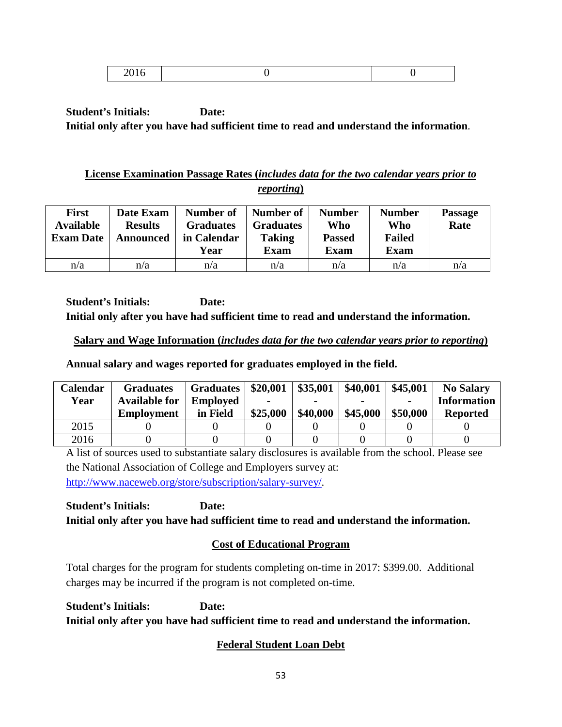| 2016 | 0 | 0 |
|---|---|---|

**Student's Initials: Date:**

**Initial only after you have had sufficient time to read and understand the information**.

**License Examination Passage Rates (*includes data for the two calendar years prior to reporting*)**

| First Available Exam Date | Date Exam Results Announced | Number of Graduates in Calendar Year | Number of Graduates Taking Exam | Number Who Passed Exam | Number Who Failed Exam | Passage Rate |
|---|---|---|---|---|---|---|
| n/a | n/a | n/a | n/a | n/a | n/a | n/a |

**Student's Initials: Date:**

**Initial only after you have had sufficient time to read and understand the information.**

**Salary and Wage Information (*includes data for the two calendar years prior to reporting*)**

**Annual salary and wages reported for graduates employed in the field.**

| Calendar Year | Graduates Available for Employment | Graduates Employed in Field | $20,001 - $25,000 | $35,001 - $40,000 | $40,001 - $45,000 | $45,001 - $50,000 | No Salary Information Reported |
|---|---|---|---|---|---|---|---|
| 2015 | 0 | 0 | 0 | 0 | 0 | 0 | 0 |
| 2016 | 0 | 0 | 0 | 0 | 0 | 0 | 0 |

A list of sources used to substantiate salary disclosures is available from the school. Please see the National Association of College and Employers survey at: http://www.naceweb.org/store/subscription/salary-survey/.

**Student's Initials: Date:**

**Initial only after you have had sufficient time to read and understand the information.**

**Cost of Educational Program**

Total charges for the program for students completing on-time in 2017: $399.00. Additional charges may be incurred if the program is not completed on-time.

**Student's Initials: Date:**

**Initial only after you have had sufficient time to read and understand the information.**

**Federal Student Loan Debt**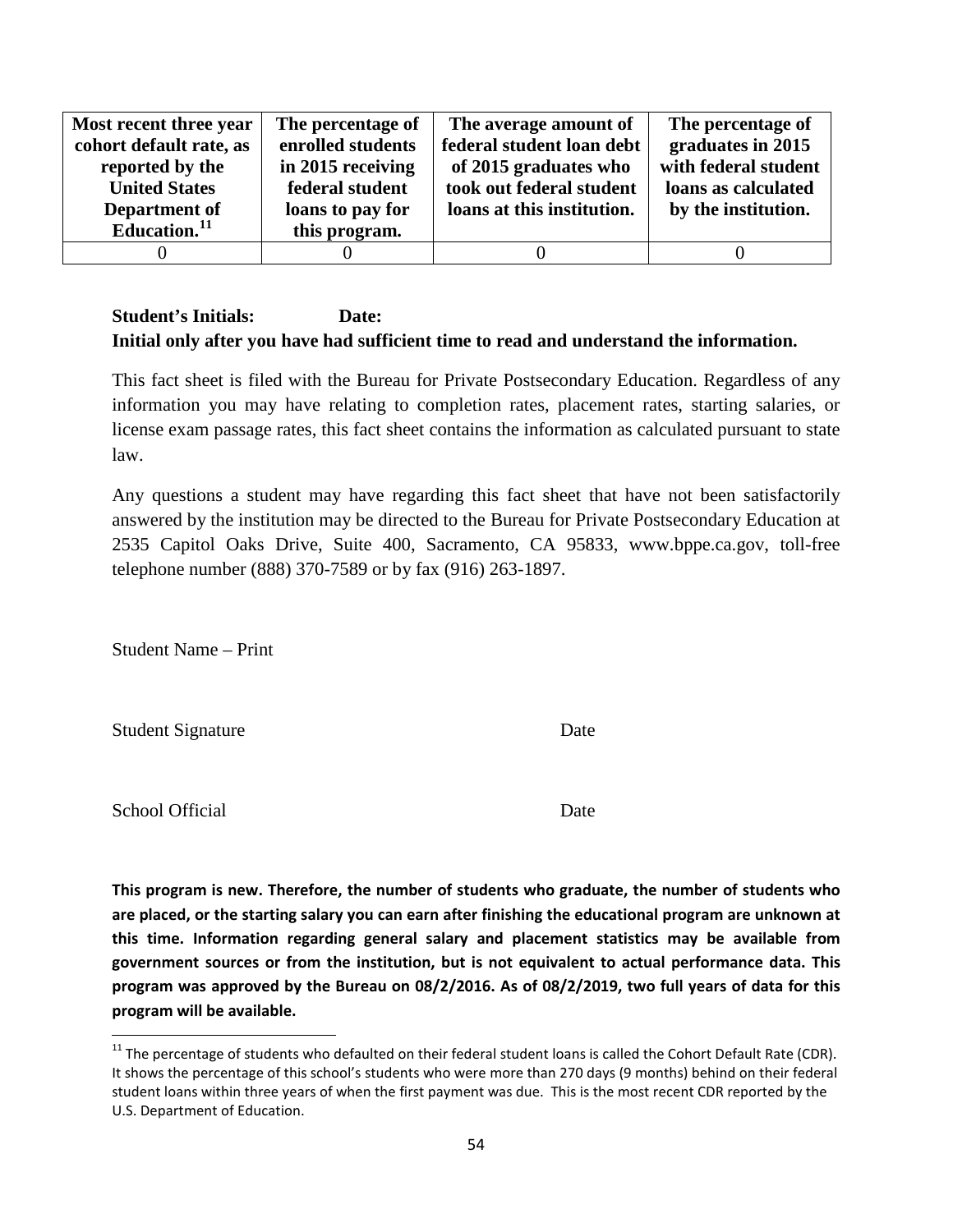| Most recent three year cohort default rate, as reported by the United States Department of Education.[11] | The percentage of enrolled students in 2015 receiving federal student loans to pay for this program. | The average amount of federal student loan debt of 2015 graduates who took out federal student loans at this institution. | The percentage of graduates in 2015 with federal student loans as calculated by the institution. |
|---|---|---|---|
| 0 | 0 | 0 | 0 |

**Student's Initials: Date:**
**Initial only after you have had sufficient time to read and understand the information.**

This fact sheet is filed with the Bureau for Private Postsecondary Education. Regardless of any information you may have relating to completion rates, placement rates, starting salaries, or license exam passage rates, this fact sheet contains the information as calculated pursuant to state law.

Any questions a student may have regarding this fact sheet that have not been satisfactorily answered by the institution may be directed to the Bureau for Private Postsecondary Education at 2535 Capitol Oaks Drive, Suite 400, Sacramento, CA 95833, www.bppe.ca.gov, toll-free telephone number (888) 370-7589 or by fax (916) 263-1897.

Student Name – Print

Student Signature Date

School Official Date

**This program is new. Therefore, the number of students who graduate, the number of students who are placed, or the starting salary you can earn after finishing the educational program are unknown at this time. Information regarding general salary and placement statistics may be available from government sources or from the institution, but is not equivalent to actual performance data. This program was approved by the Bureau on 08/2/2016. As of 08/2/2019, two full years of data for this program will be available.**

[11] The percentage of students who defaulted on their federal student loans is called the Cohort Default Rate (CDR). It shows the percentage of this school's students who were more than 270 days (9 months) behind on their federal student loans within three years of when the first payment was due. This is the most recent CDR reported by the U.S. Department of Education.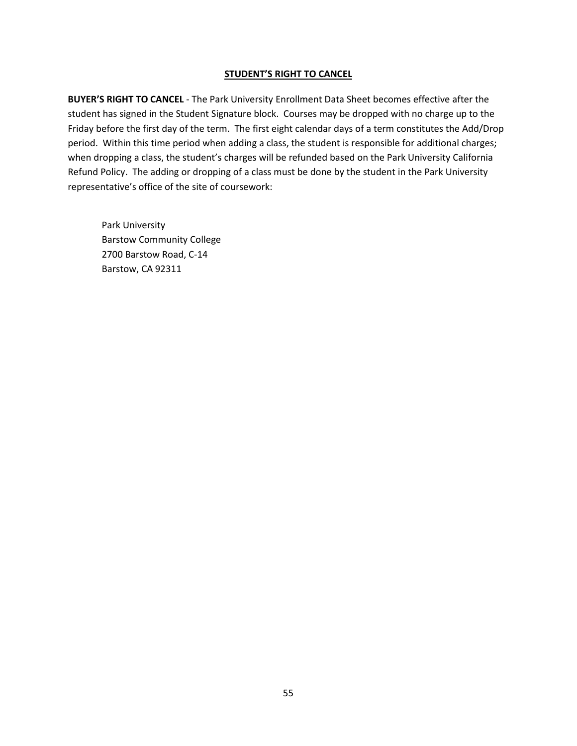## STUDENT’S RIGHT TO CANCEL

**BUYER’S RIGHT TO CANCEL** - The Park University Enrollment Data Sheet becomes effective after the student has signed in the Student Signature block. Courses may be dropped with no charge up to the Friday before the first day of the term. The first eight calendar days of a term constitutes the Add/Drop period. Within this time period when adding a class, the student is responsible for additional charges; when dropping a class, the student’s charges will be refunded based on the Park University California Refund Policy. The adding or dropping of a class must be done by the student in the Park University representative’s office of the site of coursework:

Park University
Barstow Community College
2700 Barstow Road, C-14
Barstow, CA 92311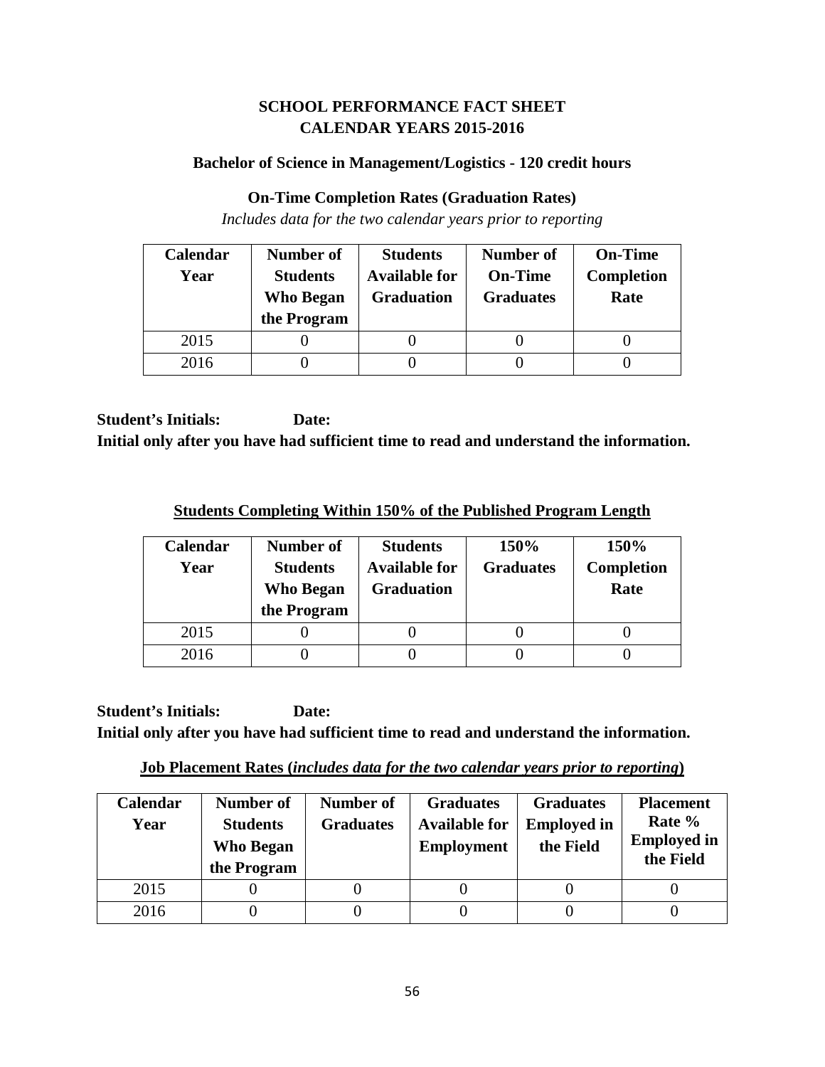## SCHOOL PERFORMANCE FACT SHEET
## CALENDAR YEARS 2015-2016

### Bachelor of Science in Management/Logistics - 120 credit hours

### On-Time Completion Rates (Graduation Rates)

*Includes data for the two calendar years prior to reporting*

| Calendar Year | Number of Students Who Began the Program | Students Available for Graduation | Number of On-Time Graduates | On-Time Completion Rate |
|---|---|---|---|---|
| 2015 | 0 | 0 | 0 | 0 |
| 2016 | 0 | 0 | 0 | 0 |

**Student's Initials: Date:**
**Initial only after you have had sufficient time to read and understand the information.**

**<u>Students Completing Within 150% of the Published Program Length</u>**

| Calendar Year | Number of Students Who Began the Program | Students Available for Graduation | 150% Graduates | 150% Completion Rate |
|---|---|---|---|---|
| 2015 | 0 | 0 | 0 | 0 |
| 2016 | 0 | 0 | 0 | 0 |

**Student's Initials: Date:**
**Initial only after you have had sufficient time to read and understand the information.**

**<u>Job Placement Rates (*includes data for the two calendar years prior to reporting*)</u>**

| Calendar Year | Number of Students Who Began the Program | Number of Graduates | Graduates Available for Employment | Graduates Employed in the Field | Placement Rate % Employed in the Field |
|---|---|---|---|---|---|
| 2015 | 0 | 0 | 0 | 0 | 0 |
| 2016 | 0 | 0 | 0 | 0 | 0 |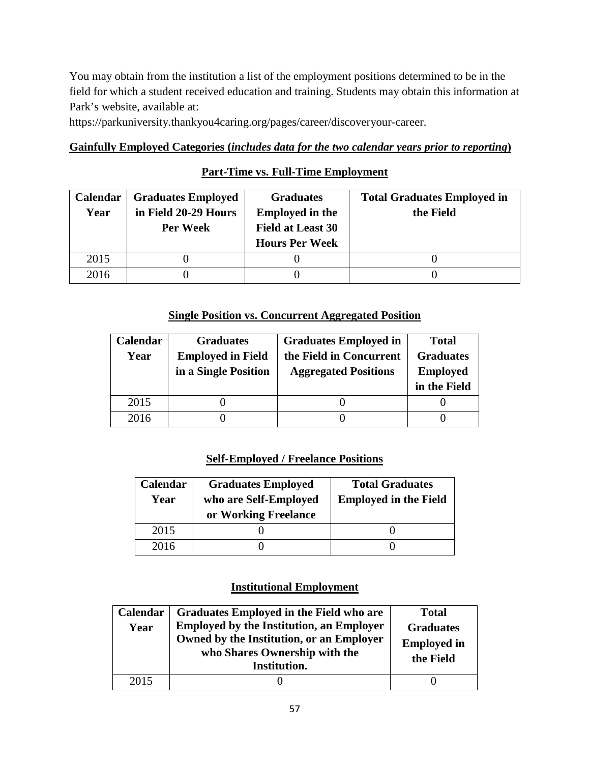You may obtain from the institution a list of the employment positions determined to be in the field for which a student received education and training. Students may obtain this information at Park's website, available at:

https://parkuniversity.thankyou4caring.org/pages/career/discoveryour-career.

**Gainfully Employed Categories (*includes data for the two calendar years prior to reporting*)**

**Part-Time vs. Full-Time Employment**

| Calendar Year | Graduates Employed in Field 20-29 Hours Per Week | Graduates Employed in the Field at Least 30 Hours Per Week | Total Graduates Employed in the Field |
|---|---|---|---|
| 2015 | 0 | 0 | 0 |
| 2016 | 0 | 0 | 0 |

**Single Position vs. Concurrent Aggregated Position**

| Calendar Year | Graduates Employed in Field in a Single Position | Graduates Employed in the Field in Concurrent Aggregated Positions | Total Graduates Employed in the Field |
|---|---|---|---|
| 2015 | 0 | 0 | 0 |
| 2016 | 0 | 0 | 0 |

**Self-Employed / Freelance Positions**

| Calendar Year | Graduates Employed who are Self-Employed or Working Freelance | Total Graduates Employed in the Field |
|---|---|---|
| 2015 | 0 | 0 |
| 2016 | 0 | 0 |

**Institutional Employment**

| Calendar Year | Graduates Employed in the Field who are Employed by the Institution, an Employer Owned by the Institution, or an Employer who Shares Ownership with the Institution. | Total Graduates Employed in the Field |
|---|---|---|
| 2015 | 0 | 0 |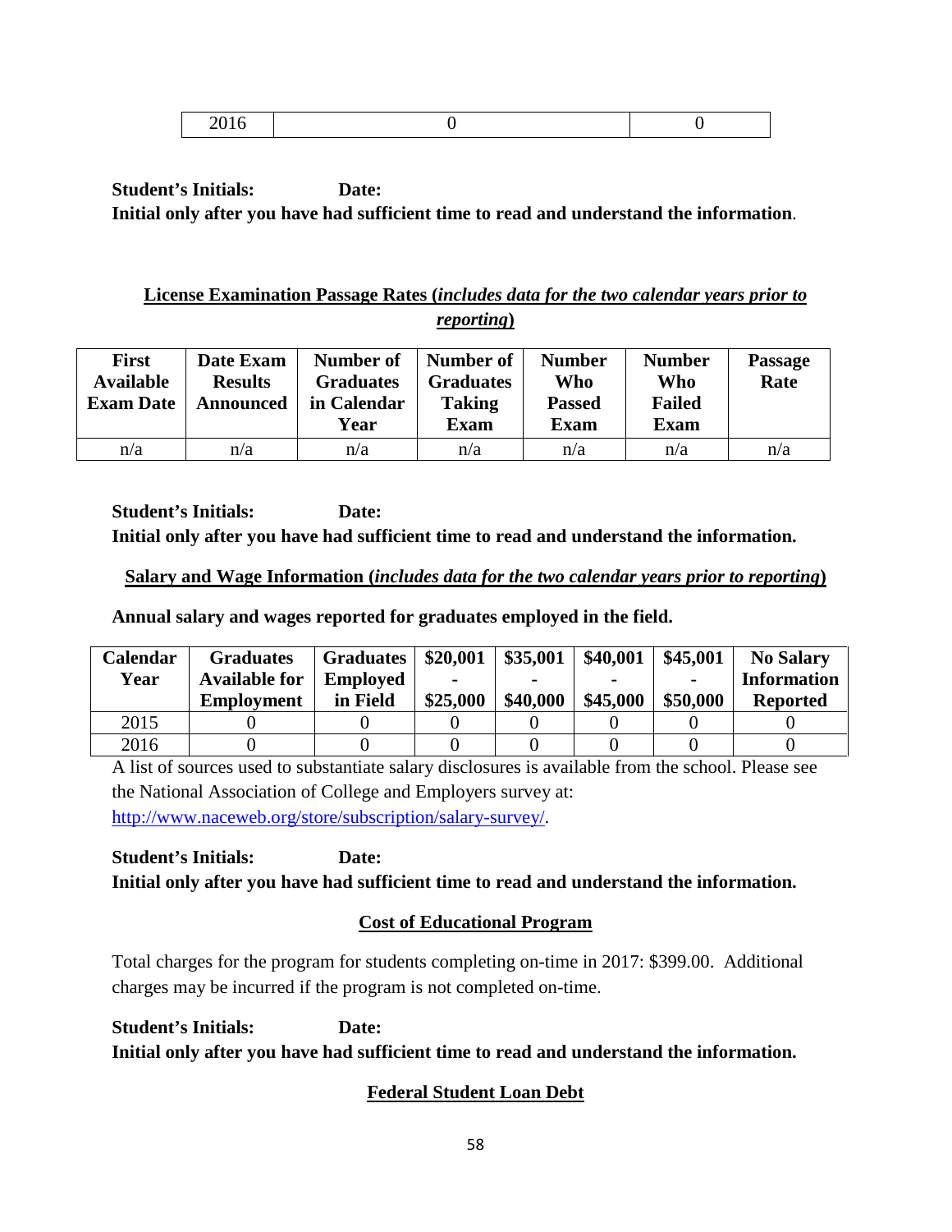| 2016 | 0 | 0 |
|---|---|---|

**Student's Initials: Date:**
**Initial only after you have had sufficient time to read and understand the information**.

## License Examination Passage Rates (*includes data for the two calendar years prior to reporting*)

| First Available Exam Date | Date Exam Results Announced | Number of Graduates in Calendar Year | Number of Graduates Taking Exam | Number Who Passed Exam | Number Who Failed Exam | Passage Rate |
|---|---|---|---|---|---|---|
| n/a | n/a | n/a | n/a | n/a | n/a | n/a |

**Student's Initials: Date:**
**Initial only after you have had sufficient time to read and understand the information.**

## Salary and Wage Information (*includes data for the two calendar years prior to reporting*)

**Annual salary and wages reported for graduates employed in the field.**

| Calendar Year | Graduates Available for Employment | Graduates Employed in Field | \$20,001 - \$25,000 | \$35,001 - \$40,000 | \$40,001 - \$45,000 | \$45,001 - \$50,000 | No Salary Information Reported |
|---|---|---|---|---|---|---|---|
| 2015 | 0 | 0 | 0 | 0 | 0 | 0 | 0 |
| 2016 | 0 | 0 | 0 | 0 | 0 | 0 | 0 |

A list of sources used to substantiate salary disclosures is available from the school. Please see the National Association of College and Employers survey at: http://www.naceweb.org/store/subscription/salary-survey/.

**Student's Initials: Date:**
**Initial only after you have had sufficient time to read and understand the information.**

## Cost of Educational Program

Total charges for the program for students completing on-time in 2017: $399.00. Additional charges may be incurred if the program is not completed on-time.

**Student's Initials: Date:**
**Initial only after you have had sufficient time to read and understand the information.**

## Federal Student Loan Debt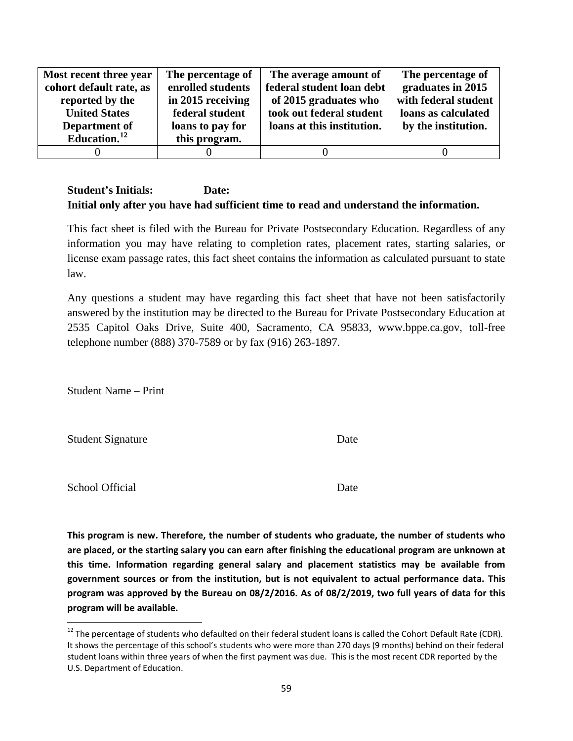| Most recent three year cohort default rate, as reported by the United States Department of Education.[12] | The percentage of enrolled students in 2015 receiving federal student loans to pay for this program. | The average amount of federal student loan debt of 2015 graduates who took out federal student loans at this institution. | The percentage of graduates in 2015 with federal student loans as calculated by the institution. |
|---|---|---|---|
| 0 | 0 | 0 | 0 |

**Student's Initials: Date:**
**Initial only after you have had sufficient time to read and understand the information.**

This fact sheet is filed with the Bureau for Private Postsecondary Education. Regardless of any information you may have relating to completion rates, placement rates, starting salaries, or license exam passage rates, this fact sheet contains the information as calculated pursuant to state law.

Any questions a student may have regarding this fact sheet that have not been satisfactorily answered by the institution may be directed to the Bureau for Private Postsecondary Education at 2535 Capitol Oaks Drive, Suite 400, Sacramento, CA 95833, www.bppe.ca.gov, toll-free telephone number (888) 370-7589 or by fax (916) 263-1897.

Student Name – Print

Student Signature Date

School Official Date

**This program is new. Therefore, the number of students who graduate, the number of students who are placed, or the starting salary you can earn after finishing the educational program are unknown at this time. Information regarding general salary and placement statistics may be available from government sources or from the institution, but is not equivalent to actual performance data. This program was approved by the Bureau on 08/2/2016. As of 08/2/2019, two full years of data for this program will be available.**

[12] The percentage of students who defaulted on their federal student loans is called the Cohort Default Rate (CDR). It shows the percentage of this school's students who were more than 270 days (9 months) behind on their federal student loans within three years of when the first payment was due. This is the most recent CDR reported by the U.S. Department of Education.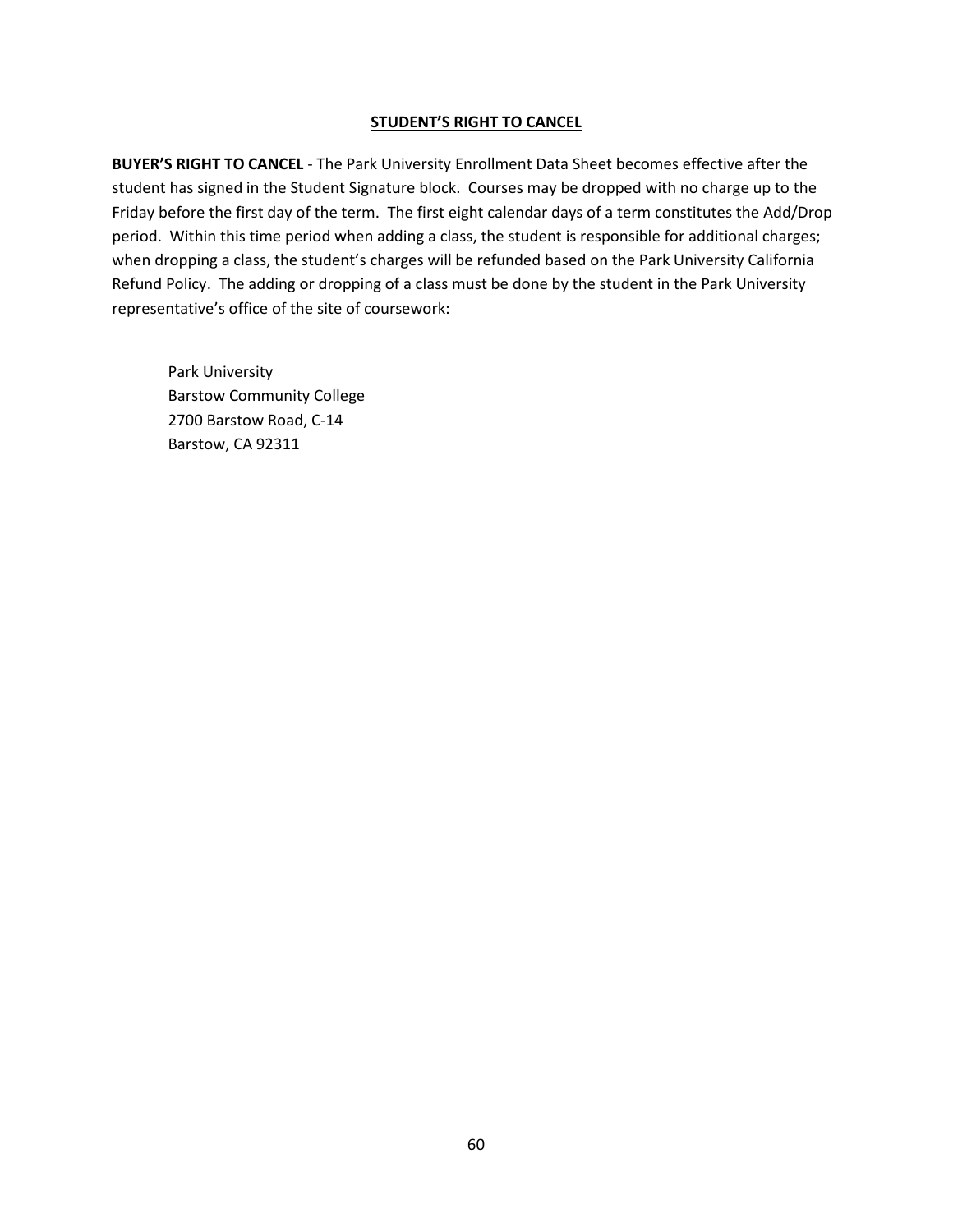## STUDENT'S RIGHT TO CANCEL

**BUYER'S RIGHT TO CANCEL** - The Park University Enrollment Data Sheet becomes effective after the student has signed in the Student Signature block. Courses may be dropped with no charge up to the Friday before the first day of the term. The first eight calendar days of a term constitutes the Add/Drop period. Within this time period when adding a class, the student is responsible for additional charges; when dropping a class, the student's charges will be refunded based on the Park University California Refund Policy. The adding or dropping of a class must be done by the student in the Park University representative's office of the site of coursework:

Park University  
Barstow Community College  
2700 Barstow Road, C-14  
Barstow, CA 92311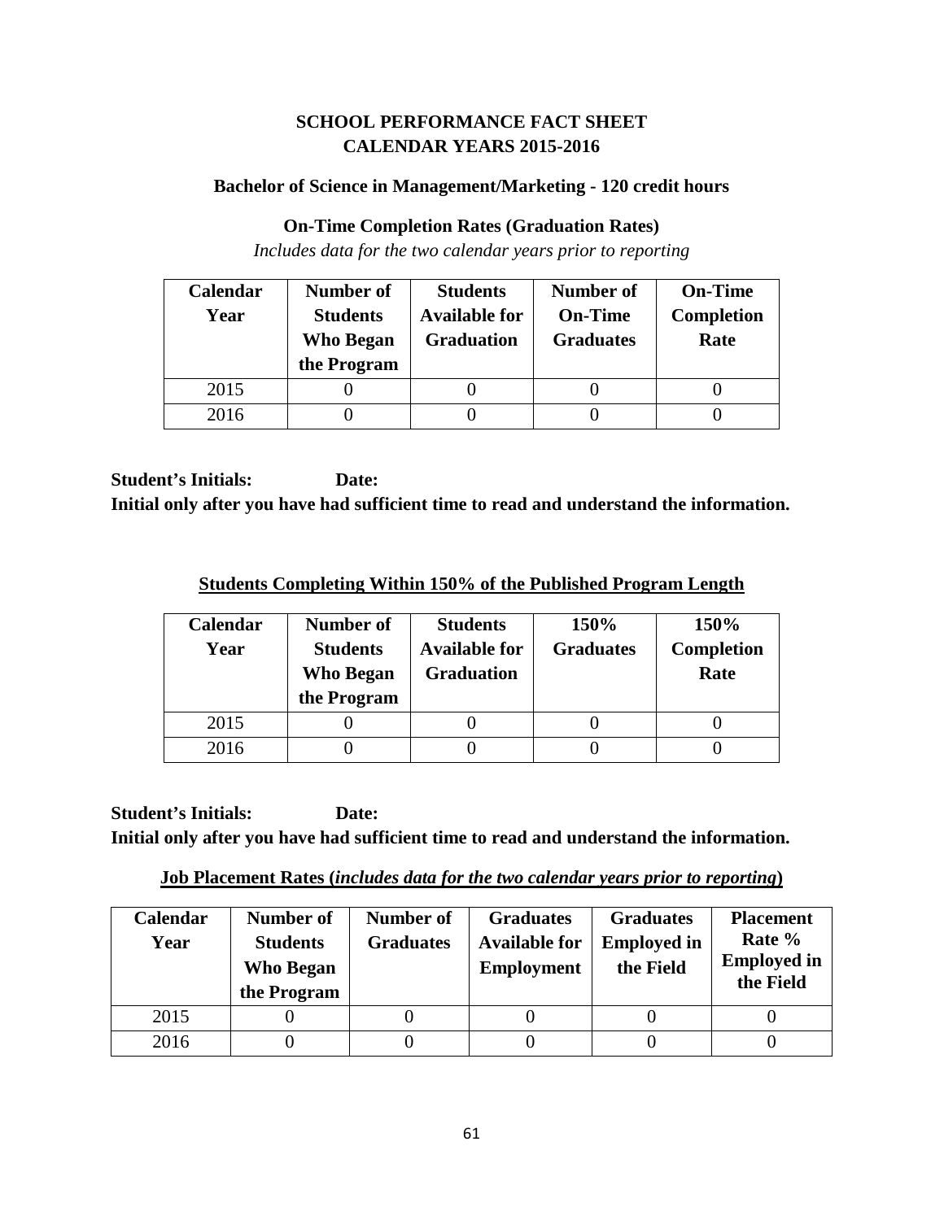## SCHOOL PERFORMANCE FACT SHEET
## CALENDAR YEARS 2015-2016

### Bachelor of Science in Management/Marketing - 120 credit hours

### On-Time Completion Rates (Graduation Rates)

*Includes data for the two calendar years prior to reporting*

| Calendar Year | Number of Students Who Began the Program | Students Available for Graduation | Number of On-Time Graduates | On-Time Completion Rate |
|---|---|---|---|---|
| 2015 | 0 | 0 | 0 | 0 |
| 2016 | 0 | 0 | 0 | 0 |

**Student's Initials: Date:**
**Initial only after you have had sufficient time to read and understand the information.**

### Students Completing Within 150% of the Published Program Length

| Calendar Year | Number of Students Who Began the Program | Students Available for Graduation | 150% Graduates | 150% Completion Rate |
|---|---|---|---|---|
| 2015 | 0 | 0 | 0 | 0 |
| 2016 | 0 | 0 | 0 | 0 |

**Student's Initials: Date:**
**Initial only after you have had sufficient time to read and understand the information.**

### Job Placement Rates (*includes data for the two calendar years prior to reporting*)

| Calendar Year | Number of Students Who Began the Program | Number of Graduates | Graduates Available for Employment | Graduates Employed in the Field | Placement Rate % Employed in the Field |
|---|---|---|---|---|---|
| 2015 | 0 | 0 | 0 | 0 | 0 |
| 2016 | 0 | 0 | 0 | 0 | 0 |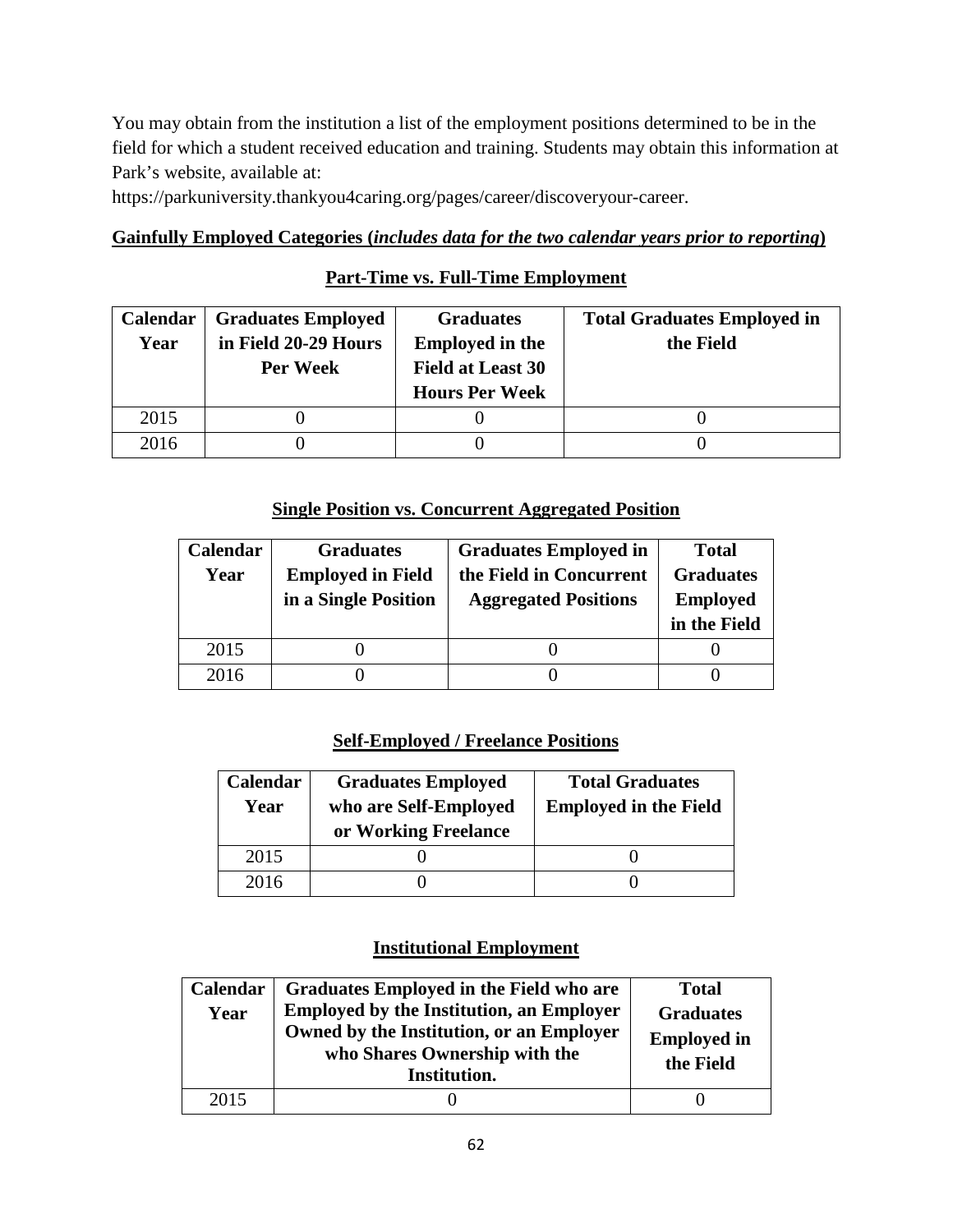You may obtain from the institution a list of the employment positions determined to be in the field for which a student received education and training. Students may obtain this information at Park's website, available at:

https://parkuniversity.thankyou4caring.org/pages/career/discoveryour-career.

**Gainfully Employed Categories (*includes data for the two calendar years prior to reporting*)**

**Part-Time vs. Full-Time Employment**

| Calendar Year | Graduates Employed in Field 20-29 Hours Per Week | Graduates Employed in the Field at Least 30 Hours Per Week | Total Graduates Employed in the Field |
|---|---|---|---|
| 2015 | 0 | 0 | 0 |
| 2016 | 0 | 0 | 0 |

**Single Position vs. Concurrent Aggregated Position**

| Calendar Year | Graduates Employed in Field in a Single Position | Graduates Employed in the Field in Concurrent Aggregated Positions | Total Graduates Employed in the Field |
|---|---|---|---|
| 2015 | 0 | 0 | 0 |
| 2016 | 0 | 0 | 0 |

**Self-Employed / Freelance Positions**

| Calendar Year | Graduates Employed who are Self-Employed or Working Freelance | Total Graduates Employed in the Field |
|---|---|---|
| 2015 | 0 | 0 |
| 2016 | 0 | 0 |

**Institutional Employment**

| Calendar Year | Graduates Employed in the Field who are Employed by the Institution, an Employer Owned by the Institution, or an Employer who Shares Ownership with the Institution. | Total Graduates Employed in the Field |
|---|---|---|
| 2015 | 0 | 0 |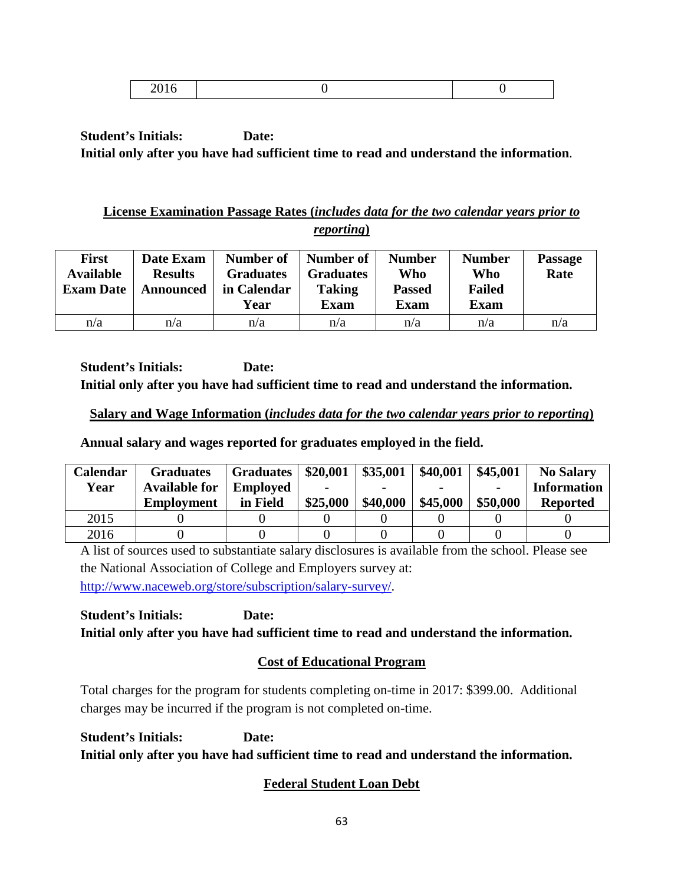| 2016 | 0 | 0 |
|---|---|---|

**Student's Initials: Date:**

**Initial only after you have had sufficient time to read and understand the information**.

## License Examination Passage Rates (*includes data for the two calendar years prior to reporting*)

| First Available Exam Date | Date Exam Results Announced | Number of Graduates in Calendar Year | Number of Graduates Taking Exam | Number Who Passed Exam | Number Who Failed Exam | Passage Rate |
|---|---|---|---|---|---|---|
| n/a | n/a | n/a | n/a | n/a | n/a | n/a |

**Student's Initials: Date:**

**Initial only after you have had sufficient time to read and understand the information.**

## Salary and Wage Information (*includes data for the two calendar years prior to reporting*)

**Annual salary and wages reported for graduates employed in the field.**

| Calendar Year | Graduates Available for Employment | Graduates Employed in Field | $20,001 - $25,000 | $35,001 - $40,000 | $40,001 - $45,000 | $45,001 - $50,000 | No Salary Information Reported |
|---|---|---|---|---|---|---|---|
| 2015 | 0 | 0 | 0 | 0 | 0 | 0 | 0 |
| 2016 | 0 | 0 | 0 | 0 | 0 | 0 | 0 |

A list of sources used to substantiate salary disclosures is available from the school. Please see the National Association of College and Employers survey at: http://www.naceweb.org/store/subscription/salary-survey/.

**Student's Initials: Date:**

**Initial only after you have had sufficient time to read and understand the information.**

## Cost of Educational Program

Total charges for the program for students completing on-time in 2017: $399.00. Additional charges may be incurred if the program is not completed on-time.

**Student's Initials: Date:**

**Initial only after you have had sufficient time to read and understand the information.**

## Federal Student Loan Debt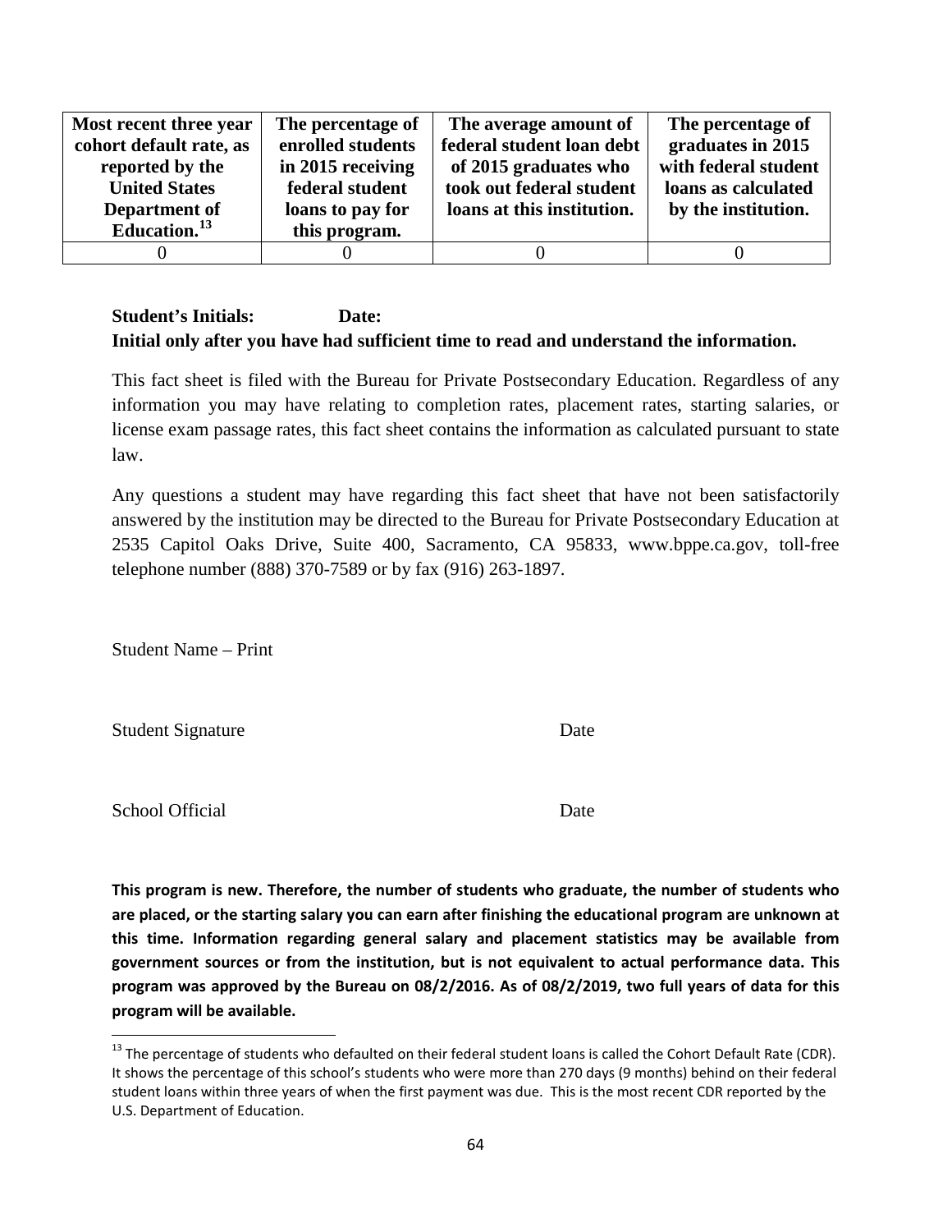| Most recent three year cohort default rate, as reported by the United States Department of Education.[13] | The percentage of enrolled students in 2015 receiving federal student loans to pay for this program. | The average amount of federal student loan debt of 2015 graduates who took out federal student loans at this institution. | The percentage of graduates in 2015 with federal student loans as calculated by the institution. |
|---|---|---|---|
| 0 | 0 | 0 | 0 |

**Student's Initials: Date:**
**Initial only after you have had sufficient time to read and understand the information.**

This fact sheet is filed with the Bureau for Private Postsecondary Education. Regardless of any information you may have relating to completion rates, placement rates, starting salaries, or license exam passage rates, this fact sheet contains the information as calculated pursuant to state law.

Any questions a student may have regarding this fact sheet that have not been satisfactorily answered by the institution may be directed to the Bureau for Private Postsecondary Education at 2535 Capitol Oaks Drive, Suite 400, Sacramento, CA 95833, www.bppe.ca.gov, toll-free telephone number (888) 370-7589 or by fax (916) 263-1897.

Student Name – Print

Student Signature Date

School Official Date

**This program is new. Therefore, the number of students who graduate, the number of students who are placed, or the starting salary you can earn after finishing the educational program are unknown at this time. Information regarding general salary and placement statistics may be available from government sources or from the institution, but is not equivalent to actual performance data. This program was approved by the Bureau on 08/2/2016. As of 08/2/2019, two full years of data for this program will be available.**

[13] The percentage of students who defaulted on their federal student loans is called the Cohort Default Rate (CDR). It shows the percentage of this school's students who were more than 270 days (9 months) behind on their federal student loans within three years of when the first payment was due. This is the most recent CDR reported by the U.S. Department of Education.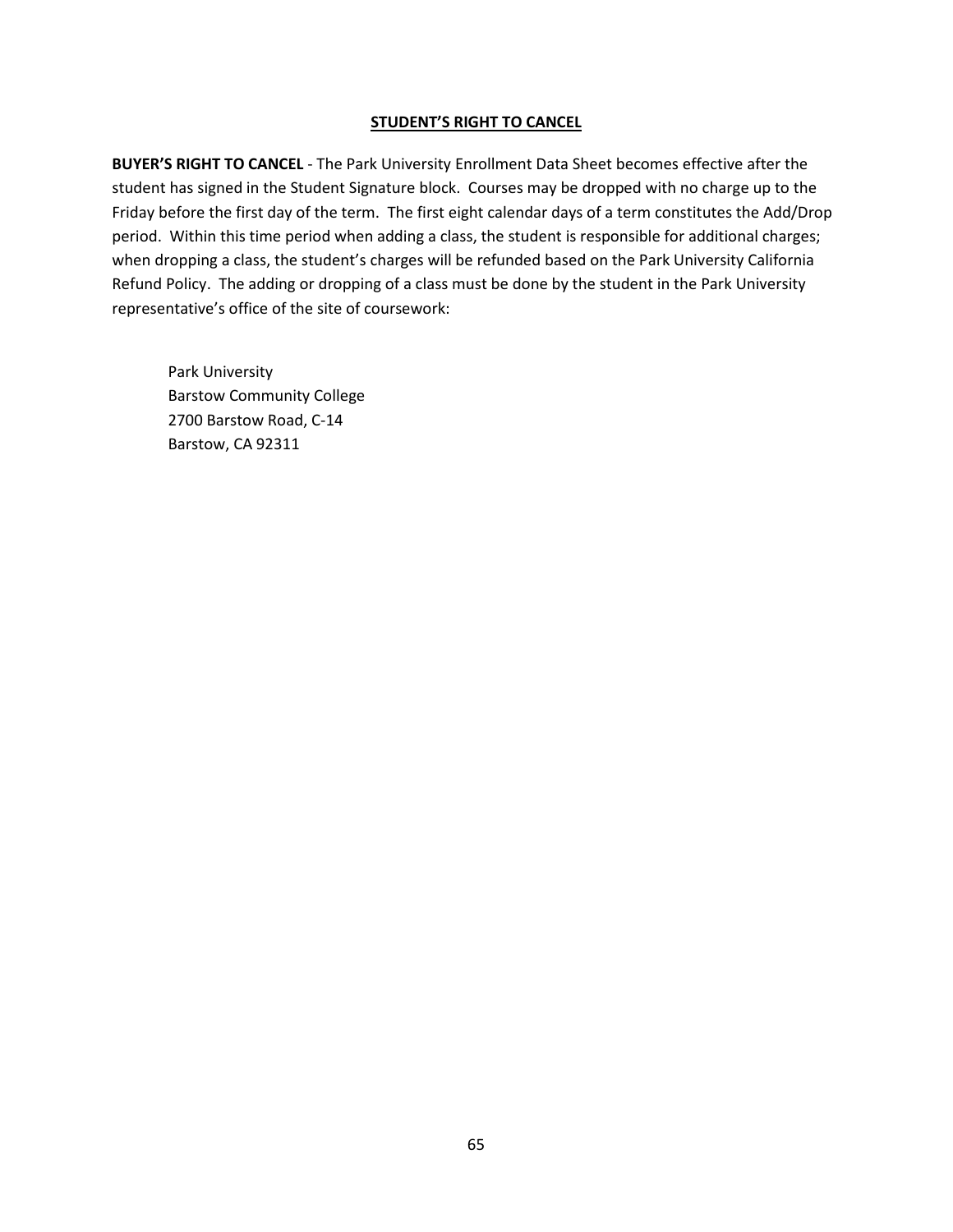## STUDENT'S RIGHT TO CANCEL

**BUYER'S RIGHT TO CANCEL** - The Park University Enrollment Data Sheet becomes effective after the student has signed in the Student Signature block. Courses may be dropped with no charge up to the Friday before the first day of the term. The first eight calendar days of a term constitutes the Add/Drop period. Within this time period when adding a class, the student is responsible for additional charges; when dropping a class, the student's charges will be refunded based on the Park University California Refund Policy. The adding or dropping of a class must be done by the student in the Park University representative's office of the site of coursework:

Park University
Barstow Community College
2700 Barstow Road, C-14
Barstow, CA 92311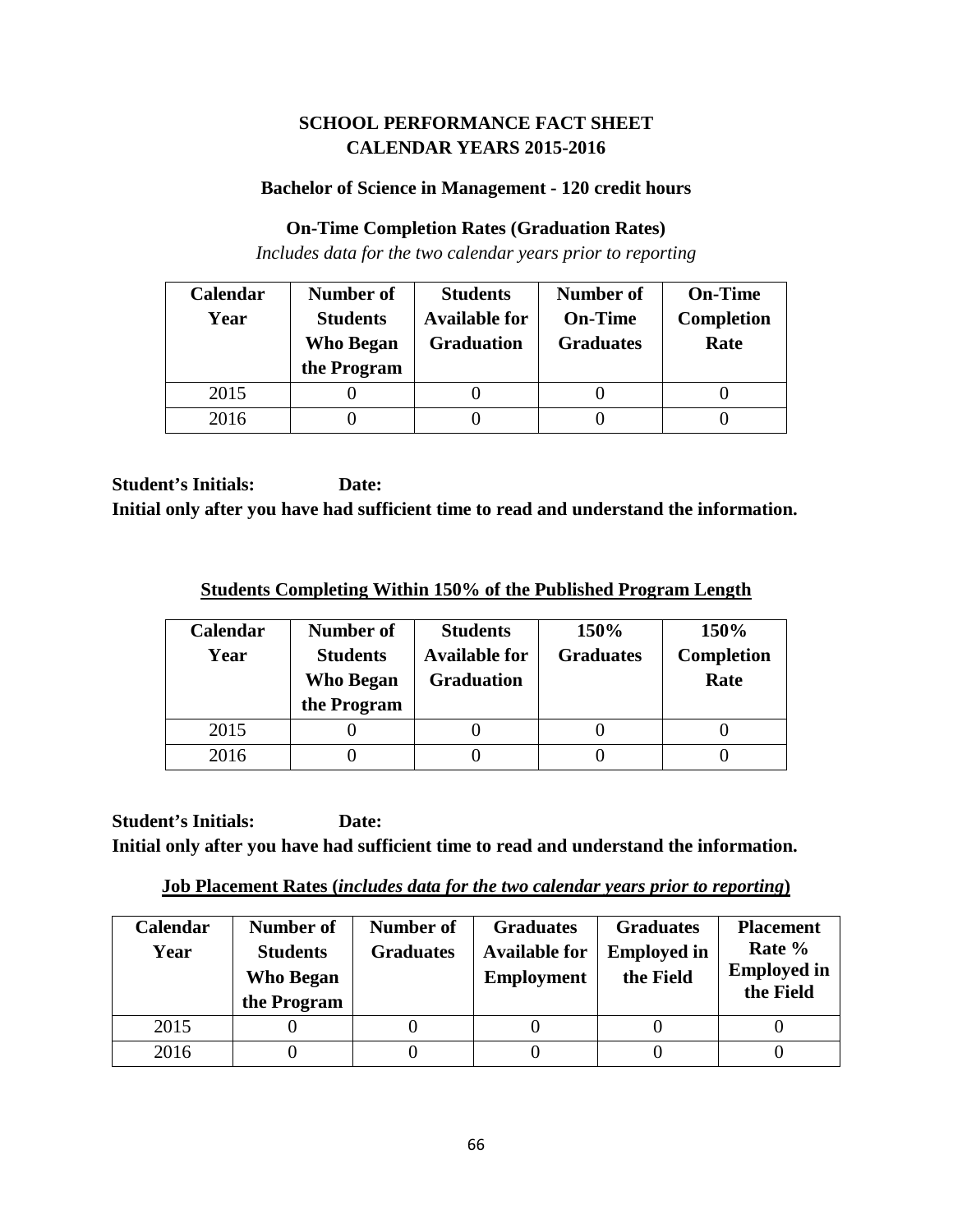## SCHOOL PERFORMANCE FACT SHEET
## CALENDAR YEARS 2015-2016

### Bachelor of Science in Management - 120 credit hours

### On-Time Completion Rates (Graduation Rates)

*Includes data for the two calendar years prior to reporting*

| Calendar Year | Number of Students Who Began the Program | Students Available for Graduation | Number of On-Time Graduates | On-Time Completion Rate |
|---|---|---|---|---|
| 2015 | 0 | 0 | 0 | 0 |
| 2016 | 0 | 0 | 0 | 0 |

**Student's Initials: Date:**

**Initial only after you have had sufficient time to read and understand the information.**

### Students Completing Within 150% of the Published Program Length

| Calendar Year | Number of Students Who Began the Program | Students Available for Graduation | 150% Graduates | 150% Completion Rate |
|---|---|---|---|---|
| 2015 | 0 | 0 | 0 | 0 |
| 2016 | 0 | 0 | 0 | 0 |

**Student's Initials: Date:**

**Initial only after you have had sufficient time to read and understand the information.**

### Job Placement Rates (*includes data for the two calendar years prior to reporting*)

| Calendar Year | Number of Students Who Began the Program | Number of Graduates | Graduates Available for Employment | Graduates Employed in the Field | Placement Rate % Employed in the Field |
|---|---|---|---|---|---|
| 2015 | 0 | 0 | 0 | 0 | 0 |
| 2016 | 0 | 0 | 0 | 0 | 0 |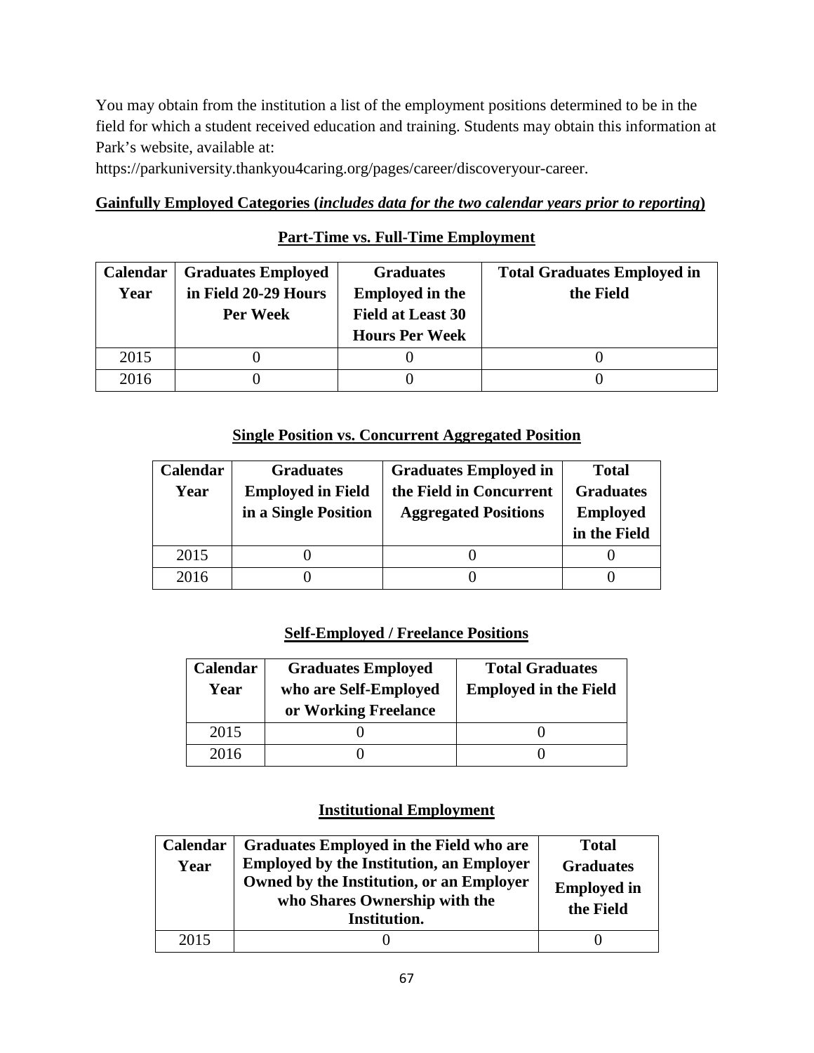You may obtain from the institution a list of the employment positions determined to be in the field for which a student received education and training. Students may obtain this information at Park's website, available at:
https://parkuniversity.thankyou4caring.org/pages/career/discoveryour-career.

**Gainfully Employed Categories (*includes data for the two calendar years prior to reporting*)**

**Part-Time vs. Full-Time Employment**

| Calendar Year | Graduates Employed in Field 20-29 Hours Per Week | Graduates Employed in the Field at Least 30 Hours Per Week | Total Graduates Employed in the Field |
|---|---|---|---|
| 2015 | 0 | 0 | 0 |
| 2016 | 0 | 0 | 0 |

**Single Position vs. Concurrent Aggregated Position**

| Calendar Year | Graduates Employed in Field in a Single Position | Graduates Employed in the Field in Concurrent Aggregated Positions | Total Graduates Employed in the Field |
|---|---|---|---|
| 2015 | 0 | 0 | 0 |
| 2016 | 0 | 0 | 0 |

**Self-Employed / Freelance Positions**

| Calendar Year | Graduates Employed who are Self-Employed or Working Freelance | Total Graduates Employed in the Field |
|---|---|---|
| 2015 | 0 | 0 |
| 2016 | 0 | 0 |

**Institutional Employment**

| Calendar Year | Graduates Employed in the Field who are Employed by the Institution, an Employer Owned by the Institution, or an Employer who Shares Ownership with the Institution. | Total Graduates Employed in the Field |
|---|---|---|
| 2015 | 0 | 0 |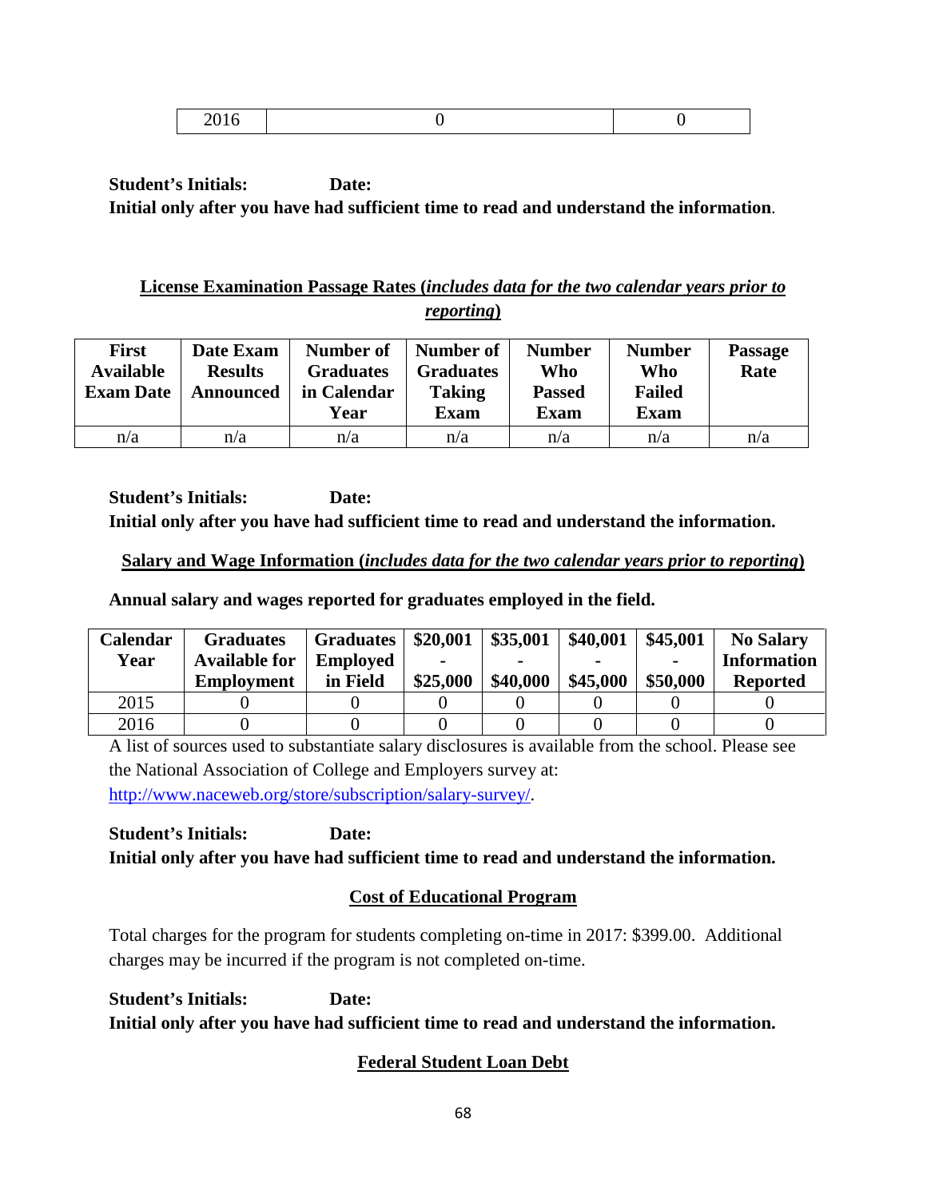| 2016 | 0 | 0 |
|---|---|---|

**Student's Initials: Date:**
**Initial only after you have had sufficient time to read and understand the information**.

## License Examination Passage Rates (*includes data for the two calendar years prior to reporting*)

| First Available Exam Date | Date Exam Results Announced | Number of Graduates in Calendar Year | Number of Graduates Taking Exam | Number Who Passed Exam | Number Who Failed Exam | Passage Rate |
|---|---|---|---|---|---|---|
| n/a | n/a | n/a | n/a | n/a | n/a | n/a |

**Student's Initials: Date:**
**Initial only after you have had sufficient time to read and understand the information.**

## Salary and Wage Information (*includes data for the two calendar years prior to reporting*)

**Annual salary and wages reported for graduates employed in the field.**

| Calendar Year | Graduates Available for Employment | Graduates Employed in Field | $20,001 - $25,000 | $35,001 - $40,000 | $40,001 - $45,000 | $45,001 - $50,000 | No Salary Information Reported |
|---|---|---|---|---|---|---|---|
| 2015 | 0 | 0 | 0 | 0 | 0 | 0 | 0 |
| 2016 | 0 | 0 | 0 | 0 | 0 | 0 | 0 |

A list of sources used to substantiate salary disclosures is available from the school. Please see the National Association of College and Employers survey at: http://www.naceweb.org/store/subscription/salary-survey/.

**Student's Initials: Date:**
**Initial only after you have had sufficient time to read and understand the information.**

## Cost of Educational Program

Total charges for the program for students completing on-time in 2017: $399.00. Additional charges may be incurred if the program is not completed on-time.

**Student's Initials: Date:**
**Initial only after you have had sufficient time to read and understand the information.**

## Federal Student Loan Debt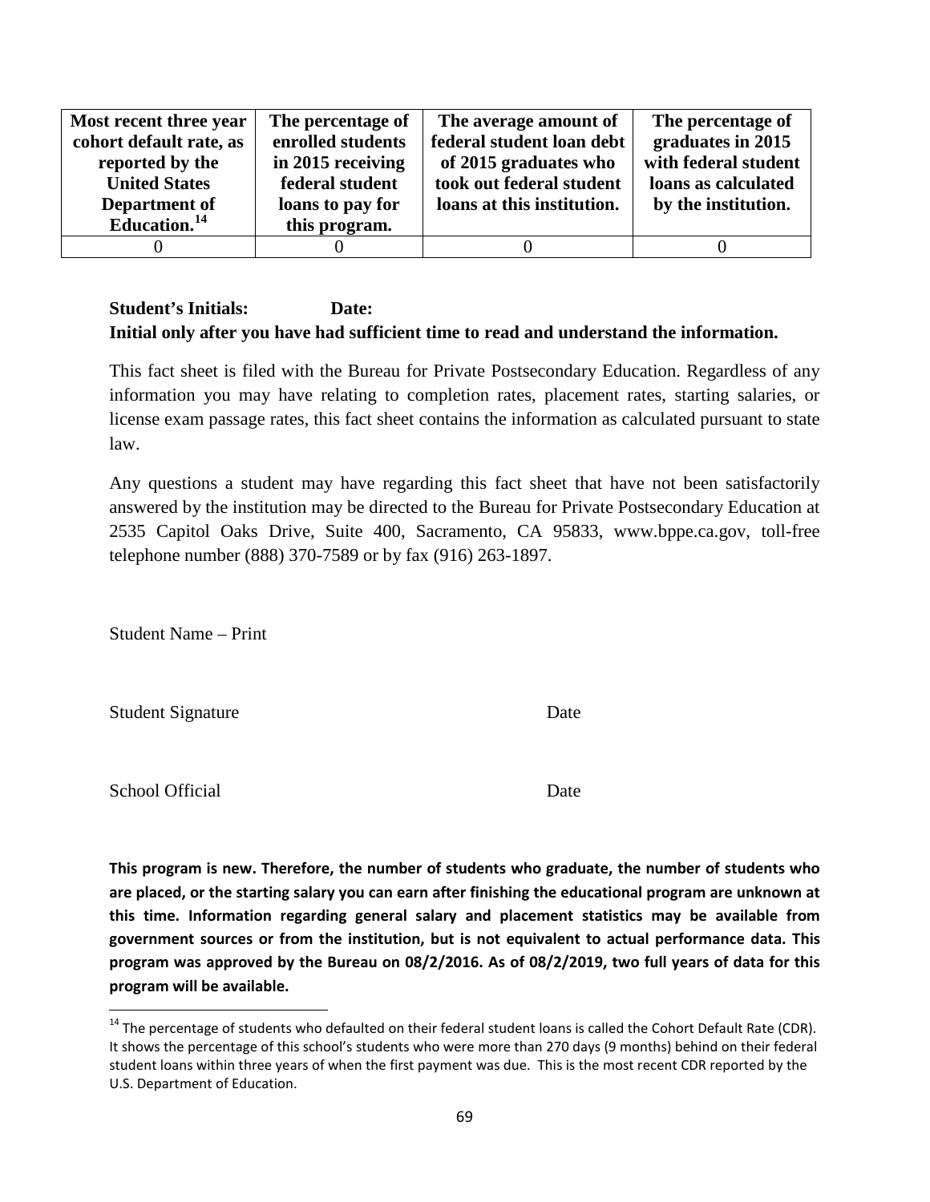| Most recent three year cohort default rate, as reported by the United States Department of Education.[14] | The percentage of enrolled students in 2015 receiving federal student loans to pay for this program. | The average amount of federal student loan debt of 2015 graduates who took out federal student loans at this institution. | The percentage of graduates in 2015 with federal student loans as calculated by the institution. |
|---|---|---|---|
| 0 | 0 | 0 | 0 |

**Student's Initials: Date:**
**Initial only after you have had sufficient time to read and understand the information.**

This fact sheet is filed with the Bureau for Private Postsecondary Education. Regardless of any information you may have relating to completion rates, placement rates, starting salaries, or license exam passage rates, this fact sheet contains the information as calculated pursuant to state law.

Any questions a student may have regarding this fact sheet that have not been satisfactorily answered by the institution may be directed to the Bureau for Private Postsecondary Education at 2535 Capitol Oaks Drive, Suite 400, Sacramento, CA 95833, www.bppe.ca.gov, toll-free telephone number (888) 370-7589 or by fax (916) 263-1897.

Student Name – Print

Student Signature Date

School Official Date

**This program is new. Therefore, the number of students who graduate, the number of students who are placed, or the starting salary you can earn after finishing the educational program are unknown at this time. Information regarding general salary and placement statistics may be available from government sources or from the institution, but is not equivalent to actual performance data. This program was approved by the Bureau on 08/2/2016. As of 08/2/2019, two full years of data for this program will be available.**

[14] The percentage of students who defaulted on their federal student loans is called the Cohort Default Rate (CDR). It shows the percentage of this school's students who were more than 270 days (9 months) behind on their federal student loans within three years of when the first payment was due. This is the most recent CDR reported by the U.S. Department of Education.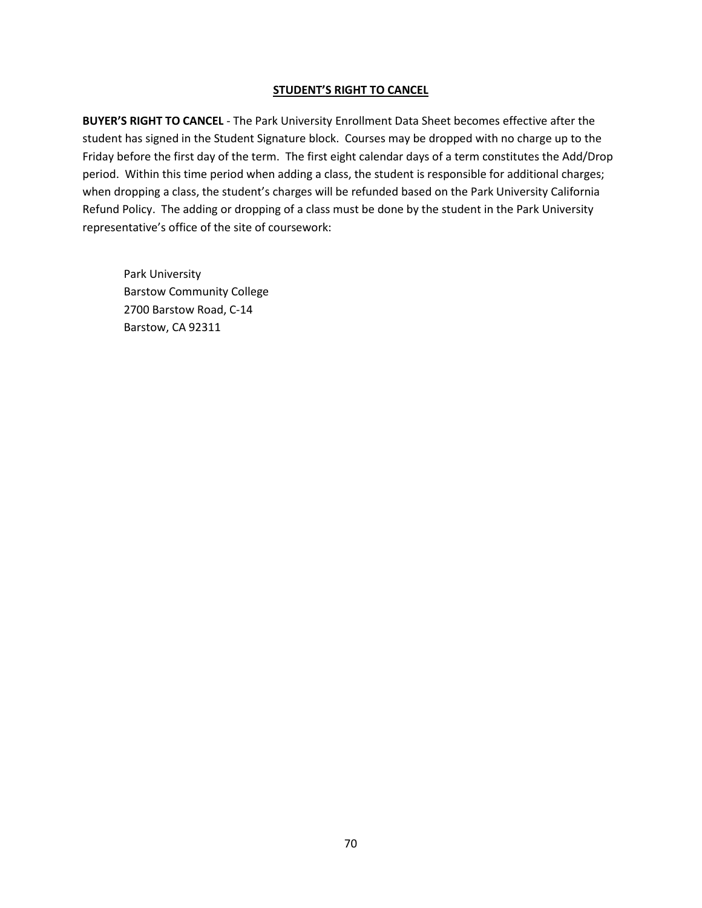## STUDENT'S RIGHT TO CANCEL

**BUYER'S RIGHT TO CANCEL** - The Park University Enrollment Data Sheet becomes effective after the student has signed in the Student Signature block. Courses may be dropped with no charge up to the Friday before the first day of the term. The first eight calendar days of a term constitutes the Add/Drop period. Within this time period when adding a class, the student is responsible for additional charges; when dropping a class, the student's charges will be refunded based on the Park University California Refund Policy. The adding or dropping of a class must be done by the student in the Park University representative's office of the site of coursework:

Park University
Barstow Community College
2700 Barstow Road, C-14
Barstow, CA 92311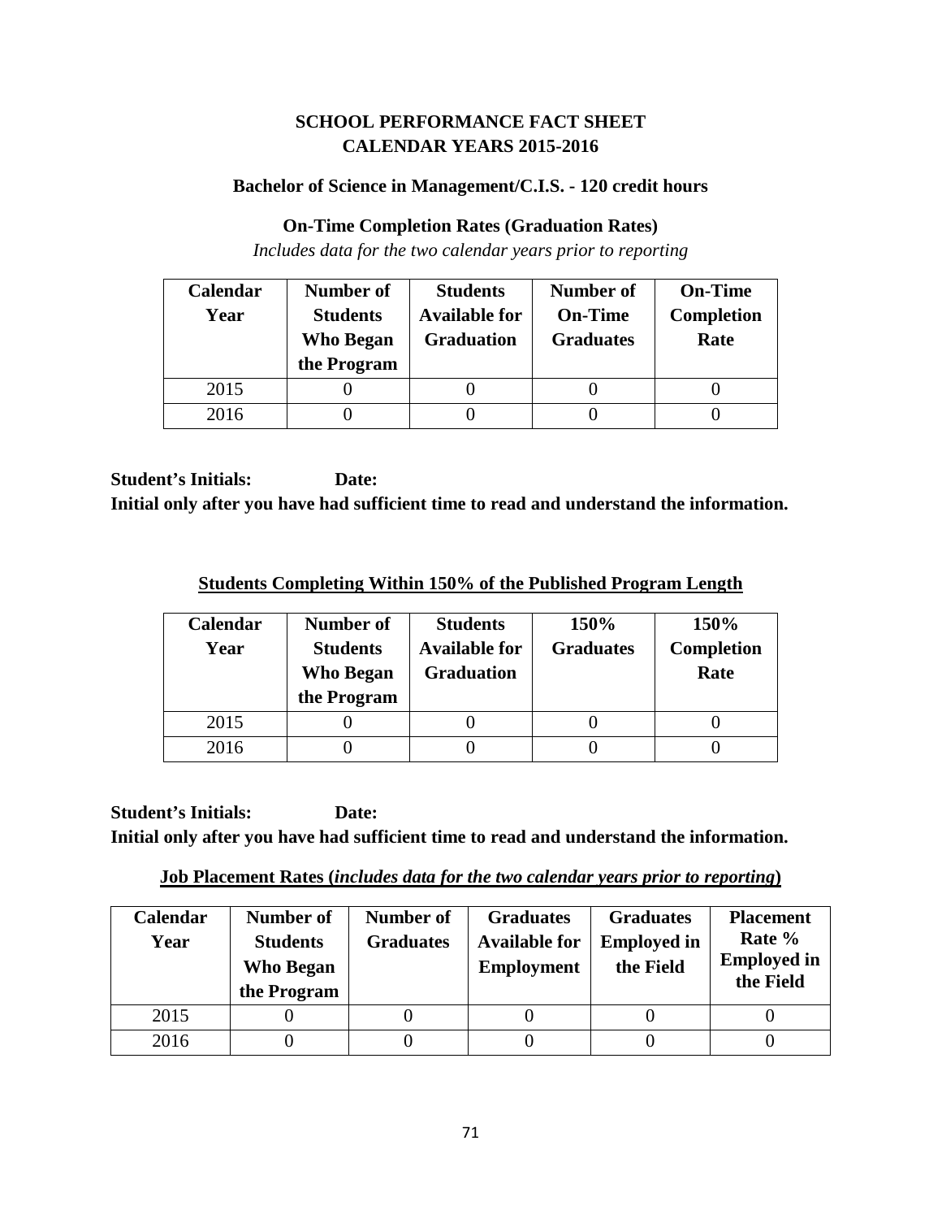# SCHOOL PERFORMANCE FACT SHEET
# CALENDAR YEARS 2015-2016

### Bachelor of Science in Management/C.I.S. - 120 credit hours

### On-Time Completion Rates (Graduation Rates)

*Includes data for the two calendar years prior to reporting*

| Calendar Year | Number of Students Who Began the Program | Students Available for Graduation | Number of On-Time Graduates | On-Time Completion Rate |
|---|---|---|---|---|
| 2015 | 0 | 0 | 0 | 0 |
| 2016 | 0 | 0 | 0 | 0 |

**Student's Initials: Date:**

**Initial only after you have had sufficient time to read and understand the information.**

### Students Completing Within 150% of the Published Program Length

| Calendar Year | Number of Students Who Began the Program | Students Available for Graduation | 150% Graduates | 150% Completion Rate |
|---|---|---|---|---|
| 2015 | 0 | 0 | 0 | 0 |
| 2016 | 0 | 0 | 0 | 0 |

**Student's Initials: Date:**

**Initial only after you have had sufficient time to read and understand the information.**

### Job Placement Rates (*includes data for the two calendar years prior to reporting*)

| Calendar Year | Number of Students Who Began the Program | Number of Graduates | Graduates Available for Employment | Graduates Employed in the Field | Placement Rate % Employed in the Field |
|---|---|---|---|---|---|
| 2015 | 0 | 0 | 0 | 0 | 0 |
| 2016 | 0 | 0 | 0 | 0 | 0 |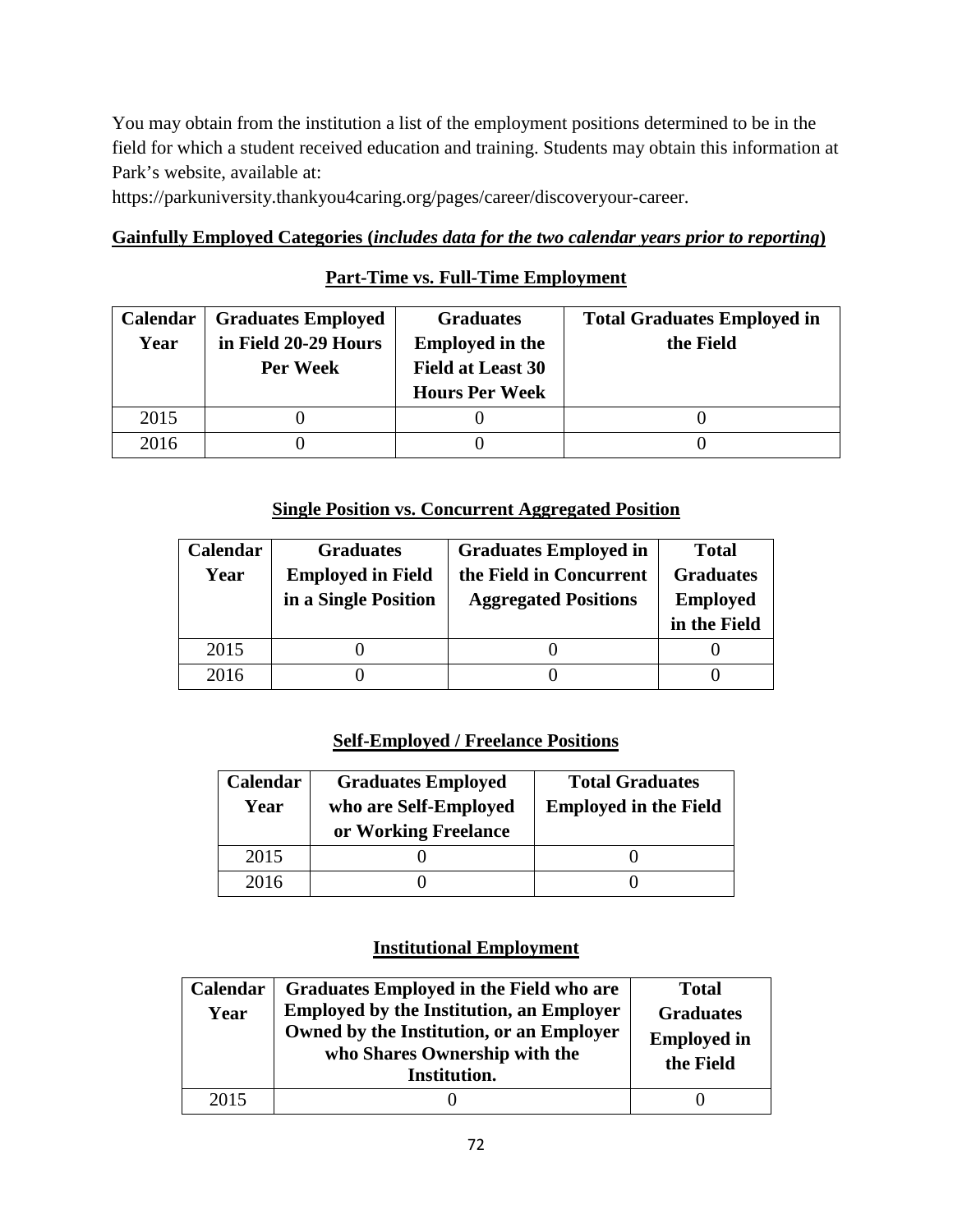You may obtain from the institution a list of the employment positions determined to be in the field for which a student received education and training. Students may obtain this information at Park's website, available at:
https://parkuniversity.thankyou4caring.org/pages/career/discoveryour-career.

**Gainfully Employed Categories (*includes data for the two calendar years prior to reporting*)**

**Part-Time vs. Full-Time Employment**

| Calendar Year | Graduates Employed in Field 20-29 Hours Per Week | Graduates Employed in the Field at Least 30 Hours Per Week | Total Graduates Employed in the Field |
|---|---|---|---|
| 2015 | 0 | 0 | 0 |
| 2016 | 0 | 0 | 0 |

**Single Position vs. Concurrent Aggregated Position**

| Calendar Year | Graduates Employed in Field in a Single Position | Graduates Employed in the Field in Concurrent Aggregated Positions | Total Graduates Employed in the Field |
|---|---|---|---|
| 2015 | 0 | 0 | 0 |
| 2016 | 0 | 0 | 0 |

**Self-Employed / Freelance Positions**

| Calendar Year | Graduates Employed who are Self-Employed or Working Freelance | Total Graduates Employed in the Field |
|---|---|---|
| 2015 | 0 | 0 |
| 2016 | 0 | 0 |

**Institutional Employment**

| Calendar Year | Graduates Employed in the Field who are Employed by the Institution, an Employer Owned by the Institution, or an Employer who Shares Ownership with the Institution. | Total Graduates Employed in the Field |
|---|---|---|
| 2015 | 0 | 0 |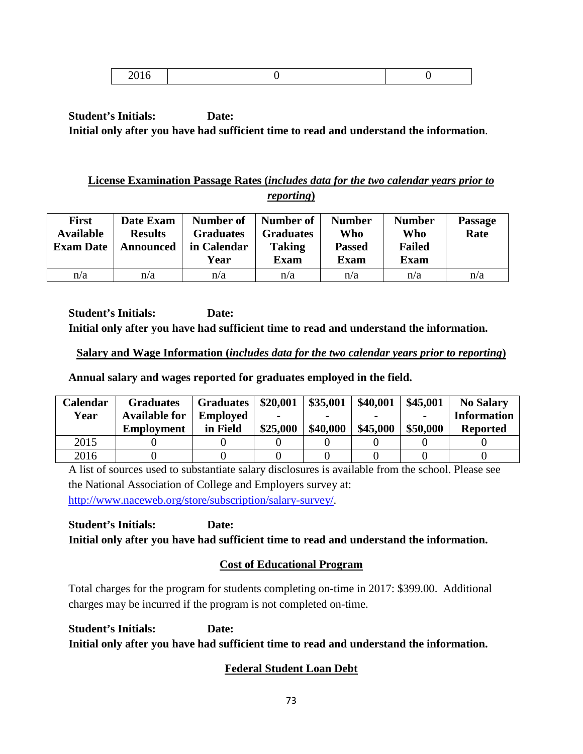| 2016 | 0 | 0 |
|---|---|---|

**Student's Initials: Date:**
**Initial only after you have had sufficient time to read and understand the information**.

**License Examination Passage Rates (*includes data for the two calendar years prior to reporting*)**

| First Available Exam Date | Date Exam Results Announced | Number of Graduates in Calendar Year | Number of Graduates Taking Exam | Number Who Passed Exam | Number Who Failed Exam | Passage Rate |
|---|---|---|---|---|---|---|
| n/a | n/a | n/a | n/a | n/a | n/a | n/a |

**Student's Initials: Date:**
**Initial only after you have had sufficient time to read and understand the information.**

**Salary and Wage Information (*includes data for the two calendar years prior to reporting*)**

**Annual salary and wages reported for graduates employed in the field.**

| Calendar Year | Graduates Available for Employment | Graduates Employed in Field | \$20,001 - \$25,000 | \$35,001 - \$40,000 | \$40,001 - \$45,000 | \$45,001 - \$50,000 | No Salary Information Reported |
|---|---|---|---|---|---|---|---|
| 2015 | 0 | 0 | 0 | 0 | 0 | 0 | 0 |
| 2016 | 0 | 0 | 0 | 0 | 0 | 0 | 0 |

A list of sources used to substantiate salary disclosures is available from the school. Please see the National Association of College and Employers survey at: http://www.naceweb.org/store/subscription/salary-survey/.

**Student's Initials: Date:**
**Initial only after you have had sufficient time to read and understand the information.**

**Cost of Educational Program**

Total charges for the program for students completing on-time in 2017: \$399.00. Additional charges may be incurred if the program is not completed on-time.

**Student's Initials: Date:**
**Initial only after you have had sufficient time to read and understand the information.**

**Federal Student Loan Debt**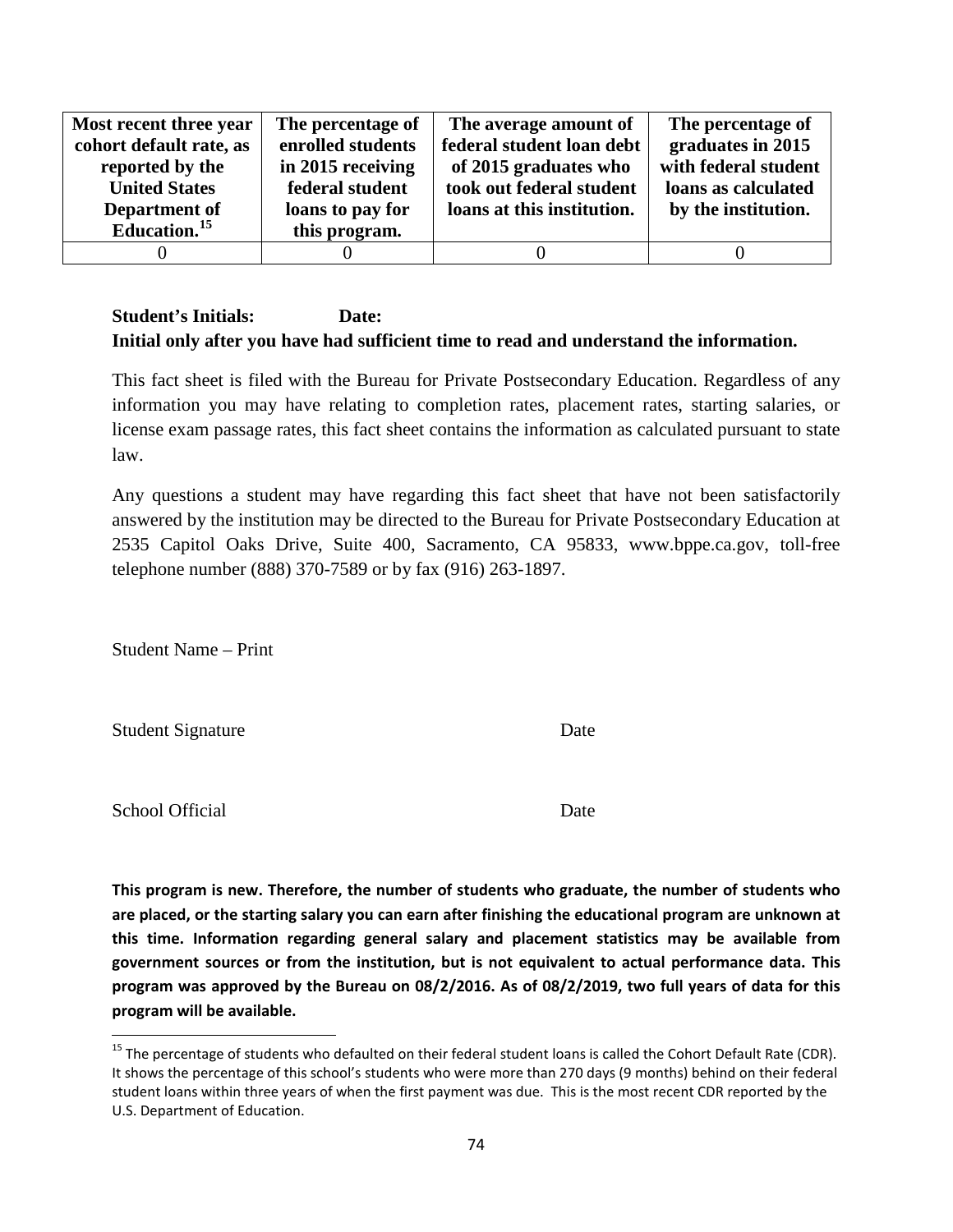| **Most recent three year cohort default rate, as reported by the United States Department of Education.**[15] | **The percentage of enrolled students in 2015 receiving federal student loans to pay for this program.** | **The average amount of federal student loan debt of 2015 graduates who took out federal student loans at this institution.** | **The percentage of graduates in 2015 with federal student loans as calculated by the institution.** |
|---|---|---|---|
| 0 | 0 | 0 | 0 |

**Student's Initials: Date:**
**Initial only after you have had sufficient time to read and understand the information.**

This fact sheet is filed with the Bureau for Private Postsecondary Education. Regardless of any information you may have relating to completion rates, placement rates, starting salaries, or license exam passage rates, this fact sheet contains the information as calculated pursuant to state law.

Any questions a student may have regarding this fact sheet that have not been satisfactorily answered by the institution may be directed to the Bureau for Private Postsecondary Education at 2535 Capitol Oaks Drive, Suite 400, Sacramento, CA 95833, www.bppe.ca.gov, toll-free telephone number (888) 370-7589 or by fax (916) 263-1897.

Student Name – Print

Student Signature Date

School Official Date

**This program is new. Therefore, the number of students who graduate, the number of students who are placed, or the starting salary you can earn after finishing the educational program are unknown at this time. Information regarding general salary and placement statistics may be available from government sources or from the institution, but is not equivalent to actual performance data. This program was approved by the Bureau on 08/2/2016. As of 08/2/2019, two full years of data for this program will be available.**

[15] The percentage of students who defaulted on their federal student loans is called the Cohort Default Rate (CDR). It shows the percentage of this school's students who were more than 270 days (9 months) behind on their federal student loans within three years of when the first payment was due. This is the most recent CDR reported by the U.S. Department of Education.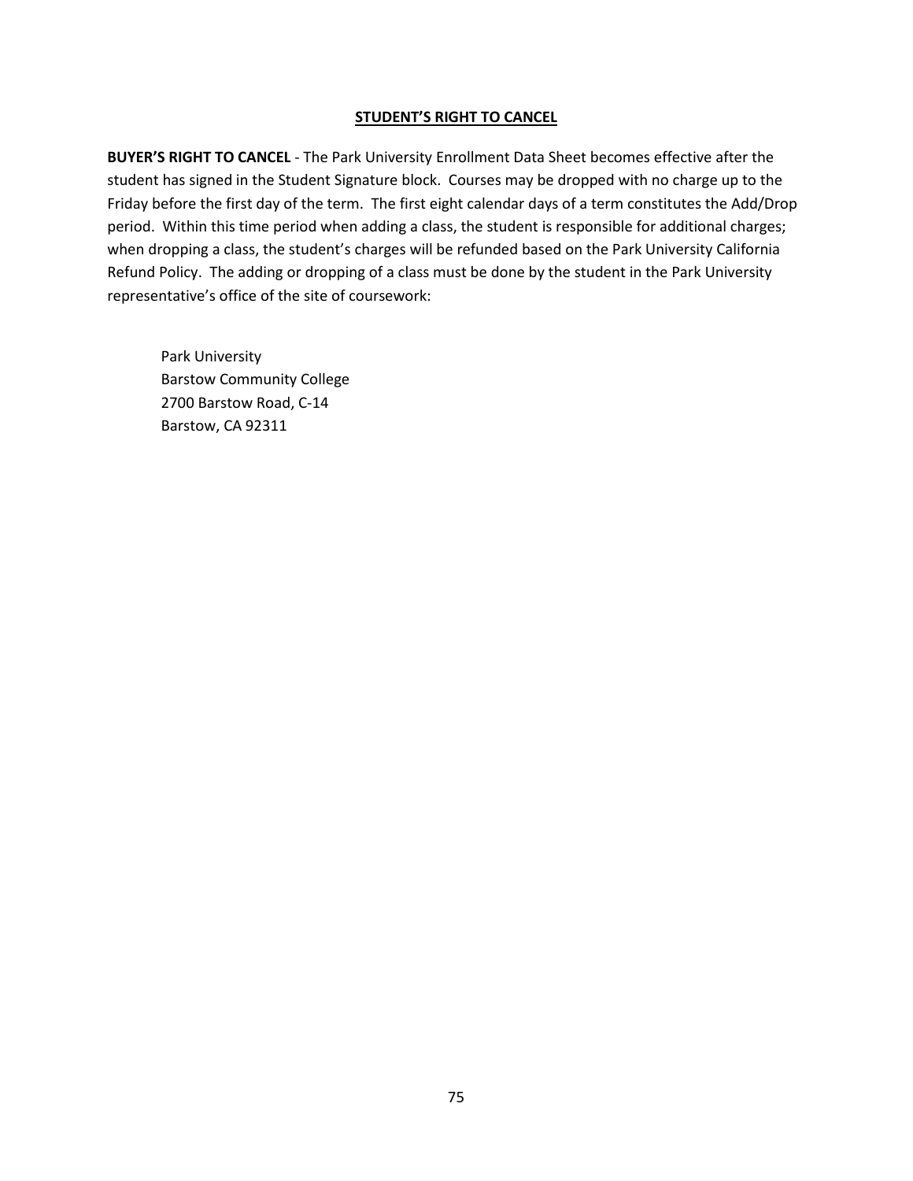## STUDENT'S RIGHT TO CANCEL

**BUYER'S RIGHT TO CANCEL** - The Park University Enrollment Data Sheet becomes effective after the student has signed in the Student Signature block. Courses may be dropped with no charge up to the Friday before the first day of the term. The first eight calendar days of a term constitutes the Add/Drop period. Within this time period when adding a class, the student is responsible for additional charges; when dropping a class, the student's charges will be refunded based on the Park University California Refund Policy. The adding or dropping of a class must be done by the student in the Park University representative's office of the site of coursework:

Park University  
Barstow Community College  
2700 Barstow Road, C-14  
Barstow, CA 92311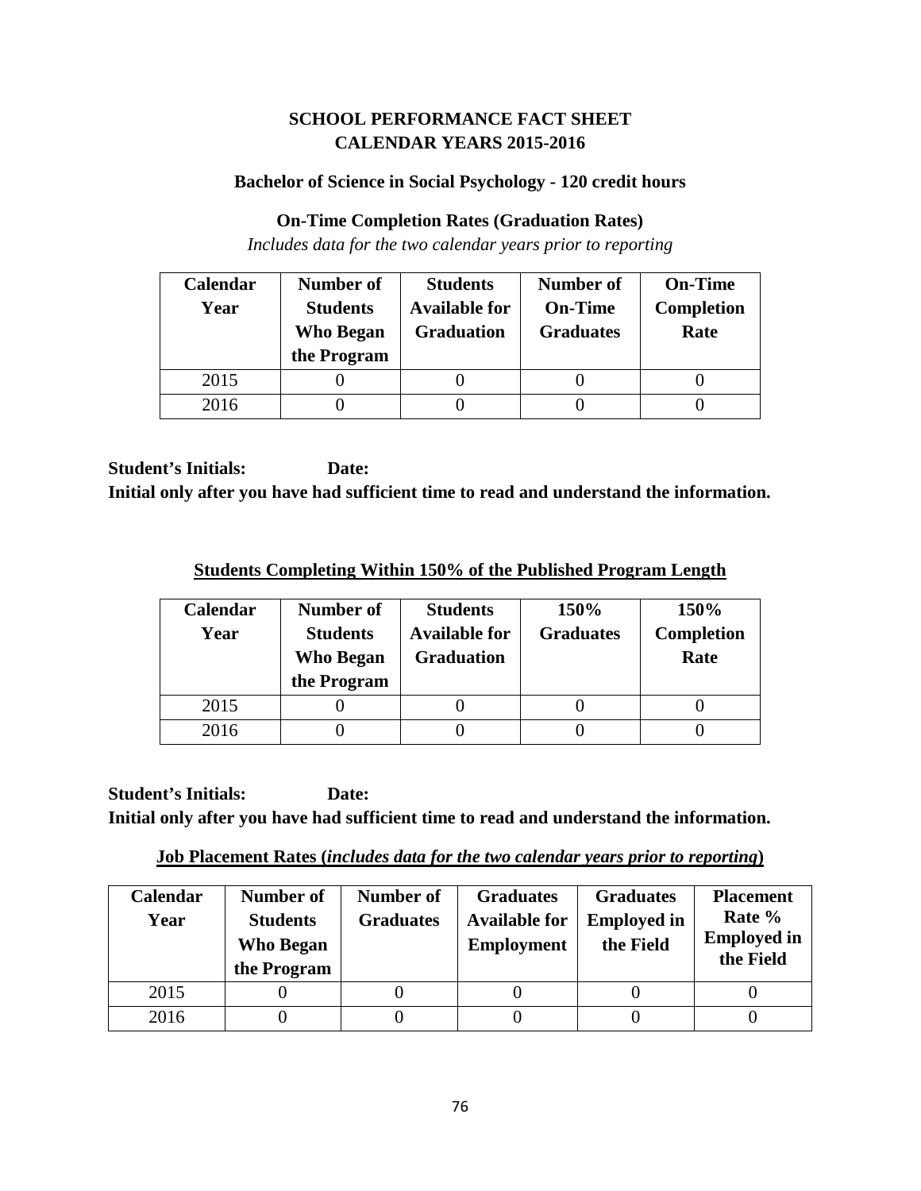# SCHOOL PERFORMANCE FACT SHEET
# CALENDAR YEARS 2015-2016

### Bachelor of Science in Social Psychology - 120 credit hours

### On-Time Completion Rates (Graduation Rates)

*Includes data for the two calendar years prior to reporting*

| Calendar Year | Number of Students Who Began the Program | Students Available for Graduation | Number of On-Time Graduates | On-Time Completion Rate |
|---|---|---|---|---|
| 2015 | 0 | 0 | 0 | 0 |
| 2016 | 0 | 0 | 0 | 0 |

**Student's Initials: Date:**

**Initial only after you have had sufficient time to read and understand the information.**

### Students Completing Within 150% of the Published Program Length

| Calendar Year | Number of Students Who Began the Program | Students Available for Graduation | 150% Graduates | 150% Completion Rate |
|---|---|---|---|---|
| 2015 | 0 | 0 | 0 | 0 |
| 2016 | 0 | 0 | 0 | 0 |

**Student's Initials: Date:**

**Initial only after you have had sufficient time to read and understand the information.**

### Job Placement Rates (*includes data for the two calendar years prior to reporting*)

| Calendar Year | Number of Students Who Began the Program | Number of Graduates | Graduates Available for Employment | Graduates Employed in the Field | Placement Rate % Employed in the Field |
|---|---|---|---|---|---|
| 2015 | 0 | 0 | 0 | 0 | 0 |
| 2016 | 0 | 0 | 0 | 0 | 0 |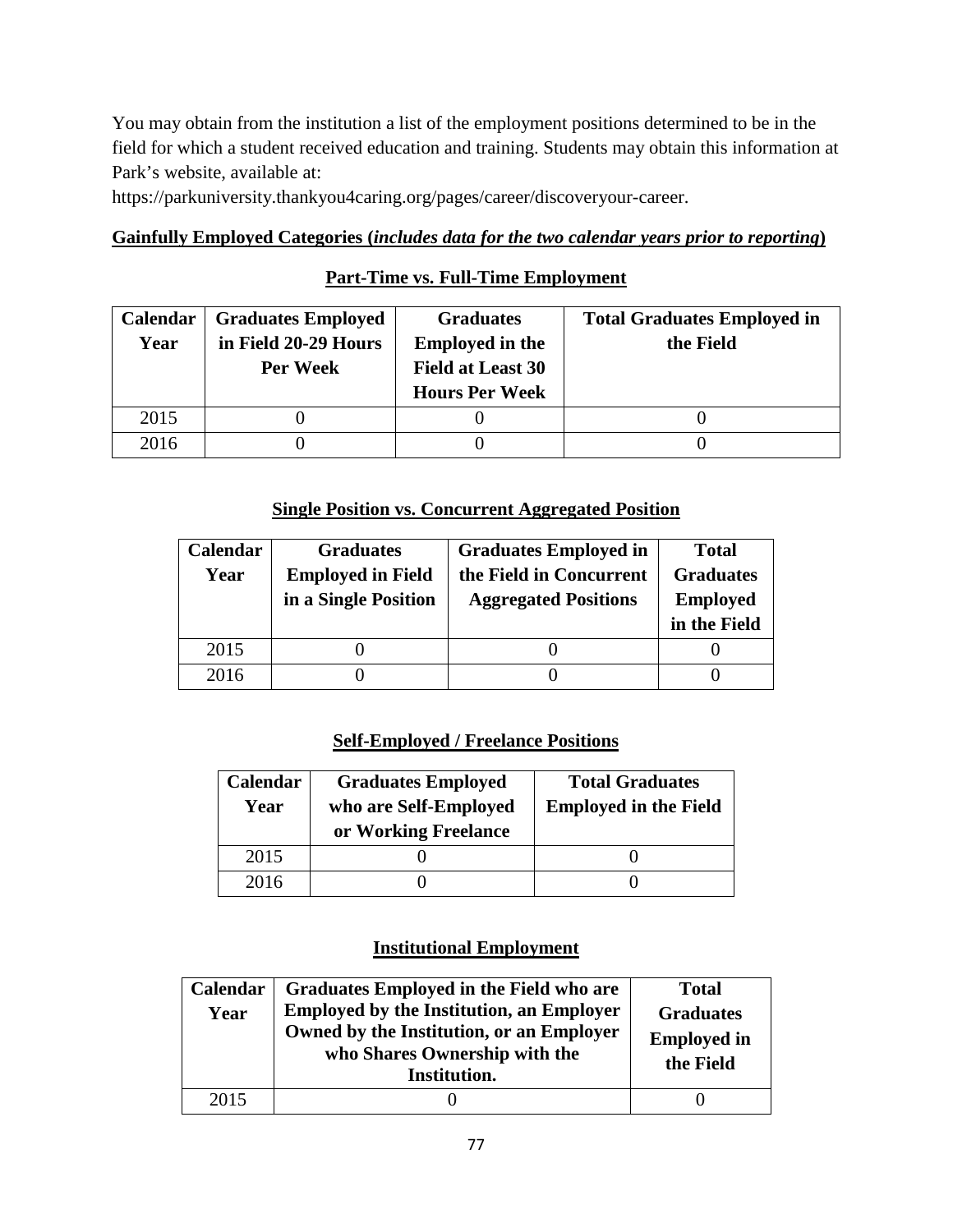You may obtain from the institution a list of the employment positions determined to be in the field for which a student received education and training. Students may obtain this information at Park's website, available at:

https://parkuniversity.thankyou4caring.org/pages/career/discoveryour-career.

**Gainfully Employed Categories (*includes data for the two calendar years prior to reporting*)**

**Part-Time vs. Full-Time Employment**

| Calendar Year | Graduates Employed in Field 20-29 Hours Per Week | Graduates Employed in the Field at Least 30 Hours Per Week | Total Graduates Employed in the Field |
|---|---|---|---|
| 2015 | 0 | 0 | 0 |
| 2016 | 0 | 0 | 0 |

**Single Position vs. Concurrent Aggregated Position**

| Calendar Year | Graduates Employed in Field in a Single Position | Graduates Employed in the Field in Concurrent Aggregated Positions | Total Graduates Employed in the Field |
|---|---|---|---|
| 2015 | 0 | 0 | 0 |
| 2016 | 0 | 0 | 0 |

**Self-Employed / Freelance Positions**

| Calendar Year | Graduates Employed who are Self-Employed or Working Freelance | Total Graduates Employed in the Field |
|---|---|---|
| 2015 | 0 | 0 |
| 2016 | 0 | 0 |

**Institutional Employment**

| Calendar Year | Graduates Employed in the Field who are Employed by the Institution, an Employer Owned by the Institution, or an Employer who Shares Ownership with the Institution. | Total Graduates Employed in the Field |
|---|---|---|
| 2015 | 0 | 0 |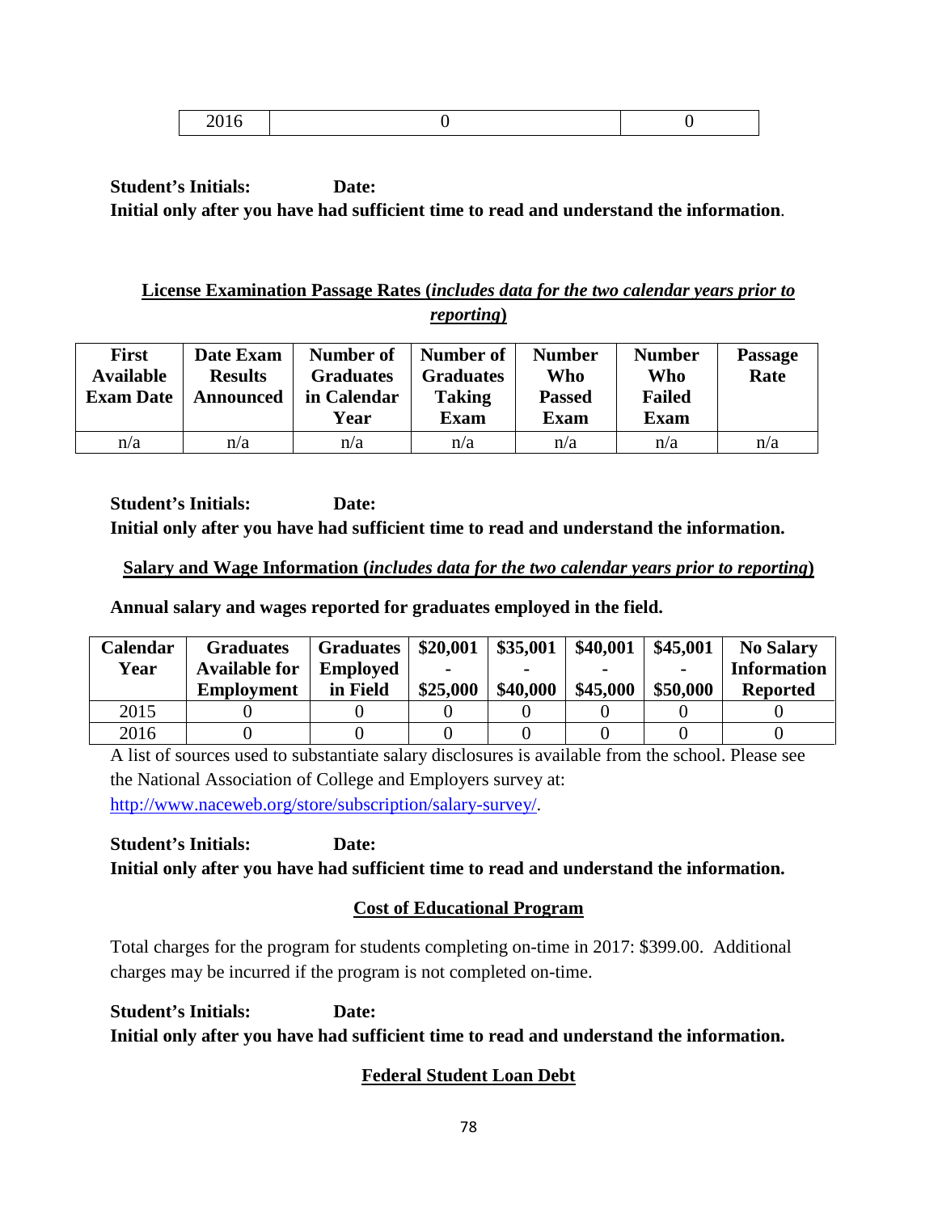| 2016 | 0 | 0 |
|---|---|---|

**Student's Initials: Date:**
**Initial only after you have had sufficient time to read and understand the information**.

## License Examination Passage Rates (*includes data for the two calendar years prior to reporting*)

| First Available Exam Date | Date Exam Results Announced | Number of Graduates in Calendar Year | Number of Graduates Taking Exam | Number Who Passed Exam | Number Who Failed Exam | Passage Rate |
|---|---|---|---|---|---|---|
| n/a | n/a | n/a | n/a | n/a | n/a | n/a |

**Student's Initials: Date:**
**Initial only after you have had sufficient time to read and understand the information.**

## Salary and Wage Information (*includes data for the two calendar years prior to reporting*)

**Annual salary and wages reported for graduates employed in the field.**

| Calendar Year | Graduates Available for Employment | Graduates Employed in Field | \$20,001 - \$25,000 | \$35,001 - \$40,000 | \$40,001 - \$45,000 | \$45,001 - \$50,000 | No Salary Information Reported |
|---|---|---|---|---|---|---|---|
| 2015 | 0 | 0 | 0 | 0 | 0 | 0 | 0 |
| 2016 | 0 | 0 | 0 | 0 | 0 | 0 | 0 |

A list of sources used to substantiate salary disclosures is available from the school. Please see the National Association of College and Employers survey at: http://www.naceweb.org/store/subscription/salary-survey/.

**Student's Initials: Date:**
**Initial only after you have had sufficient time to read and understand the information.**

## Cost of Educational Program

Total charges for the program for students completing on-time in 2017: \$399.00. Additional charges may be incurred if the program is not completed on-time.

**Student's Initials: Date:**
**Initial only after you have had sufficient time to read and understand the information.**

## Federal Student Loan Debt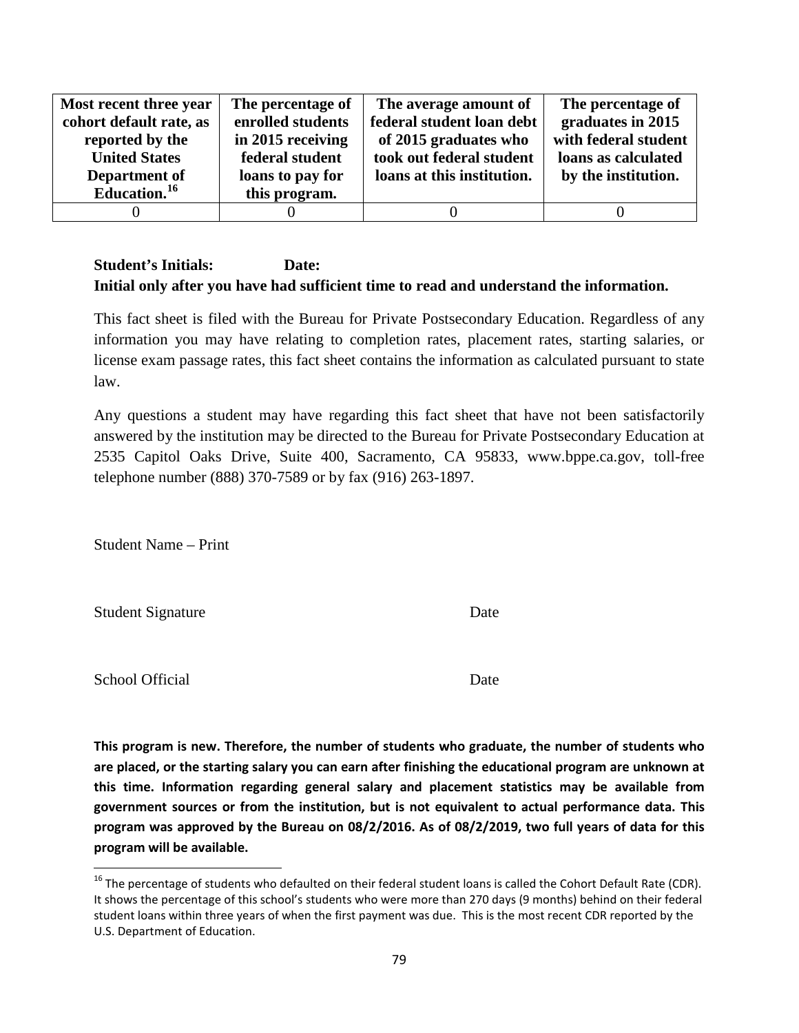| Most recent three year cohort default rate, as reported by the United States Department of Education.[16] | The percentage of enrolled students in 2015 receiving federal student loans to pay for this program. | The average amount of federal student loan debt of 2015 graduates who took out federal student loans at this institution. | The percentage of graduates in 2015 with federal student loans as calculated by the institution. |
|---|---|---|---|
| 0 | 0 | 0 | 0 |

**Student's Initials: Date:**
**Initial only after you have had sufficient time to read and understand the information.**

This fact sheet is filed with the Bureau for Private Postsecondary Education. Regardless of any information you may have relating to completion rates, placement rates, starting salaries, or license exam passage rates, this fact sheet contains the information as calculated pursuant to state law.

Any questions a student may have regarding this fact sheet that have not been satisfactorily answered by the institution may be directed to the Bureau for Private Postsecondary Education at 2535 Capitol Oaks Drive, Suite 400, Sacramento, CA 95833, www.bppe.ca.gov, toll-free telephone number (888) 370-7589 or by fax (916) 263-1897.

Student Name – Print

Student Signature Date

School Official Date

**This program is new. Therefore, the number of students who graduate, the number of students who are placed, or the starting salary you can earn after finishing the educational program are unknown at this time. Information regarding general salary and placement statistics may be available from government sources or from the institution, but is not equivalent to actual performance data. This program was approved by the Bureau on 08/2/2016. As of 08/2/2019, two full years of data for this program will be available.**

[16] The percentage of students who defaulted on their federal student loans is called the Cohort Default Rate (CDR). It shows the percentage of this school's students who were more than 270 days (9 months) behind on their federal student loans within three years of when the first payment was due. This is the most recent CDR reported by the U.S. Department of Education.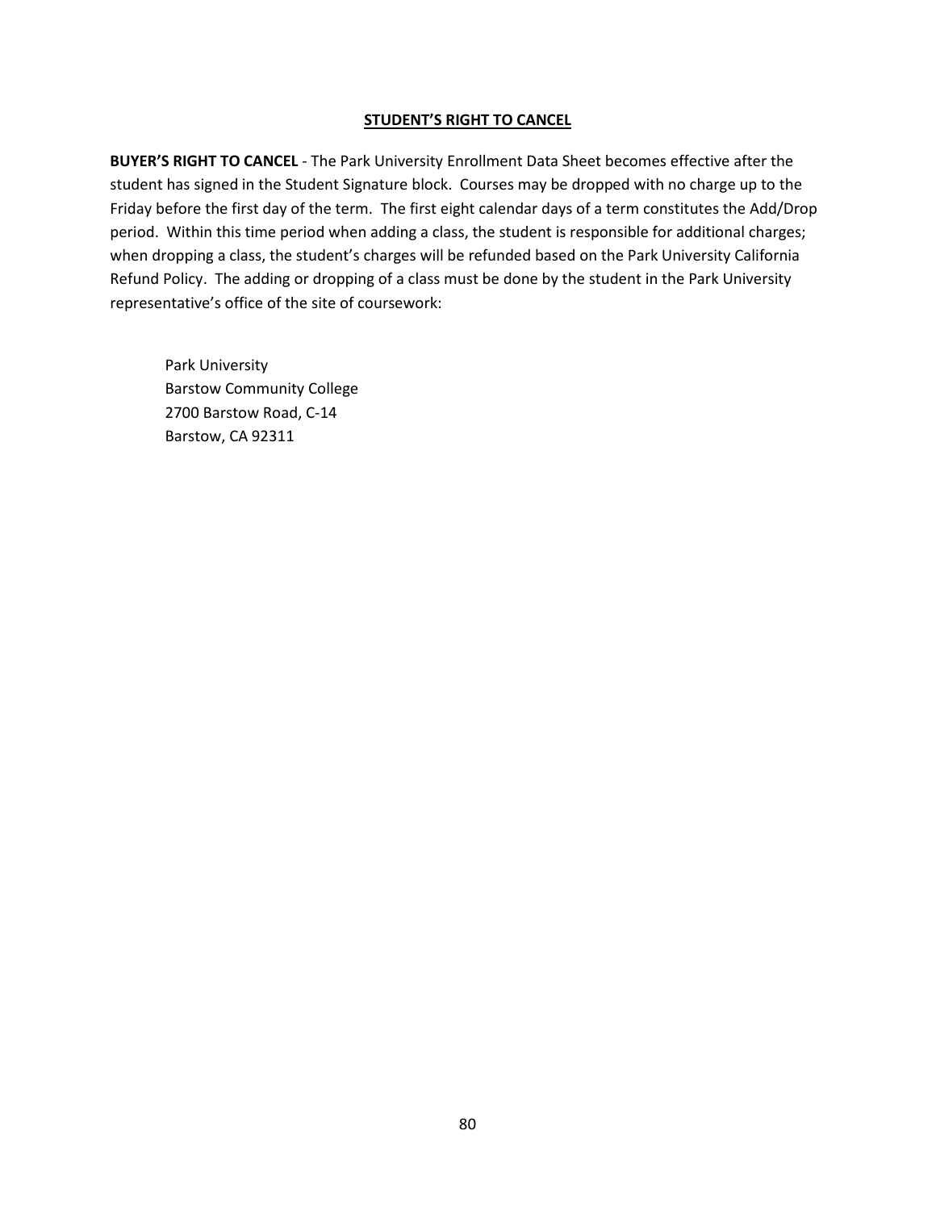## STUDENT'S RIGHT TO CANCEL

**BUYER'S RIGHT TO CANCEL** - The Park University Enrollment Data Sheet becomes effective after the student has signed in the Student Signature block. Courses may be dropped with no charge up to the Friday before the first day of the term. The first eight calendar days of a term constitutes the Add/Drop period. Within this time period when adding a class, the student is responsible for additional charges; when dropping a class, the student's charges will be refunded based on the Park University California Refund Policy. The adding or dropping of a class must be done by the student in the Park University representative's office of the site of coursework:

Park University
Barstow Community College
2700 Barstow Road, C-14
Barstow, CA 92311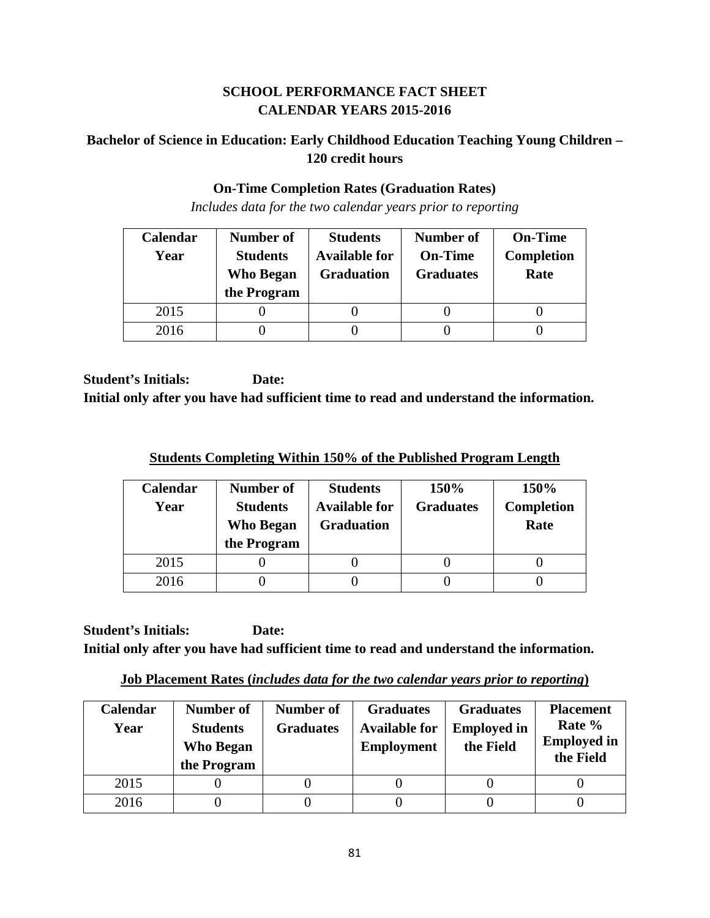# SCHOOL PERFORMANCE FACT SHEET
# CALENDAR YEARS 2015-2016

## Bachelor of Science in Education: Early Childhood Education Teaching Young Children – 120 credit hours

### On-Time Completion Rates (Graduation Rates)

*Includes data for the two calendar years prior to reporting*

| Calendar Year | Number of Students Who Began the Program | Students Available for Graduation | Number of On-Time Graduates | On-Time Completion Rate |
|---|---|---|---|---|
| 2015 | 0 | 0 | 0 | 0 |
| 2016 | 0 | 0 | 0 | 0 |

**Student's Initials: Date:**

**Initial only after you have had sufficient time to read and understand the information.**

### Students Completing Within 150% of the Published Program Length

| Calendar Year | Number of Students Who Began the Program | Students Available for Graduation | 150% Graduates | 150% Completion Rate |
|---|---|---|---|---|
| 2015 | 0 | 0 | 0 | 0 |
| 2016 | 0 | 0 | 0 | 0 |

**Student's Initials: Date:**

**Initial only after you have had sufficient time to read and understand the information.**

### Job Placement Rates (*includes data for the two calendar years prior to reporting*)

| Calendar Year | Number of Students Who Began the Program | Number of Graduates | Graduates Available for Employment | Graduates Employed in the Field | Placement Rate % Employed in the Field |
|---|---|---|---|---|---|
| 2015 | 0 | 0 | 0 | 0 | 0 |
| 2016 | 0 | 0 | 0 | 0 | 0 |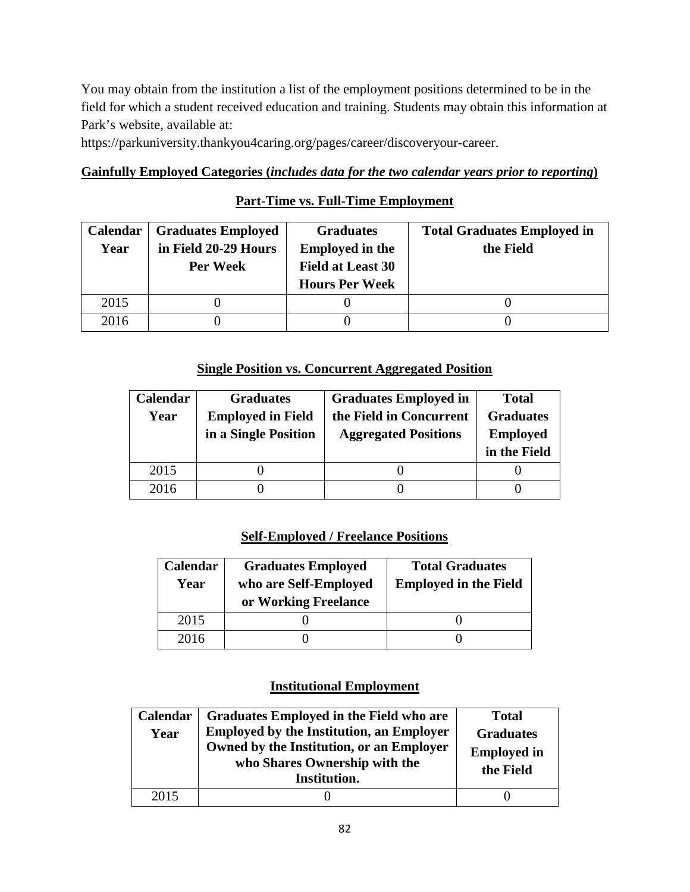You may obtain from the institution a list of the employment positions determined to be in the field for which a student received education and training. Students may obtain this information at Park's website, available at:

https://parkuniversity.thankyou4caring.org/pages/career/discoveryour-career.

**Gainfully Employed Categories (*includes data for the two calendar years prior to reporting*)**

**Part-Time vs. Full-Time Employment**

| Calendar Year | Graduates Employed in Field 20-29 Hours Per Week | Graduates Employed in the Field at Least 30 Hours Per Week | Total Graduates Employed in the Field |
|---|---|---|---|
| 2015 | 0 | 0 | 0 |
| 2016 | 0 | 0 | 0 |

**Single Position vs. Concurrent Aggregated Position**

| Calendar Year | Graduates Employed in Field in a Single Position | Graduates Employed in the Field in Concurrent Aggregated Positions | Total Graduates Employed in the Field |
|---|---|---|---|
| 2015 | 0 | 0 | 0 |
| 2016 | 0 | 0 | 0 |

**Self-Employed / Freelance Positions**

| Calendar Year | Graduates Employed who are Self-Employed or Working Freelance | Total Graduates Employed in the Field |
|---|---|---|
| 2015 | 0 | 0 |
| 2016 | 0 | 0 |

**Institutional Employment**

| Calendar Year | Graduates Employed in the Field who are Employed by the Institution, an Employer Owned by the Institution, or an Employer who Shares Ownership with the Institution. | Total Graduates Employed in the Field |
|---|---|---|
| 2015 | 0 | 0 |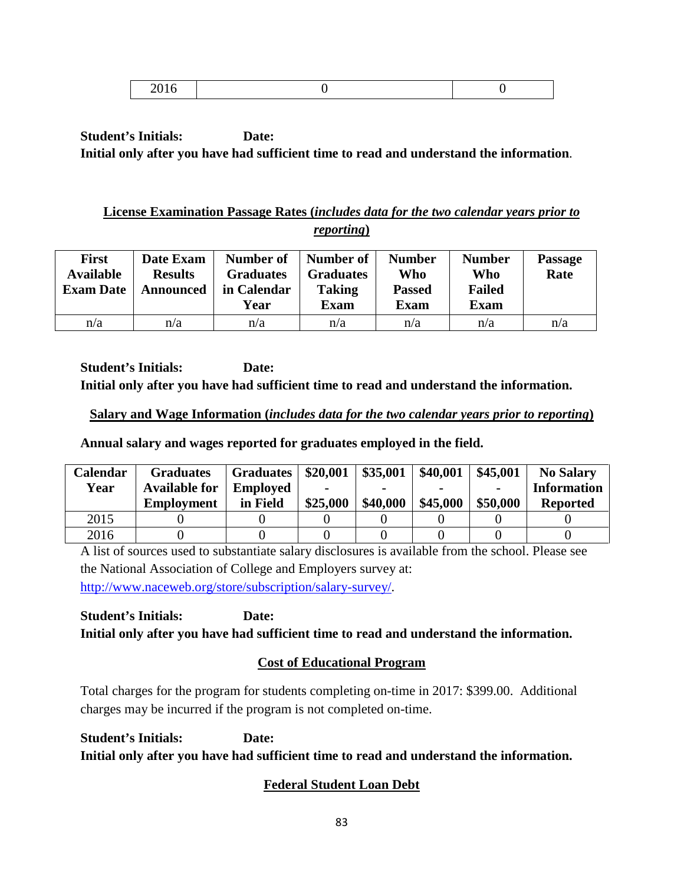| 2016 | 0 | 0 |
|---|---|---|

**Student's Initials: Date:**
**Initial only after you have had sufficient time to read and understand the information**.

## License Examination Passage Rates (*includes data for the two calendar years prior to reporting*)

| First Available Exam Date | Date Exam Results Announced | Number of Graduates in Calendar Year | Number of Graduates Taking Exam | Number Who Passed Exam | Number Who Failed Exam | Passage Rate |
|---|---|---|---|---|---|---|
| n/a | n/a | n/a | n/a | n/a | n/a | n/a |

**Student's Initials: Date:**
**Initial only after you have had sufficient time to read and understand the information.**

## Salary and Wage Information (*includes data for the two calendar years prior to reporting*)

**Annual salary and wages reported for graduates employed in the field.**

| Calendar Year | Graduates Available for Employment | Graduates Employed in Field | $20,001 - $25,000 | $35,001 - $40,000 | $40,001 - $45,000 | $45,001 - $50,000 | No Salary Information Reported |
|---|---|---|---|---|---|---|---|
| 2015 | 0 | 0 | 0 | 0 | 0 | 0 | 0 |
| 2016 | 0 | 0 | 0 | 0 | 0 | 0 | 0 |

A list of sources used to substantiate salary disclosures is available from the school. Please see the National Association of College and Employers survey at: http://www.naceweb.org/store/subscription/salary-survey/.

**Student's Initials: Date:**
**Initial only after you have had sufficient time to read and understand the information.**

## Cost of Educational Program

Total charges for the program for students completing on-time in 2017: $399.00. Additional charges may be incurred if the program is not completed on-time.

**Student's Initials: Date:**
**Initial only after you have had sufficient time to read and understand the information.**

## Federal Student Loan Debt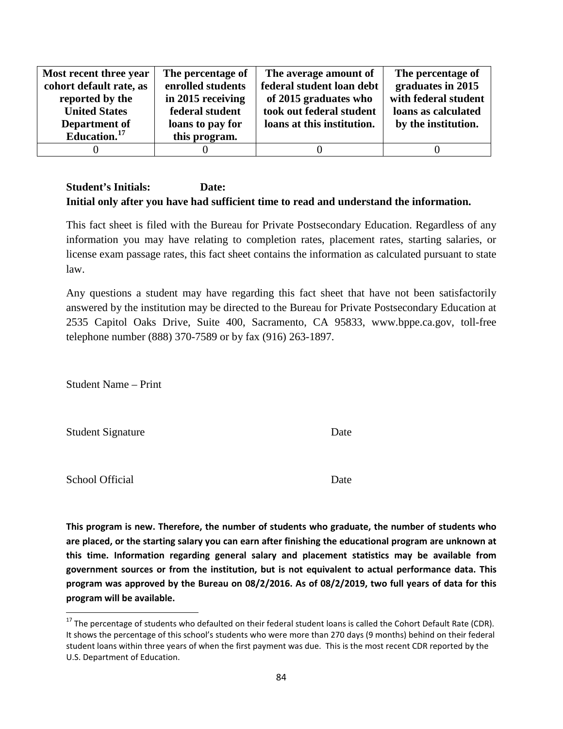| Most recent three year cohort default rate, as reported by the United States Department of Education.[17] | The percentage of enrolled students in 2015 receiving federal student loans to pay for this program. | The average amount of federal student loan debt of 2015 graduates who took out federal student loans at this institution. | The percentage of graduates in 2015 with federal student loans as calculated by the institution. |
|---|---|---|---|
| 0 | 0 | 0 | 0 |

**Student's Initials: Date:**
**Initial only after you have had sufficient time to read and understand the information.**

This fact sheet is filed with the Bureau for Private Postsecondary Education. Regardless of any information you may have relating to completion rates, placement rates, starting salaries, or license exam passage rates, this fact sheet contains the information as calculated pursuant to state law.

Any questions a student may have regarding this fact sheet that have not been satisfactorily answered by the institution may be directed to the Bureau for Private Postsecondary Education at 2535 Capitol Oaks Drive, Suite 400, Sacramento, CA 95833, www.bppe.ca.gov, toll-free telephone number (888) 370-7589 or by fax (916) 263-1897.

Student Name – Print

Student Signature Date

School Official Date

**This program is new. Therefore, the number of students who graduate, the number of students who are placed, or the starting salary you can earn after finishing the educational program are unknown at this time. Information regarding general salary and placement statistics may be available from government sources or from the institution, but is not equivalent to actual performance data. This program was approved by the Bureau on 08/2/2016. As of 08/2/2019, two full years of data for this program will be available.**

[17] The percentage of students who defaulted on their federal student loans is called the Cohort Default Rate (CDR). It shows the percentage of this school's students who were more than 270 days (9 months) behind on their federal student loans within three years of when the first payment was due. This is the most recent CDR reported by the U.S. Department of Education.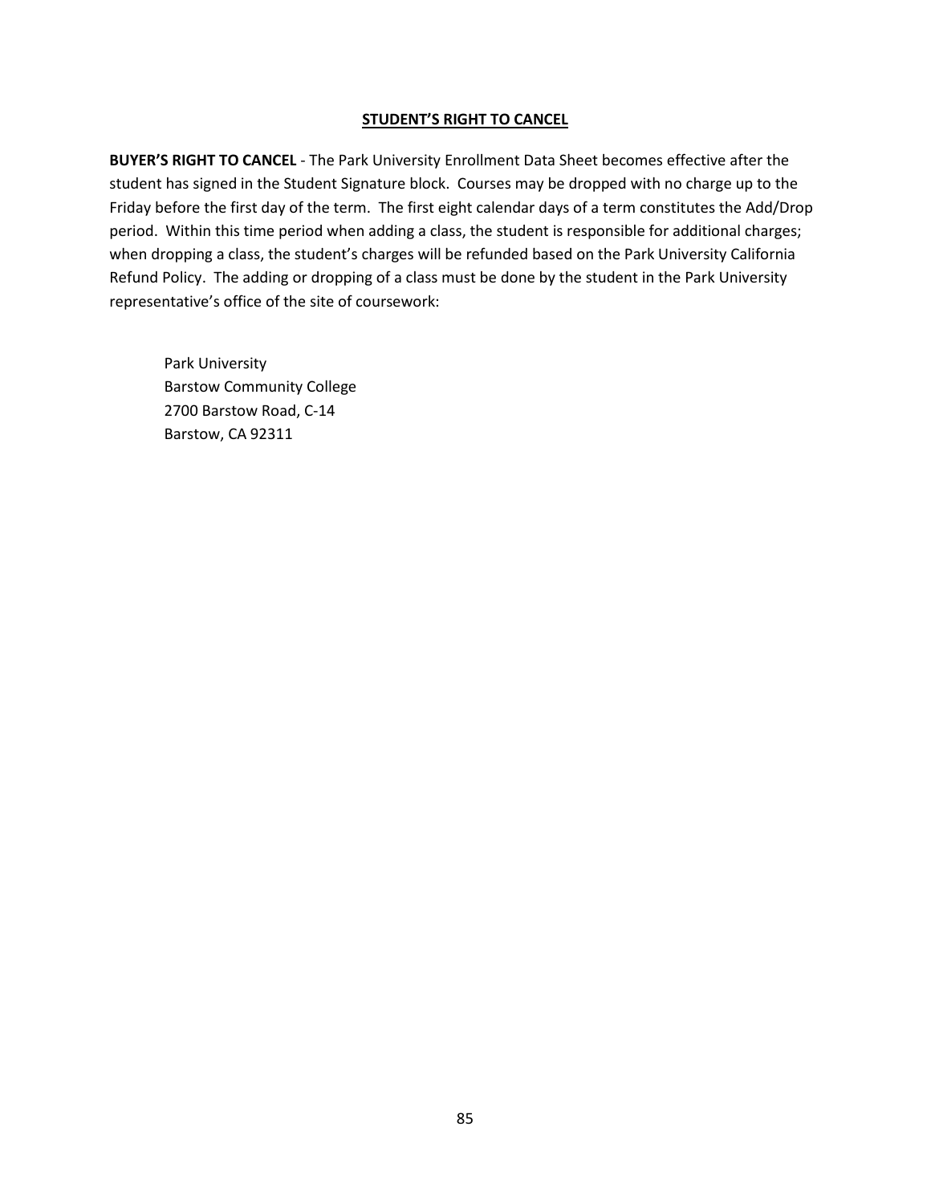## STUDENT'S RIGHT TO CANCEL

**BUYER'S RIGHT TO CANCEL** - The Park University Enrollment Data Sheet becomes effective after the student has signed in the Student Signature block. Courses may be dropped with no charge up to the Friday before the first day of the term. The first eight calendar days of a term constitutes the Add/Drop period. Within this time period when adding a class, the student is responsible for additional charges; when dropping a class, the student's charges will be refunded based on the Park University California Refund Policy. The adding or dropping of a class must be done by the student in the Park University representative's office of the site of coursework:

Park University
Barstow Community College
2700 Barstow Road, C-14
Barstow, CA 92311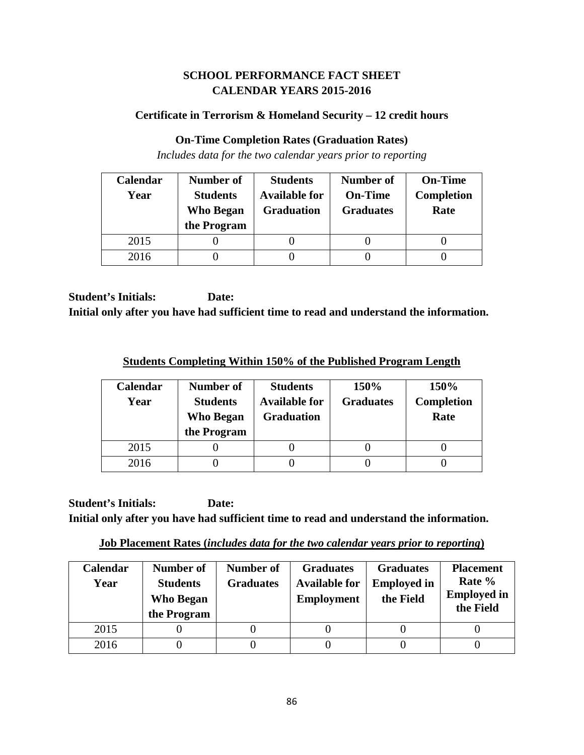## SCHOOL PERFORMANCE FACT SHEET
## CALENDAR YEARS 2015-2016

### Certificate in Terrorism & Homeland Security – 12 credit hours

### On-Time Completion Rates (Graduation Rates)

*Includes data for the two calendar years prior to reporting*

| Calendar Year | Number of Students Who Began the Program | Students Available for Graduation | Number of On-Time Graduates | On-Time Completion Rate |
|---|---|---|---|---|
| 2015 | 0 | 0 | 0 | 0 |
| 2016 | 0 | 0 | 0 | 0 |

**Student's Initials: Date:**
**Initial only after you have had sufficient time to read and understand the information.**

### Students Completing Within 150% of the Published Program Length

| Calendar Year | Number of Students Who Began the Program | Students Available for Graduation | 150% Graduates | 150% Completion Rate |
|---|---|---|---|---|
| 2015 | 0 | 0 | 0 | 0 |
| 2016 | 0 | 0 | 0 | 0 |

**Student's Initials: Date:**
**Initial only after you have had sufficient time to read and understand the information.**

### Job Placement Rates (*includes data for the two calendar years prior to reporting*)

| Calendar Year | Number of Students Who Began the Program | Number of Graduates | Graduates Available for Employment | Graduates Employed in the Field | Placement Rate % Employed in the Field |
|---|---|---|---|---|---|
| 2015 | 0 | 0 | 0 | 0 | 0 |
| 2016 | 0 | 0 | 0 | 0 | 0 |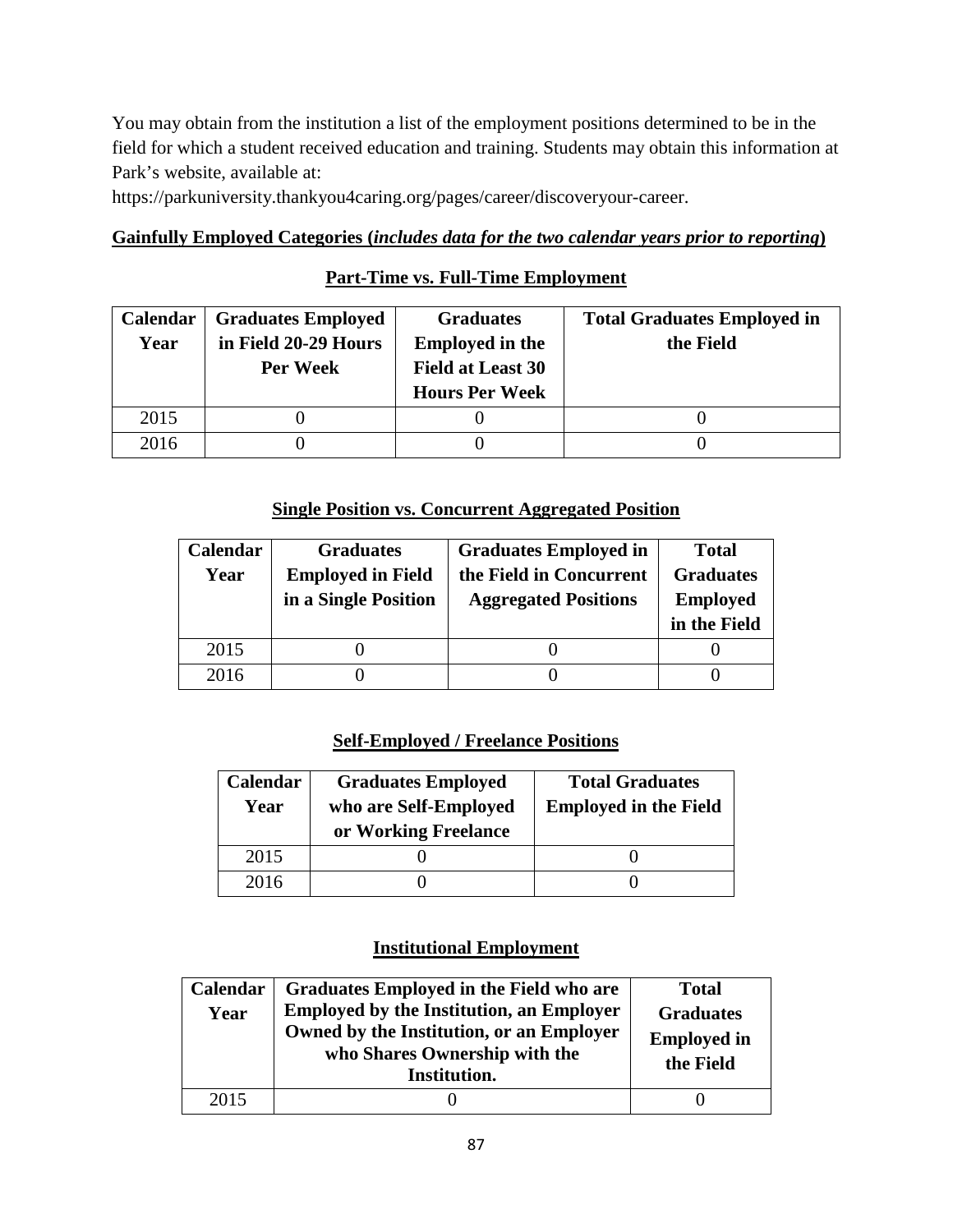You may obtain from the institution a list of the employment positions determined to be in the field for which a student received education and training. Students may obtain this information at Park's website, available at:

https://parkuniversity.thankyou4caring.org/pages/career/discoveryour-career.

**Gainfully Employed Categories (*includes data for the two calendar years prior to reporting*)**

**Part-Time vs. Full-Time Employment**

| Calendar Year | Graduates Employed in Field 20-29 Hours Per Week | Graduates Employed in the Field at Least 30 Hours Per Week | Total Graduates Employed in the Field |
|---|---|---|---|
| 2015 | 0 | 0 | 0 |
| 2016 | 0 | 0 | 0 |

**Single Position vs. Concurrent Aggregated Position**

| Calendar Year | Graduates Employed in Field in a Single Position | Graduates Employed in the Field in Concurrent Aggregated Positions | Total Graduates Employed in the Field |
|---|---|---|---|
| 2015 | 0 | 0 | 0 |
| 2016 | 0 | 0 | 0 |

**Self-Employed / Freelance Positions**

| Calendar Year | Graduates Employed who are Self-Employed or Working Freelance | Total Graduates Employed in the Field |
|---|---|---|
| 2015 | 0 | 0 |
| 2016 | 0 | 0 |

**Institutional Employment**

| Calendar Year | Graduates Employed in the Field who are Employed by the Institution, an Employer Owned by the Institution, or an Employer who Shares Ownership with the Institution. | Total Graduates Employed in the Field |
|---|---|---|
| 2015 | 0 | 0 |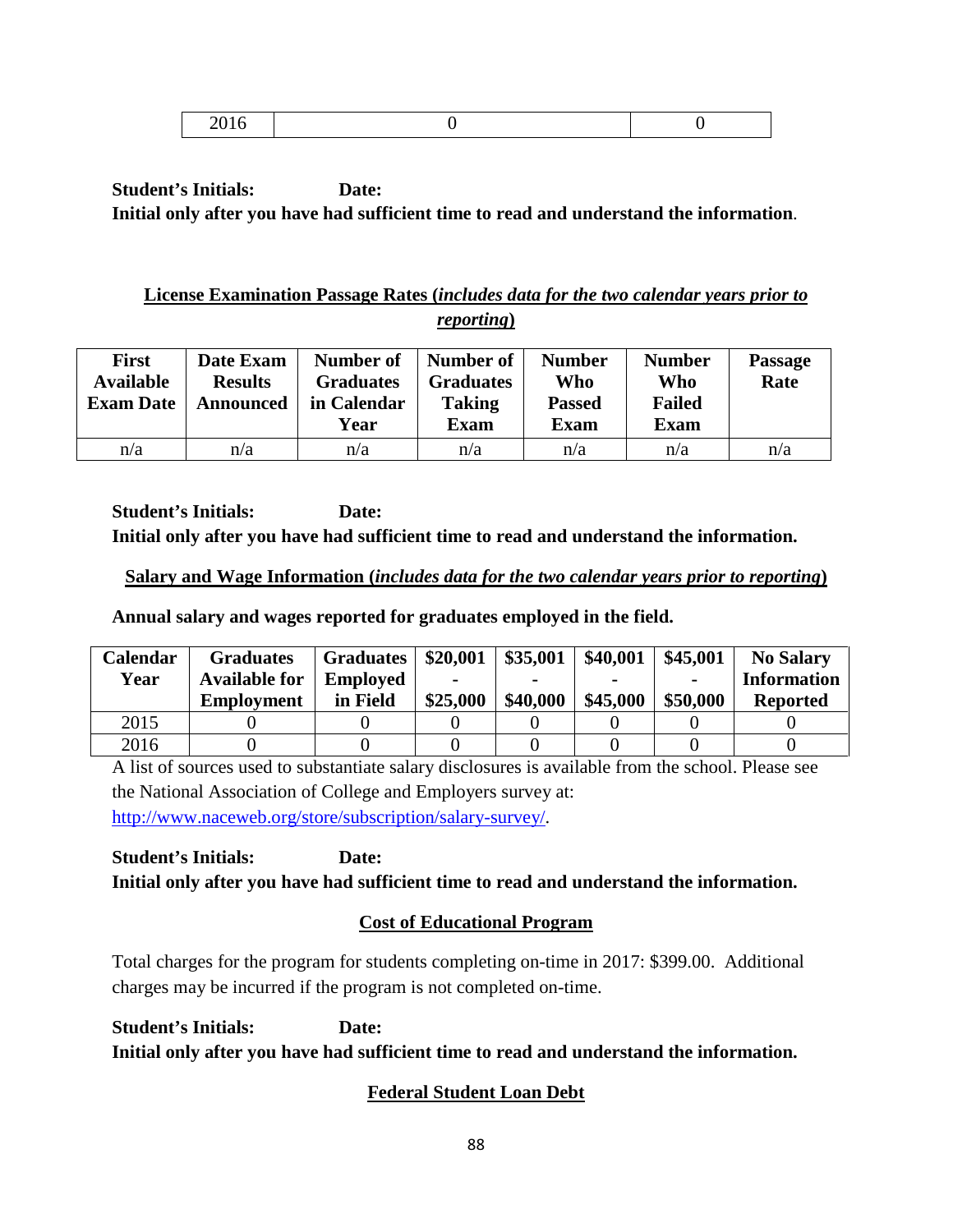| 2016 | 0 | 0 |
|---|---|---|

**Student's Initials: Date:**
**Initial only after you have had sufficient time to read and understand the information**.

## License Examination Passage Rates (*includes data for the two calendar years prior to reporting*)

| First Available Exam Date | Date Exam Results Announced | Number of Graduates in Calendar Year | Number of Graduates Taking Exam | Number Who Passed Exam | Number Who Failed Exam | Passage Rate |
|---|---|---|---|---|---|---|
| n/a | n/a | n/a | n/a | n/a | n/a | n/a |

**Student's Initials: Date:**
**Initial only after you have had sufficient time to read and understand the information.**

## Salary and Wage Information (*includes data for the two calendar years prior to reporting*)

**Annual salary and wages reported for graduates employed in the field.**

| Calendar Year | Graduates Available for Employment | Graduates Employed in Field | $20,001 - $25,000 | $35,001 - $40,000 | $40,001 - $45,000 | $45,001 - $50,000 | No Salary Information Reported |
|---|---|---|---|---|---|---|---|
| 2015 | 0 | 0 | 0 | 0 | 0 | 0 | 0 |
| 2016 | 0 | 0 | 0 | 0 | 0 | 0 | 0 |

A list of sources used to substantiate salary disclosures is available from the school. Please see the National Association of College and Employers survey at: http://www.naceweb.org/store/subscription/salary-survey/.

**Student's Initials: Date:**
**Initial only after you have had sufficient time to read and understand the information.**

## Cost of Educational Program

Total charges for the program for students completing on-time in 2017: $399.00. Additional charges may be incurred if the program is not completed on-time.

**Student's Initials: Date:**
**Initial only after you have had sufficient time to read and understand the information.**

## Federal Student Loan Debt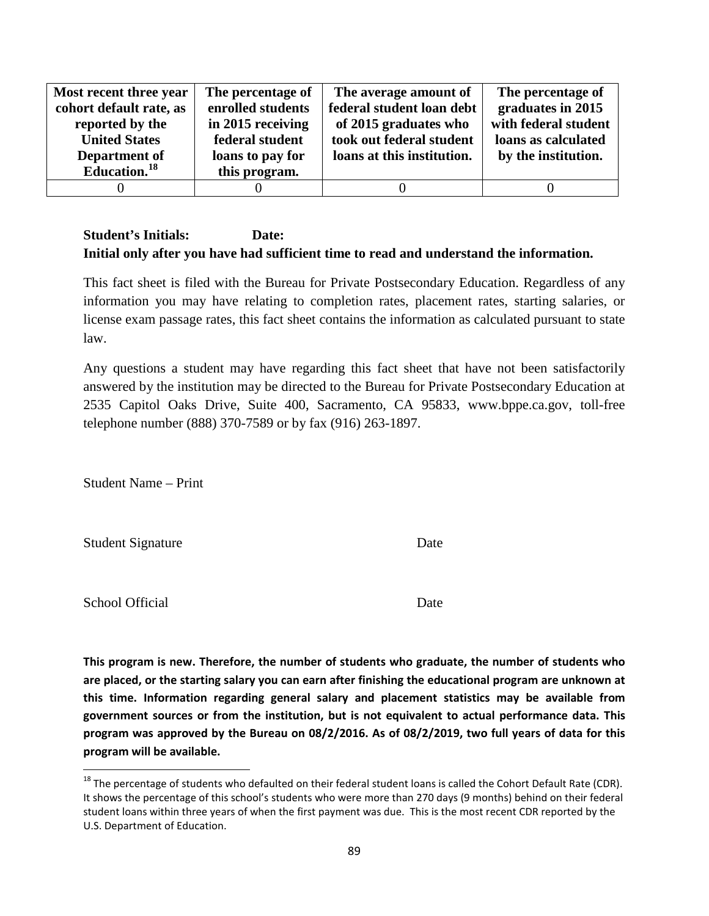| Most recent three year cohort default rate, as reported by the United States Department of Education.[18] | The percentage of enrolled students in 2015 receiving federal student loans to pay for this program. | The average amount of federal student loan debt of 2015 graduates who took out federal student loans at this institution. | The percentage of graduates in 2015 with federal student loans as calculated by the institution. |
|---|---|---|---|
| 0 | 0 | 0 | 0 |

**Student's Initials: Date:**
**Initial only after you have had sufficient time to read and understand the information.**

This fact sheet is filed with the Bureau for Private Postsecondary Education. Regardless of any information you may have relating to completion rates, placement rates, starting salaries, or license exam passage rates, this fact sheet contains the information as calculated pursuant to state law.

Any questions a student may have regarding this fact sheet that have not been satisfactorily answered by the institution may be directed to the Bureau for Private Postsecondary Education at 2535 Capitol Oaks Drive, Suite 400, Sacramento, CA 95833, www.bppe.ca.gov, toll-free telephone number (888) 370-7589 or by fax (916) 263-1897.

Student Name – Print

Student Signature Date

School Official Date

**This program is new. Therefore, the number of students who graduate, the number of students who are placed, or the starting salary you can earn after finishing the educational program are unknown at this time. Information regarding general salary and placement statistics may be available from government sources or from the institution, but is not equivalent to actual performance data. This program was approved by the Bureau on 08/2/2016. As of 08/2/2019, two full years of data for this program will be available.**

[18] The percentage of students who defaulted on their federal student loans is called the Cohort Default Rate (CDR). It shows the percentage of this school's students who were more than 270 days (9 months) behind on their federal student loans within three years of when the first payment was due. This is the most recent CDR reported by the U.S. Department of Education.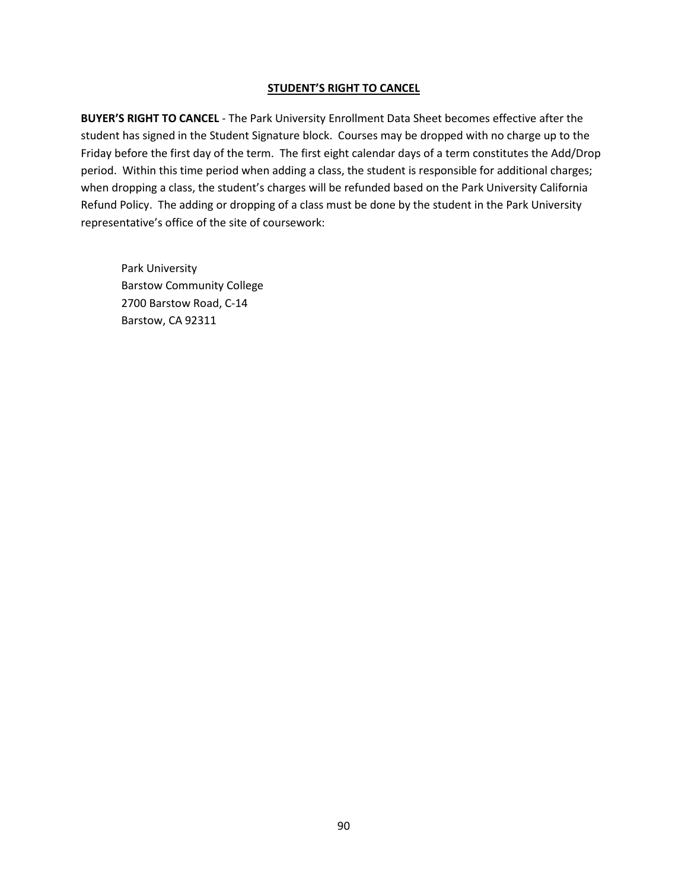## STUDENT'S RIGHT TO CANCEL

**BUYER'S RIGHT TO CANCEL** - The Park University Enrollment Data Sheet becomes effective after the student has signed in the Student Signature block. Courses may be dropped with no charge up to the Friday before the first day of the term. The first eight calendar days of a term constitutes the Add/Drop period. Within this time period when adding a class, the student is responsible for additional charges; when dropping a class, the student's charges will be refunded based on the Park University California Refund Policy. The adding or dropping of a class must be done by the student in the Park University representative's office of the site of coursework:

Park University
Barstow Community College
2700 Barstow Road, C-14
Barstow, CA 92311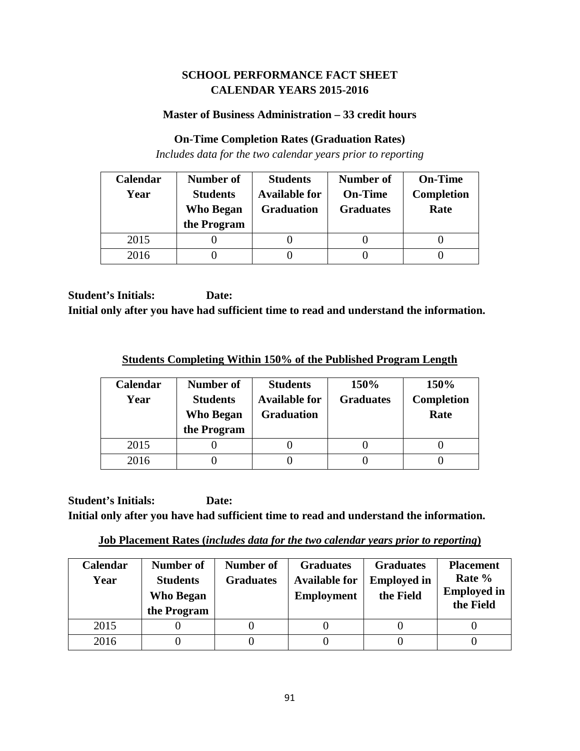# SCHOOL PERFORMANCE FACT SHEET
# CALENDAR YEARS 2015-2016

### Master of Business Administration – 33 credit hours

### On-Time Completion Rates (Graduation Rates)

*Includes data for the two calendar years prior to reporting*

| Calendar Year | Number of Students Who Began the Program | Students Available for Graduation | Number of On-Time Graduates | On-Time Completion Rate |
|---|---|---|---|---|
| 2015 | 0 | 0 | 0 | 0 |
| 2016 | 0 | 0 | 0 | 0 |

**Student's Initials: Date:**
**Initial only after you have had sufficient time to read and understand the information.**

### Students Completing Within 150% of the Published Program Length

| Calendar Year | Number of Students Who Began the Program | Students Available for Graduation | 150% Graduates | 150% Completion Rate |
|---|---|---|---|---|
| 2015 | 0 | 0 | 0 | 0 |
| 2016 | 0 | 0 | 0 | 0 |

**Student's Initials: Date:**
**Initial only after you have had sufficient time to read and understand the information.**

### Job Placement Rates (*includes data for the two calendar years prior to reporting*)

| Calendar Year | Number of Students Who Began the Program | Number of Graduates | Graduates Available for Employment | Graduates Employed in the Field | Placement Rate % Employed in the Field |
|---|---|---|---|---|---|
| 2015 | 0 | 0 | 0 | 0 | 0 |
| 2016 | 0 | 0 | 0 | 0 | 0 |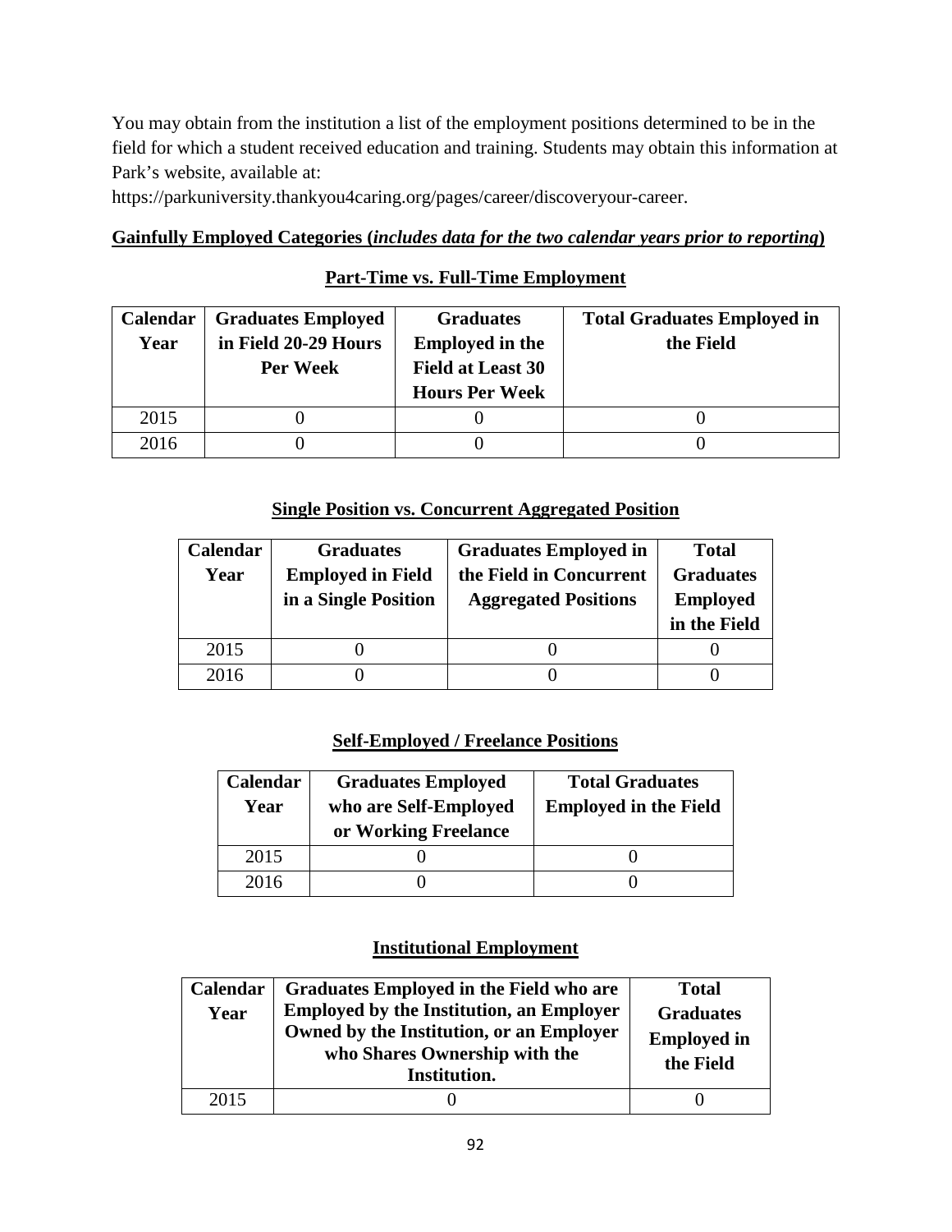You may obtain from the institution a list of the employment positions determined to be in the field for which a student received education and training. Students may obtain this information at Park's website, available at:

https://parkuniversity.thankyou4caring.org/pages/career/discoveryour-career.

**Gainfully Employed Categories (*includes data for the two calendar years prior to reporting*)**

**Part-Time vs. Full-Time Employment**

| Calendar Year | Graduates Employed in Field 20-29 Hours Per Week | Graduates Employed in the Field at Least 30 Hours Per Week | Total Graduates Employed in the Field |
|---|---|---|---|
| 2015 | 0 | 0 | 0 |
| 2016 | 0 | 0 | 0 |

**Single Position vs. Concurrent Aggregated Position**

| Calendar Year | Graduates Employed in Field in a Single Position | Graduates Employed in the Field in Concurrent Aggregated Positions | Total Graduates Employed in the Field |
|---|---|---|---|
| 2015 | 0 | 0 | 0 |
| 2016 | 0 | 0 | 0 |

**Self-Employed / Freelance Positions**

| Calendar Year | Graduates Employed who are Self-Employed or Working Freelance | Total Graduates Employed in the Field |
|---|---|---|
| 2015 | 0 | 0 |
| 2016 | 0 | 0 |

**Institutional Employment**

| Calendar Year | Graduates Employed in the Field who are Employed by the Institution, an Employer Owned by the Institution, or an Employer who Shares Ownership with the Institution. | Total Graduates Employed in the Field |
|---|---|---|
| 2015 | 0 | 0 |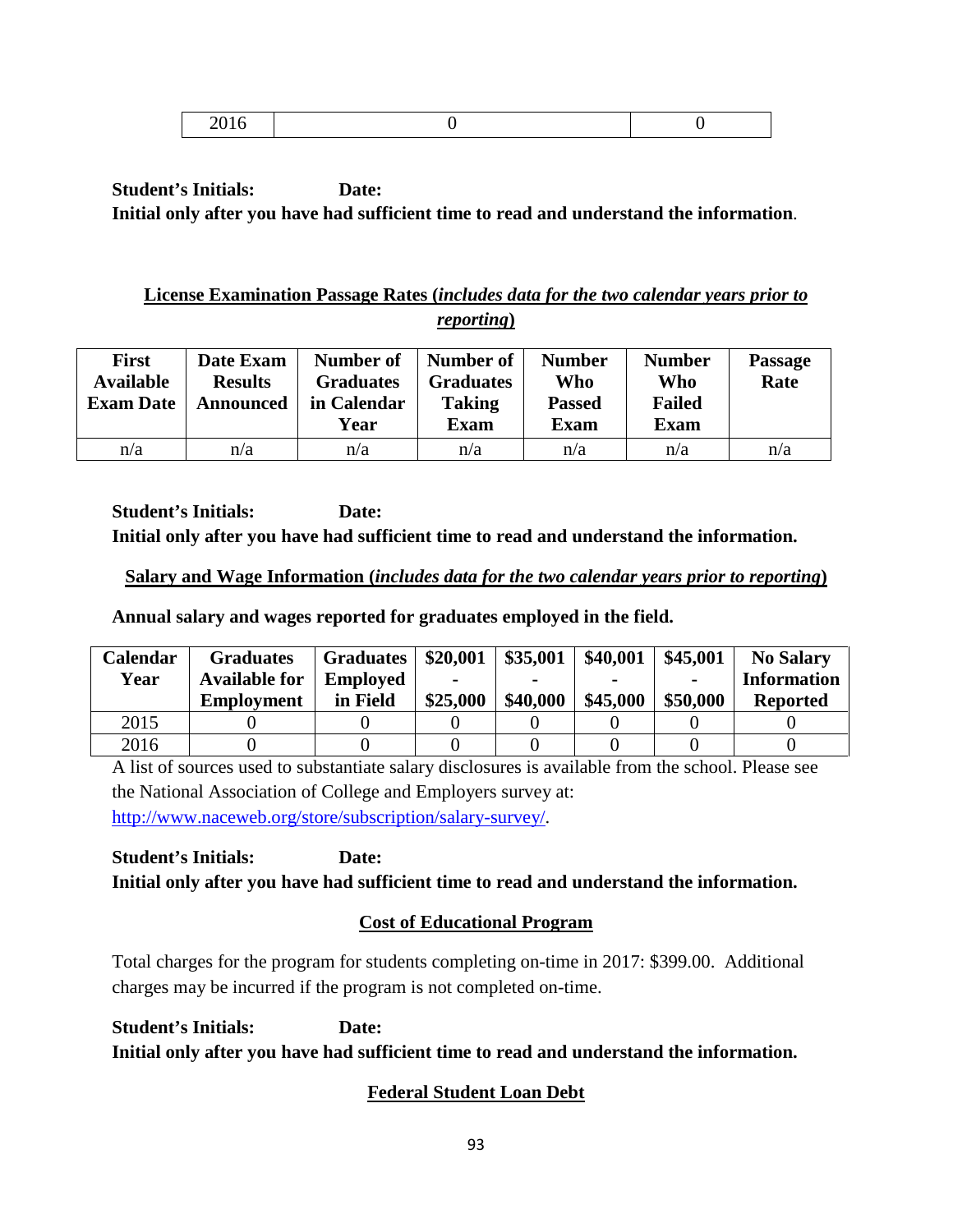| 2016 | 0 | 0 |
|---|---|---|

**Student's Initials: Date:**

**Initial only after you have had sufficient time to read and understand the information**.

**License Examination Passage Rates (*includes data for the two calendar years prior to reporting*)**

| First Available Exam Date | Date Exam Results Announced | Number of Graduates in Calendar Year | Number of Graduates Taking Exam | Number Who Passed Exam | Number Who Failed Exam | Passage Rate |
|---|---|---|---|---|---|---|
| n/a | n/a | n/a | n/a | n/a | n/a | n/a |

**Student's Initials: Date:**

**Initial only after you have had sufficient time to read and understand the information.**

**Salary and Wage Information (*includes data for the two calendar years prior to reporting*)**

**Annual salary and wages reported for graduates employed in the field.**

| Calendar Year | Graduates Available for Employment | Graduates Employed in Field | \$20,001 - \$25,000 | \$35,001 - \$40,000 | \$40,001 - \$45,000 | \$45,001 - \$50,000 | No Salary Information Reported |
|---|---|---|---|---|---|---|---|
| 2015 | 0 | 0 | 0 | 0 | 0 | 0 | 0 |
| 2016 | 0 | 0 | 0 | 0 | 0 | 0 | 0 |

A list of sources used to substantiate salary disclosures is available from the school. Please see the National Association of College and Employers survey at: http://www.naceweb.org/store/subscription/salary-survey/.

**Student's Initials: Date:**

**Initial only after you have had sufficient time to read and understand the information.**

**Cost of Educational Program**

Total charges for the program for students completing on-time in 2017: \$399.00. Additional charges may be incurred if the program is not completed on-time.

**Student's Initials: Date:**

**Initial only after you have had sufficient time to read and understand the information.**

**Federal Student Loan Debt**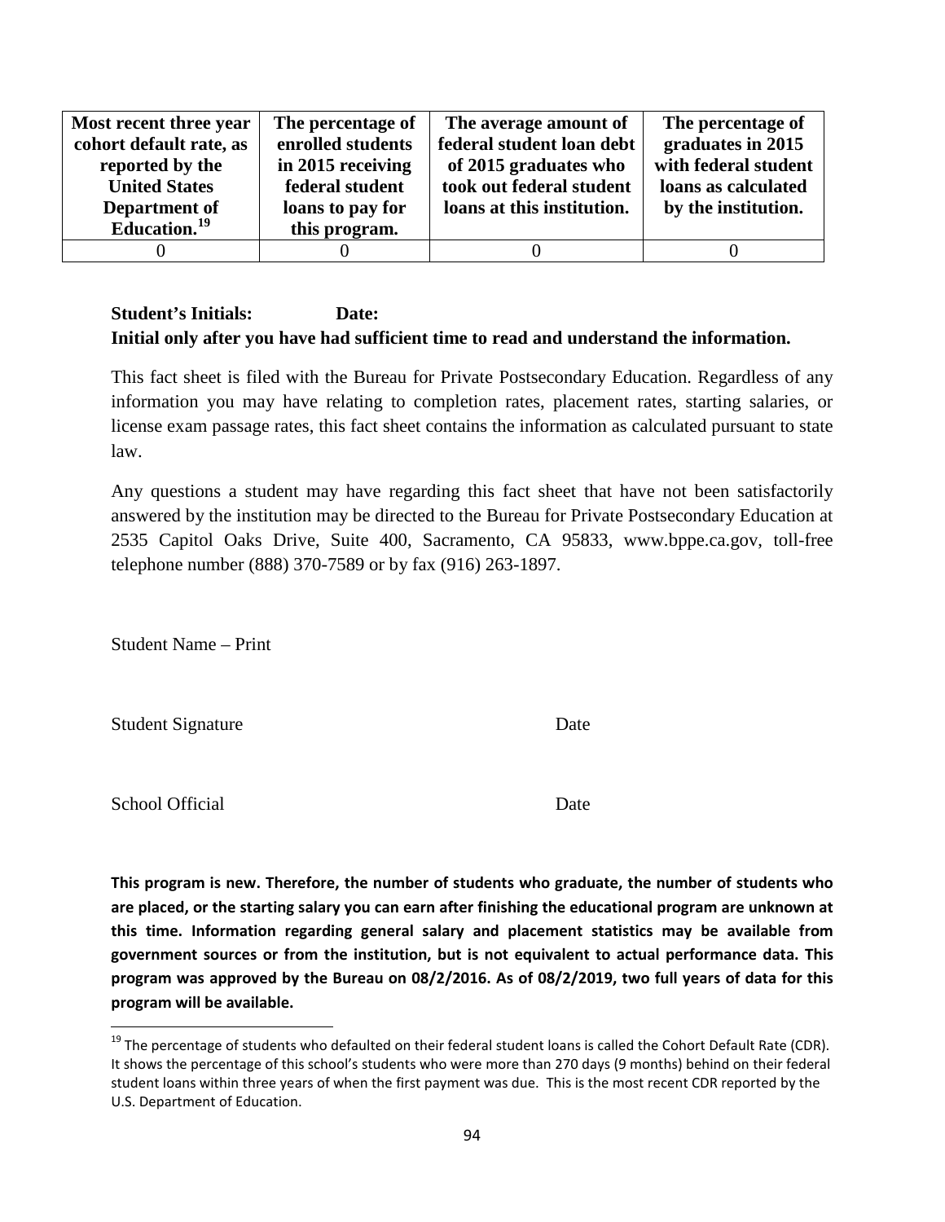| Most recent three year cohort default rate, as reported by the United States Department of Education.[19] | The percentage of enrolled students in 2015 receiving federal student loans to pay for this program. | The average amount of federal student loan debt of 2015 graduates who took out federal student loans at this institution. | The percentage of graduates in 2015 with federal student loans as calculated by the institution. |
|---|---|---|---|
| 0 | 0 | 0 | 0 |

**Student's Initials: Date:**
**Initial only after you have had sufficient time to read and understand the information.**

This fact sheet is filed with the Bureau for Private Postsecondary Education. Regardless of any information you may have relating to completion rates, placement rates, starting salaries, or license exam passage rates, this fact sheet contains the information as calculated pursuant to state law.

Any questions a student may have regarding this fact sheet that have not been satisfactorily answered by the institution may be directed to the Bureau for Private Postsecondary Education at 2535 Capitol Oaks Drive, Suite 400, Sacramento, CA 95833, www.bppe.ca.gov, toll-free telephone number (888) 370-7589 or by fax (916) 263-1897.

Student Name – Print

Student Signature Date

School Official Date

**This program is new. Therefore, the number of students who graduate, the number of students who are placed, or the starting salary you can earn after finishing the educational program are unknown at this time. Information regarding general salary and placement statistics may be available from government sources or from the institution, but is not equivalent to actual performance data. This program was approved by the Bureau on 08/2/2016. As of 08/2/2019, two full years of data for this program will be available.**

[19] The percentage of students who defaulted on their federal student loans is called the Cohort Default Rate (CDR). It shows the percentage of this school's students who were more than 270 days (9 months) behind on their federal student loans within three years of when the first payment was due. This is the most recent CDR reported by the U.S. Department of Education.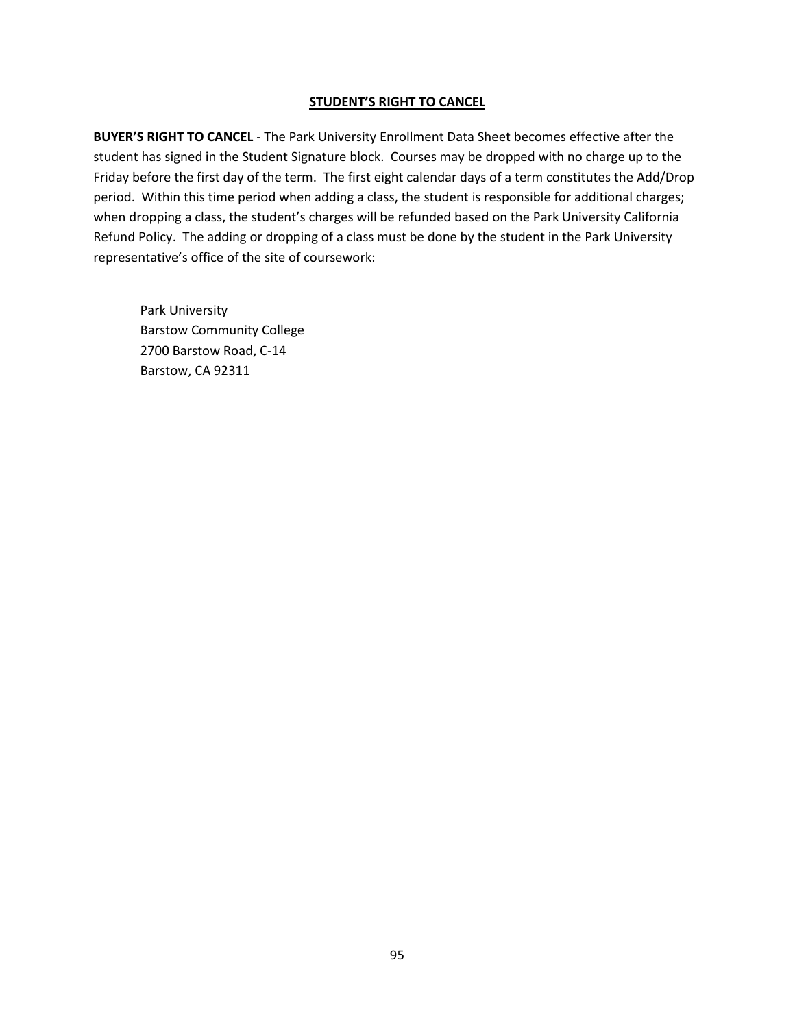## STUDENT'S RIGHT TO CANCEL

**BUYER'S RIGHT TO CANCEL** - The Park University Enrollment Data Sheet becomes effective after the student has signed in the Student Signature block. Courses may be dropped with no charge up to the Friday before the first day of the term. The first eight calendar days of a term constitutes the Add/Drop period. Within this time period when adding a class, the student is responsible for additional charges; when dropping a class, the student's charges will be refunded based on the Park University California Refund Policy. The adding or dropping of a class must be done by the student in the Park University representative's office of the site of coursework:

Park University
Barstow Community College
2700 Barstow Road, C-14
Barstow, CA 92311